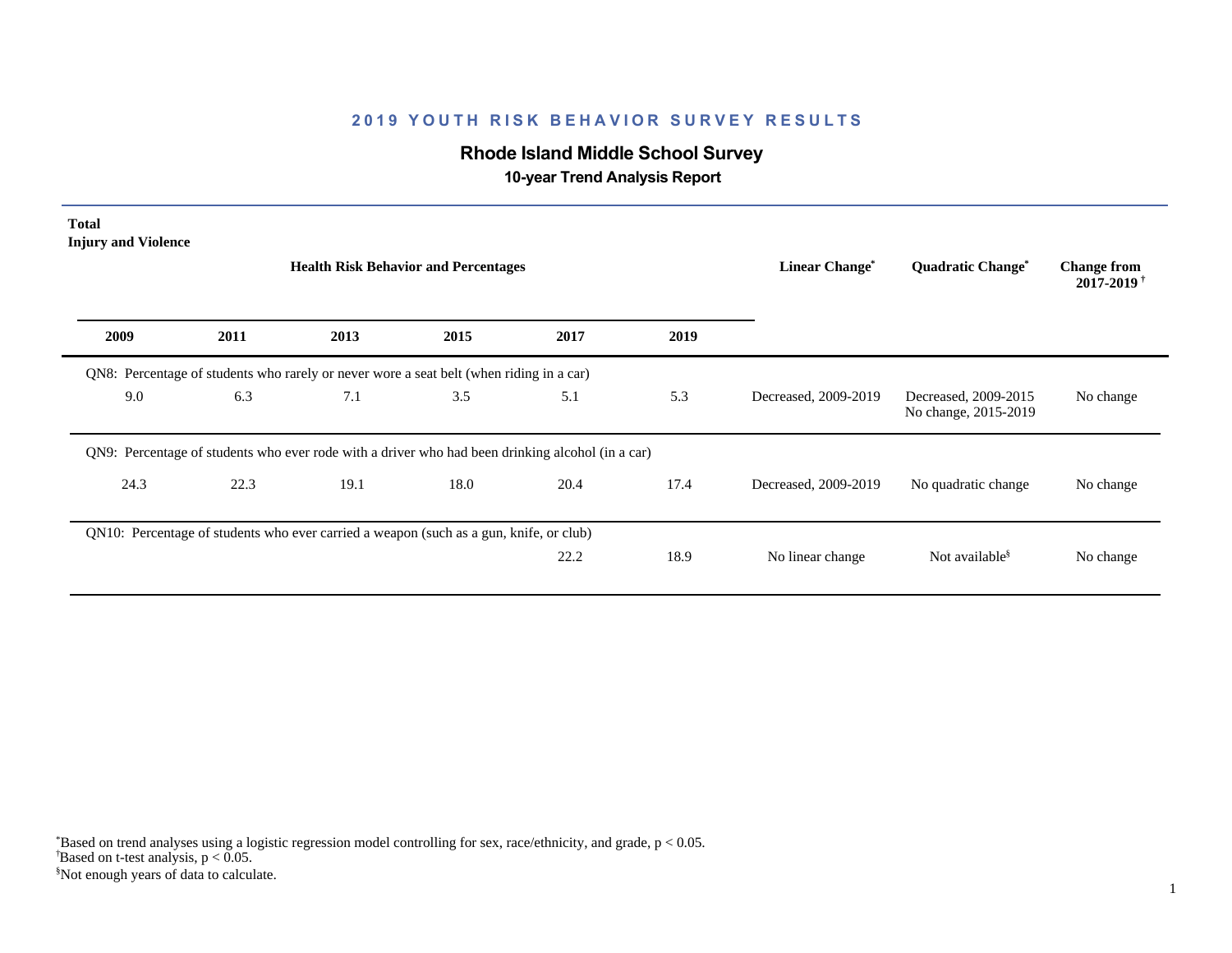# 2019 YOUTH RISK BEHAVIOR SURVEY RESULTS

## Rhode Island Middle School Survey

### 10-year Trend Analysis Report

**Total**
**Injury and Violence**

| 2009 | 2011 | 2013 | 2015 | 2017 | 2019 | Linear Change* | Quadratic Change* | Change from 2017-2019 † |
|---|---|---|---|---|---|---|---|---|
| QN8: Percentage of students who rarely or never wore a seat belt (when riding in a car) | | | | | | | | |
| 9.0 | 6.3 | 7.1 | 3.5 | 5.1 | 5.3 | Decreased, 2009-2019 | Decreased, 2009-2015 No change, 2015-2019 | No change |
| QN9: Percentage of students who ever rode with a driver who had been drinking alcohol (in a car) | | | | | | | | |
| 24.3 | 22.3 | 19.1 | 18.0 | 20.4 | 17.4 | Decreased, 2009-2019 | No quadratic change | No change |
| QN10: Percentage of students who ever carried a weapon (such as a gun, knife, or club) | | | | | | | | |
| | | | | 22.2 | 18.9 | No linear change | Not available§ | No change |

*Based on trend analyses using a logistic regression model controlling for sex, race/ethnicity, and grade, $p < 0.05$.
†Based on t-test analysis, $p < 0.05$.
§Not enough years of data to calculate.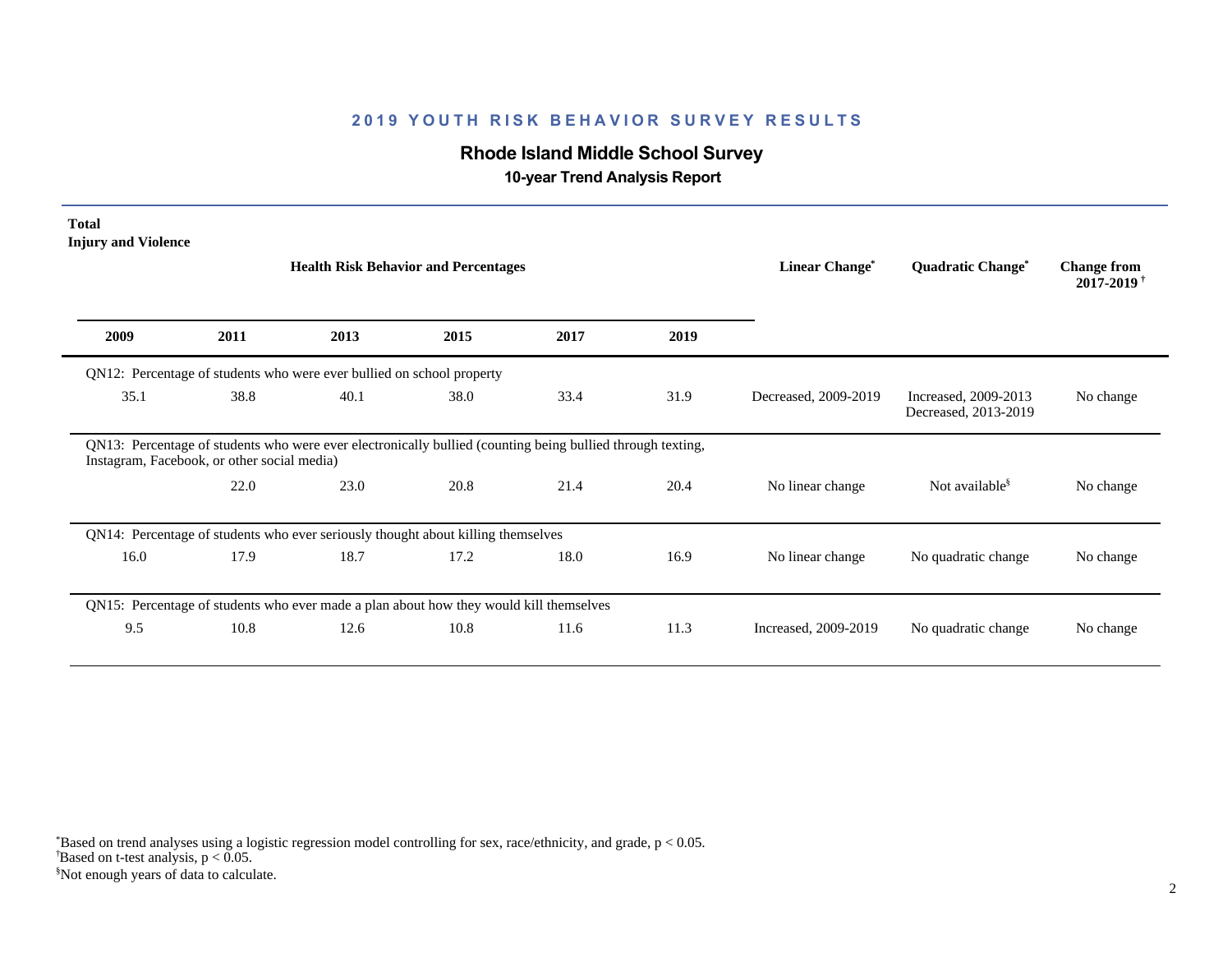## 2019 YOUTH RISK BEHAVIOR SURVEY RESULTS

### Rhode Island Middle School Survey

**10-year Trend Analysis Report**

**Total**
**Injury and Violence**

| 2009 | 2011 | 2013 | 2015 | 2017 | 2019 | Linear Change* | Quadratic Change* | Change from 2017-2019† |
|---|---|---|---|---|---|---|---|---|
| QN12: Percentage of students who were ever bullied on school property | | | | | | | | |
| 35.1 | 38.8 | 40.1 | 38.0 | 33.4 | 31.9 | Decreased, 2009-2019 | Increased, 2009-2013 Decreased, 2013-2019 | No change |
| QN13: Percentage of students who were ever electronically bullied (counting being bullied through texting, Instagram, Facebook, or other social media) | | | | | | | | |
| | 22.0 | 23.0 | 20.8 | 21.4 | 20.4 | No linear change | Not available§ | No change |
| QN14: Percentage of students who ever seriously thought about killing themselves | | | | | | | | |
| 16.0 | 17.9 | 18.7 | 17.2 | 18.0 | 16.9 | No linear change | No quadratic change | No change |
| QN15: Percentage of students who ever made a plan about how they would kill themselves | | | | | | | | |
| 9.5 | 10.8 | 12.6 | 10.8 | 11.6 | 11.3 | Increased, 2009-2019 | No quadratic change | No change |

*Based on trend analyses using a logistic regression model controlling for sex, race/ethnicity, and grade, $p < 0.05$.
†Based on t-test analysis, $p < 0.05$.
§Not enough years of data to calculate.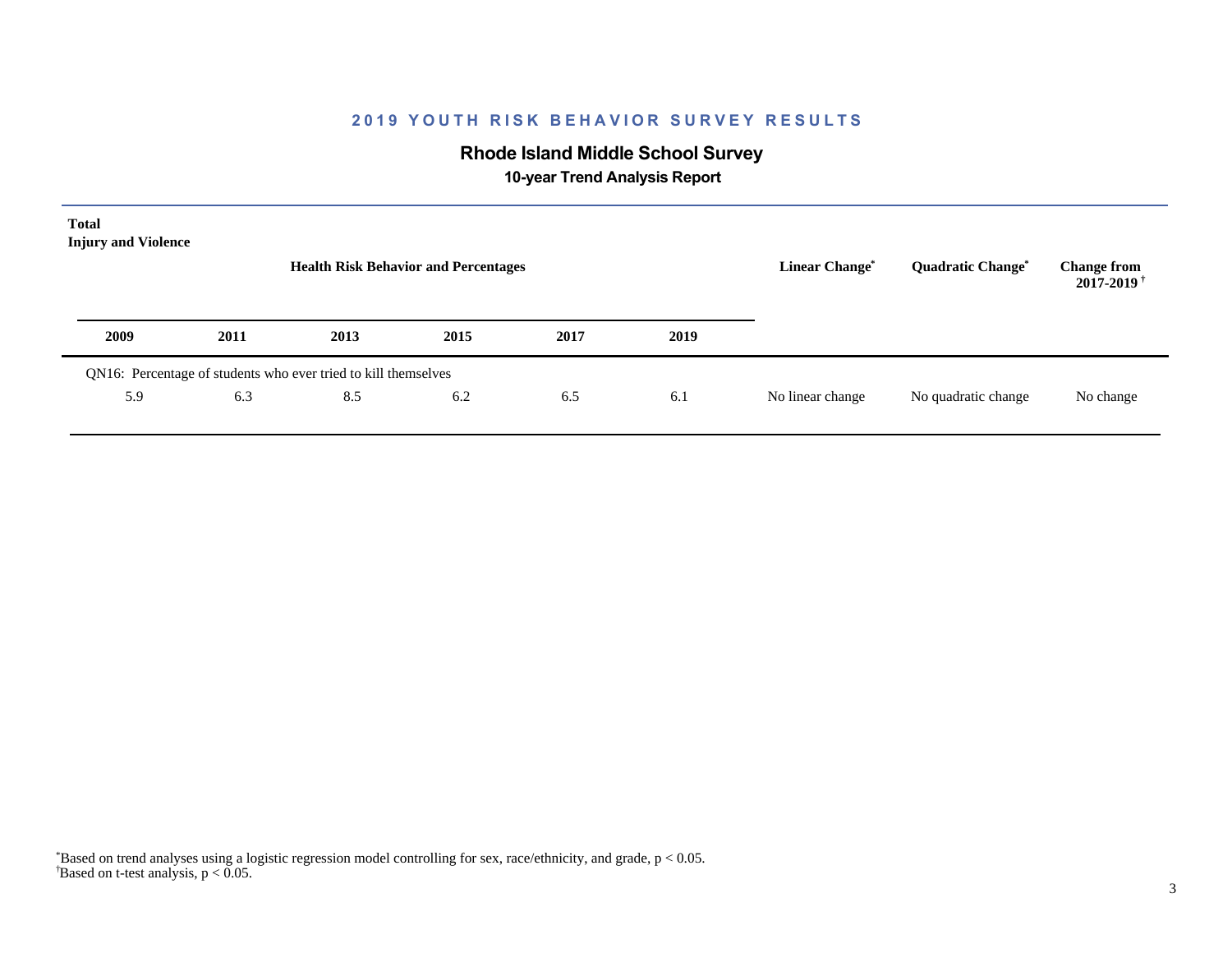## 2019 YOUTH RISK BEHAVIOR SURVEY RESULTS

### Rhode Island Middle School Survey

**10-year Trend Analysis Report**

**Total**
**Injury and Violence**

| Health Risk Behavior and Percentages | | | | | | Linear Change* | Quadratic Change* | Change from 2017-2019† |
|---|---|---|---|---|---|---|---|---|
| **2009** | **2011** | **2013** | **2015** | **2017** | **2019** | | | |
| QN16: Percentage of students who ever tried to kill themselves | | | | | | | | |
| 5.9 | 6.3 | 8.5 | 6.2 | 6.5 | 6.1 | No linear change | No quadratic change | No change |

*Based on trend analyses using a logistic regression model controlling for sex, race/ethnicity, and grade, $p < 0.05$.
†Based on t-test analysis, $p < 0.05$.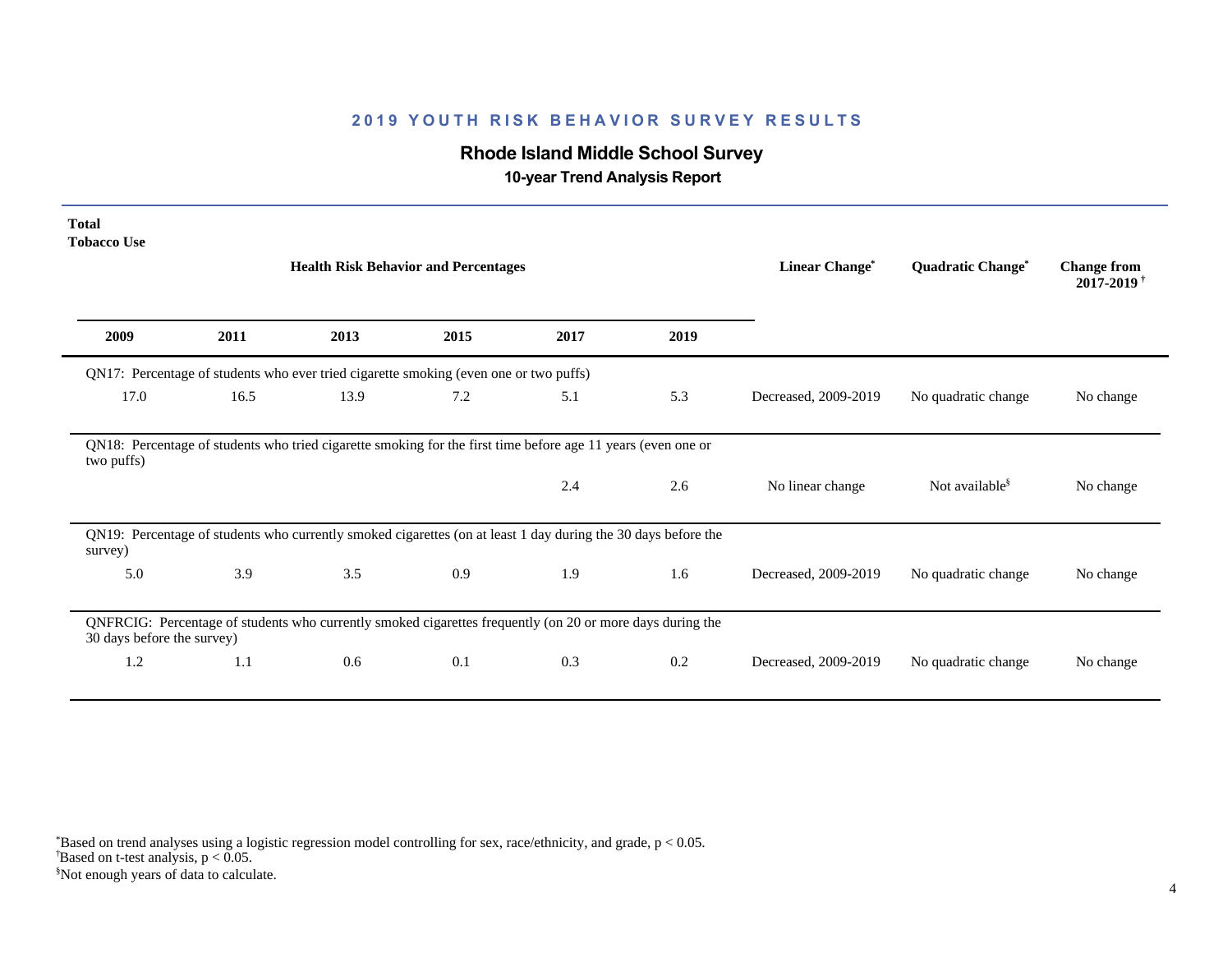## 2019 YOUTH RISK BEHAVIOR SURVEY RESULTS

### Rhode Island Middle School Survey

#### 10-year Trend Analysis Report

**Total**
**Tobacco Use**

| 2009 | 2011 | 2013 | 2015 | 2017 | 2019 | Linear Change* | Quadratic Change* | Change from 2017-2019 † |
|---|---|---|---|---|---|---|---|---|
| QN17: Percentage of students who ever tried cigarette smoking (even one or two puffs) | | | | | | | | |
| 17.0 | 16.5 | 13.9 | 7.2 | 5.1 | 5.3 | Decreased, 2009-2019 | No quadratic change | No change |
| QN18: Percentage of students who tried cigarette smoking for the first time before age 11 years (even one or two puffs) | | | | | | | | |
| | | | | 2.4 | 2.6 | No linear change | Not available§ | No change |
| QN19: Percentage of students who currently smoked cigarettes (on at least 1 day during the 30 days before the survey) | | | | | | | | |
| 5.0 | 3.9 | 3.5 | 0.9 | 1.9 | 1.6 | Decreased, 2009-2019 | No quadratic change | No change |
| QNFRCIG: Percentage of students who currently smoked cigarettes frequently (on 20 or more days during the 30 days before the survey) | | | | | | | | |
| 1.2 | 1.1 | 0.6 | 0.1 | 0.3 | 0.2 | Decreased, 2009-2019 | No quadratic change | No change |

*Based on trend analyses using a logistic regression model controlling for sex, race/ethnicity, and grade, $p < 0.05$.
†Based on t-test analysis, $p < 0.05$.
§Not enough years of data to calculate.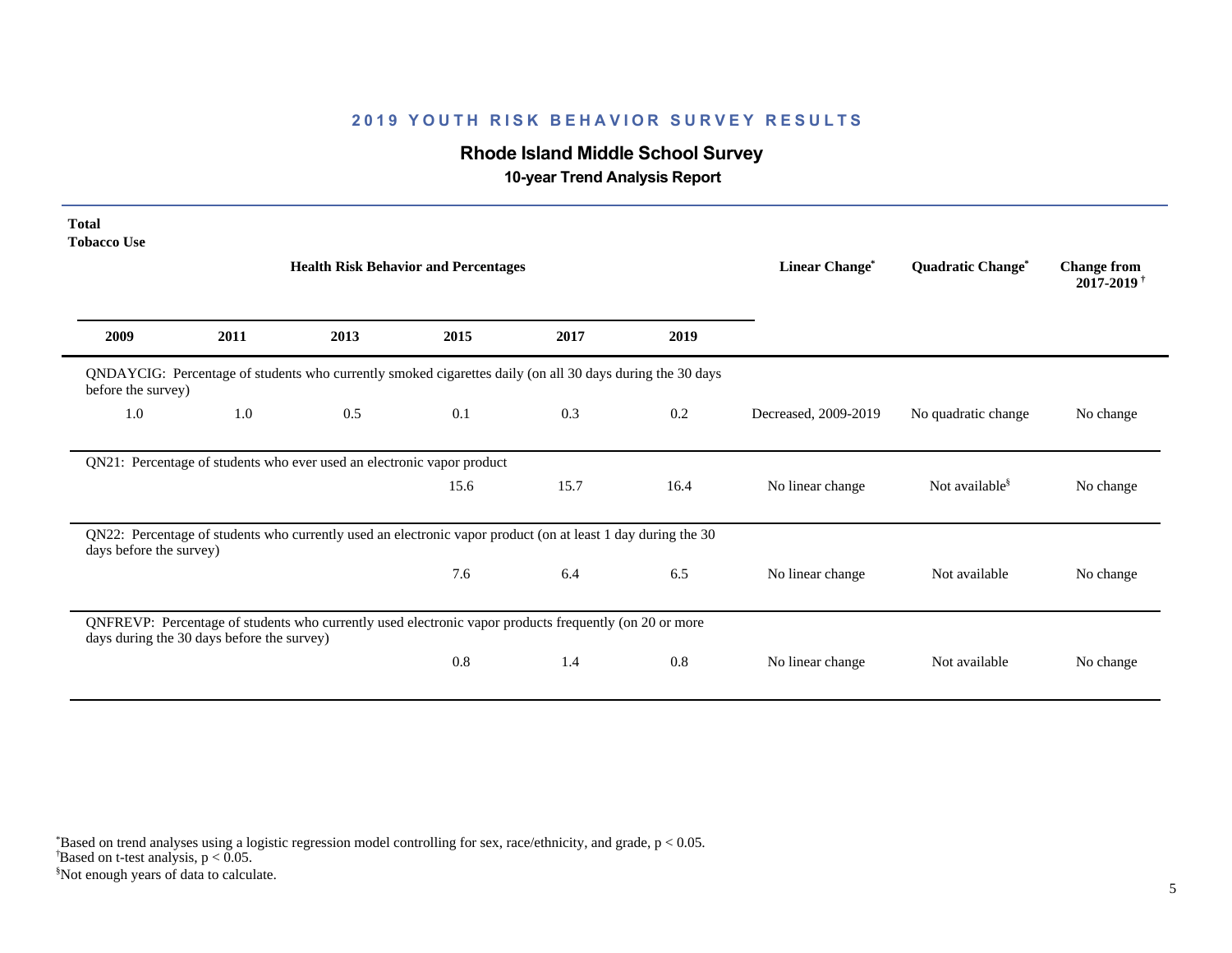## 2019 YOUTH RISK BEHAVIOR SURVEY RESULTS

### Rhode Island Middle School Survey

**10-year Trend Analysis Report**

**Total**
**Tobacco Use**

| 2009 | 2011 | 2013 | 2015 | 2017 | 2019 | Linear Change* | Quadratic Change* | Change from 2017-2019 † |
|---|---|---|---|---|---|---|---|---|
| QNDAYCIG: Percentage of students who currently smoked cigarettes daily (on all 30 days during the 30 days before the survey) | | | | | | | | |
| 1.0 | 1.0 | 0.5 | 0.1 | 0.3 | 0.2 | Decreased, 2009-2019 | No quadratic change | No change |
| QN21: Percentage of students who ever used an electronic vapor product | | | | | | | | |
| | | | 15.6 | 15.7 | 16.4 | No linear change | Not available§ | No change |
| QN22: Percentage of students who currently used an electronic vapor product (on at least 1 day during the 30 days before the survey) | | | | | | | | |
| | | | 7.6 | 6.4 | 6.5 | No linear change | Not available | No change |
| QNFREVP: Percentage of students who currently used electronic vapor products frequently (on 20 or more days during the 30 days before the survey) | | | | | | | | |
| | | | 0.8 | 1.4 | 0.8 | No linear change | Not available | No change |

*Based on trend analyses using a logistic regression model controlling for sex, race/ethnicity, and grade, $p < 0.05$.
†Based on t-test analysis, $p < 0.05$.
§Not enough years of data to calculate.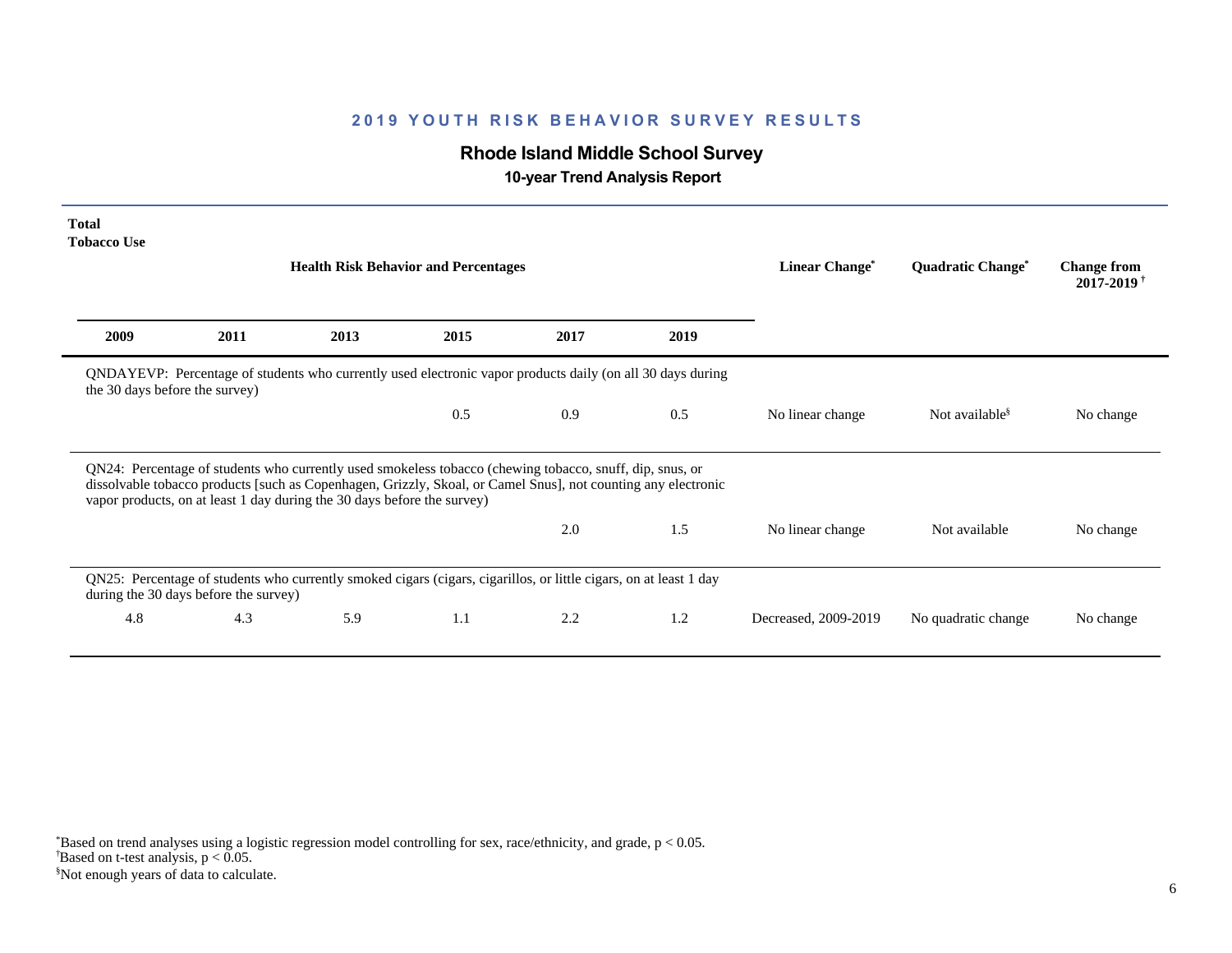## 2019 YOUTH RISK BEHAVIOR SURVEY RESULTS

### Rhode Island Middle School Survey

**10-year Trend Analysis Report**

**Total Tobacco Use**

| Health Risk Behavior and Percentages | | | | | | Linear Change* | Quadratic Change* | Change from 2017-2019† |
|---|---|---|---|---|---|---|---|---|
| 2009 | 2011 | 2013 | 2015 | 2017 | 2019 | | | |
| QNDAYEVP: Percentage of students who currently used electronic vapor products daily (on all 30 days during the 30 days before the survey) | | | | | | | | |
| | | | 0.5 | 0.9 | 0.5 | No linear change | Not available§ | No change |
| QN24: Percentage of students who currently used smokeless tobacco (chewing tobacco, snuff, dip, snus, or dissolvable tobacco products [such as Copenhagen, Grizzly, Skoal, or Camel Snus], not counting any electronic vapor products, on at least 1 day during the 30 days before the survey) | | | | | | | | |
| | | | | 2.0 | 1.5 | No linear change | Not available | No change |
| QN25: Percentage of students who currently smoked cigars (cigars, cigarillos, or little cigars, on at least 1 day during the 30 days before the survey) | | | | | | | | |
| 4.8 | 4.3 | 5.9 | 1.1 | 2.2 | 1.2 | Decreased, 2009-2019 | No quadratic change | No change |

*Based on trend analyses using a logistic regression model controlling for sex, race/ethnicity, and grade, $p < 0.05$.
†Based on t-test analysis, $p < 0.05$.
§Not enough years of data to calculate.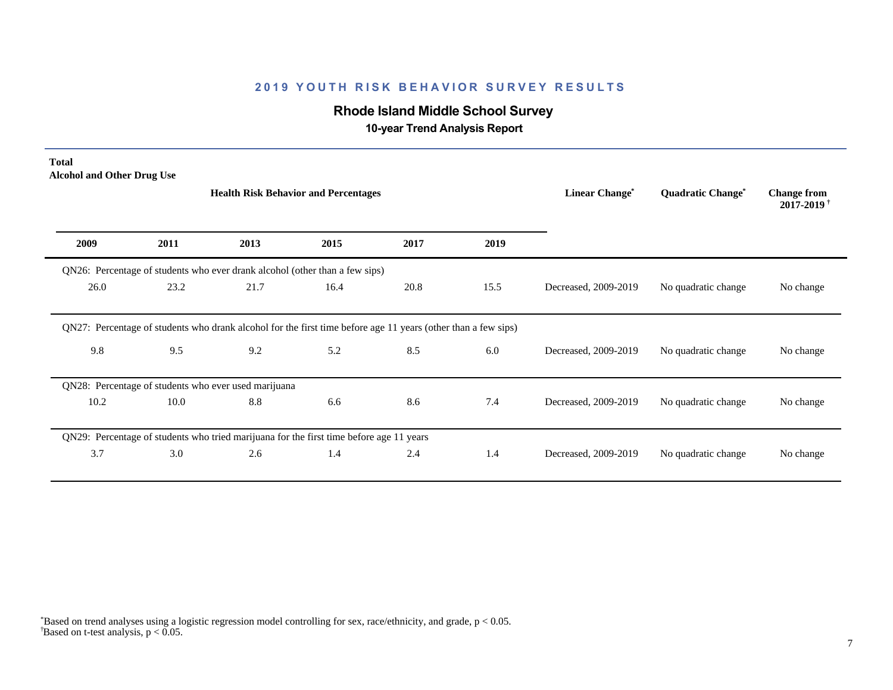# 2019 YOUTH RISK BEHAVIOR SURVEY RESULTS

## Rhode Island Middle School Survey

### 10-year Trend Analysis Report

**Total**
**Alcohol and Other Drug Use**

| 2009 | 2011 | 2013 | 2015 | 2017 | 2019 | Linear Change* | Quadratic Change* | Change from 2017-2019† |
|---|---|---|---|---|---|---|---|---|
| QN26: Percentage of students who ever drank alcohol (other than a few sips) | | | | | | | | |
| 26.0 | 23.2 | 21.7 | 16.4 | 20.8 | 15.5 | Decreased, 2009-2019 | No quadratic change | No change |
| QN27: Percentage of students who drank alcohol for the first time before age 11 years (other than a few sips) | | | | | | | | |
| 9.8 | 9.5 | 9.2 | 5.2 | 8.5 | 6.0 | Decreased, 2009-2019 | No quadratic change | No change |
| QN28: Percentage of students who ever used marijuana | | | | | | | | |
| 10.2 | 10.0 | 8.8 | 6.6 | 8.6 | 7.4 | Decreased, 2009-2019 | No quadratic change | No change |
| QN29: Percentage of students who tried marijuana for the first time before age 11 years | | | | | | | | |
| 3.7 | 3.0 | 2.6 | 1.4 | 2.4 | 1.4 | Decreased, 2009-2019 | No quadratic change | No change |

*Based on trend analyses using a logistic regression model controlling for sex, race/ethnicity, and grade, $p < 0.05$.
†Based on t-test analysis, $p < 0.05$.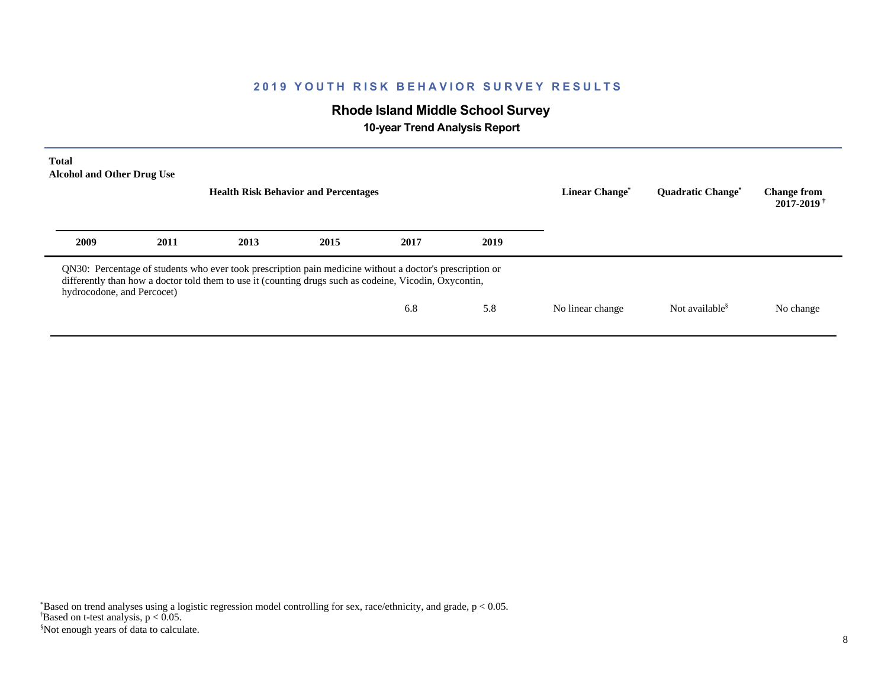## 2019 YOUTH RISK BEHAVIOR SURVEY RESULTS

### Rhode Island Middle School Survey

**10-year Trend Analysis Report**

**Total**
**Alcohol and Other Drug Use**

| Health Risk Behavior and Percentages | | | | | | Linear Change* | Quadratic Change* | Change from 2017-2019† |
|---|---|---|---|---|---|---|---|---|
| 2009 | 2011 | 2013 | 2015 | 2017 | 2019 | | | |
| QN30: Percentage of students who ever took prescription pain medicine without a doctor's prescription or differently than how a doctor told them to use it (counting drugs such as codeine, Vicodin, Oxycontin, hydrocodone, and Percocet) | | | | | | | | |
| | | | | 6.8 | 5.8 | No linear change | Not available§ | No change |

*Based on trend analyses using a logistic regression model controlling for sex, race/ethnicity, and grade, $p < 0.05$.
†Based on t-test analysis, $p < 0.05$.
§Not enough years of data to calculate.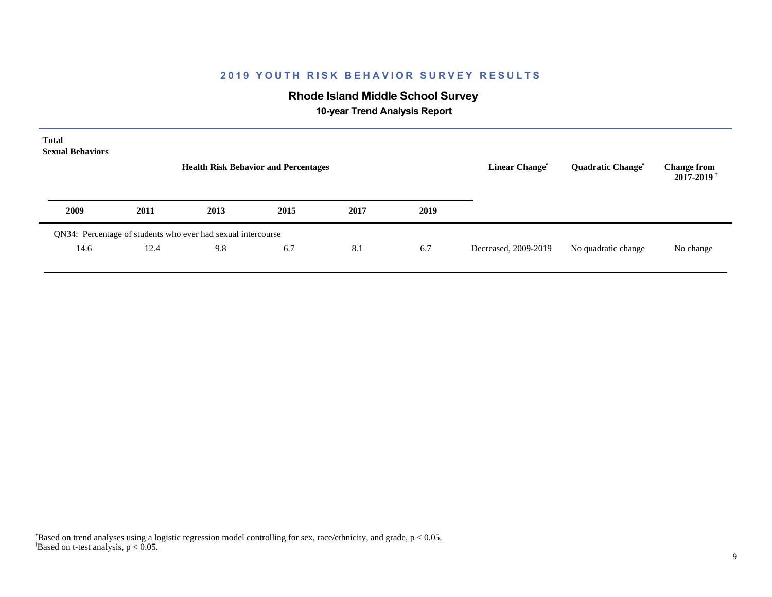# 2019 YOUTH RISK BEHAVIOR SURVEY RESULTS

## Rhode Island Middle School Survey

### 10-year Trend Analysis Report

**Total**
**Sexual Behaviors**

| Health Risk Behavior and Percentages | | | | | | Linear Change* | Quadratic Change* | Change from 2017-2019† |
|---|---|---|---|---|---|---|---|---|
| **2009** | **2011** | **2013** | **2015** | **2017** | **2019** | | | |
| QN34: Percentage of students who ever had sexual intercourse | | | | | | | | |
| 14.6 | 12.4 | 9.8 | 6.7 | 8.1 | 6.7 | Decreased, 2009-2019 | No quadratic change | No change |

*Based on trend analyses using a logistic regression model controlling for sex, race/ethnicity, and grade, $p < 0.05$.
†Based on t-test analysis, $p < 0.05$.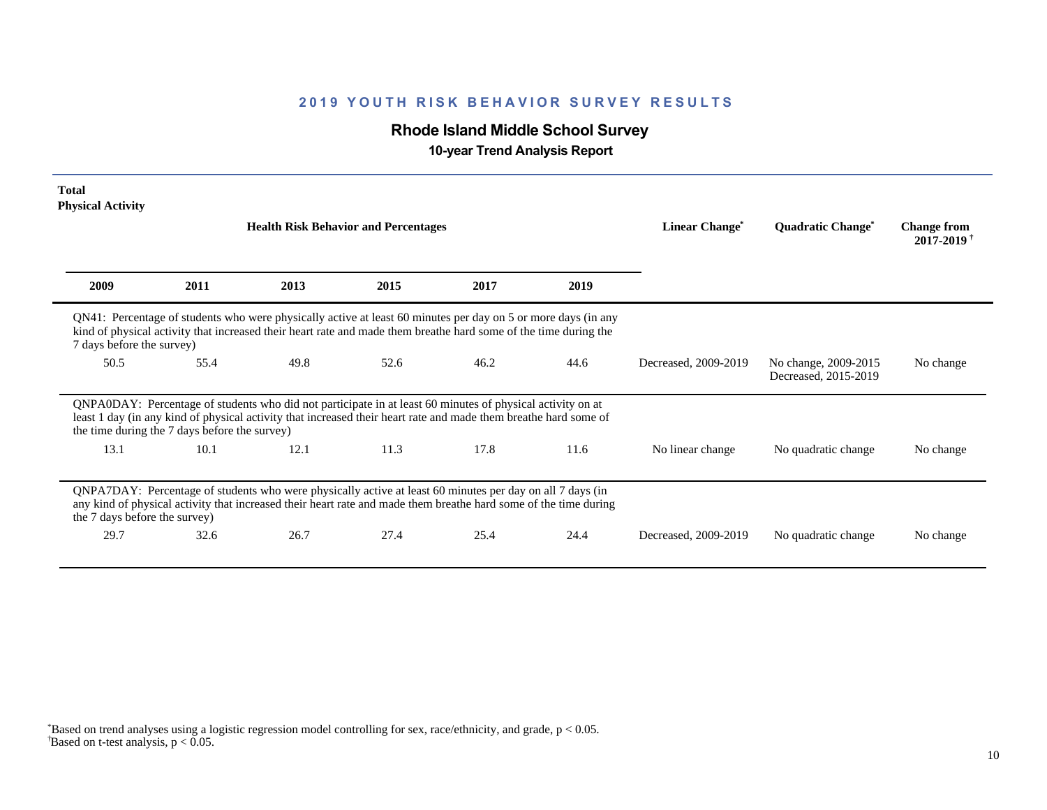## 2019 YOUTH RISK BEHAVIOR SURVEY RESULTS

### Rhode Island Middle School Survey

**10-year Trend Analysis Report**

**Total**
**Physical Activity**

| 2009 | 2011 | 2013 | 2015 | 2017 | 2019 | Linear Change* | Quadratic Change* | Change from 2017-2019 † |
|---|---|---|---|---|---|---|---|---|
| QN41: Percentage of students who were physically active at least 60 minutes per day on 5 or more days (in any kind of physical activity that increased their heart rate and made them breathe hard some of the time during the 7 days before the survey) | | | | | | | | |
| 50.5 | 55.4 | 49.8 | 52.6 | 46.2 | 44.6 | Decreased, 2009-2019 | No change, 2009-2015 Decreased, 2015-2019 | No change |
| QNPA0DAY: Percentage of students who did not participate in at least 60 minutes of physical activity on at least 1 day (in any kind of physical activity that increased their heart rate and made them breathe hard some of the time during the 7 days before the survey) | | | | | | | | |
| 13.1 | 10.1 | 12.1 | 11.3 | 17.8 | 11.6 | No linear change | No quadratic change | No change |
| QNPA7DAY: Percentage of students who were physically active at least 60 minutes per day on all 7 days (in any kind of physical activity that increased their heart rate and made them breathe hard some of the time during the 7 days before the survey) | | | | | | | | |
| 29.7 | 32.6 | 26.7 | 27.4 | 25.4 | 24.4 | Decreased, 2009-2019 | No quadratic change | No change |

*Based on trend analyses using a logistic regression model controlling for sex, race/ethnicity, and grade, $p < 0.05$.
†Based on t-test analysis, $p < 0.05$.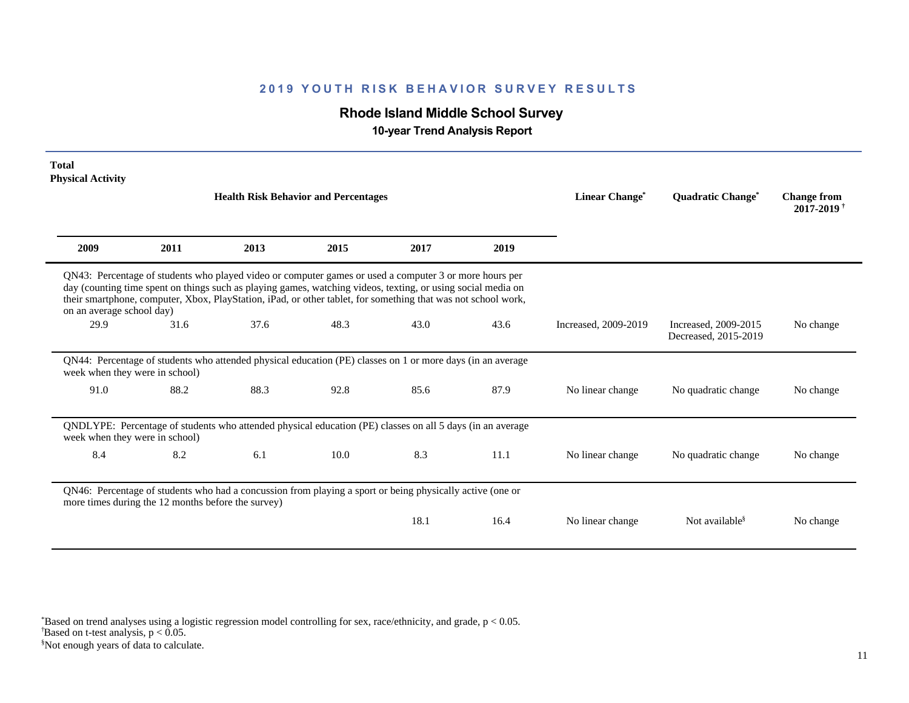## 2019 YOUTH RISK BEHAVIOR SURVEY RESULTS

### Rhode Island Middle School Survey

**10-year Trend Analysis Report**

**Total**
**Physical Activity**

| 2009 | 2011 | 2013 | 2015 | 2017 | 2019 | Linear Change* | Quadratic Change* | Change from 2017-2019 † |
|---|---|---|---|---|---|---|---|---|
| QN43: Percentage of students who played video or computer games or used a computer 3 or more hours per day (counting time spent on things such as playing games, watching videos, texting, or using social media on their smartphone, computer, Xbox, PlayStation, iPad, or other tablet, for something that was not school work, on an average school day) | | | | | | | | |
| 29.9 | 31.6 | 37.6 | 48.3 | 43.0 | 43.6 | Increased, 2009-2019 | Increased, 2009-2015 Decreased, 2015-2019 | No change |
| QN44: Percentage of students who attended physical education (PE) classes on 1 or more days (in an average week when they were in school) | | | | | | | | |
| 91.0 | 88.2 | 88.3 | 92.8 | 85.6 | 87.9 | No linear change | No quadratic change | No change |
| QNDLYPE: Percentage of students who attended physical education (PE) classes on all 5 days (in an average week when they were in school) | | | | | | | | |
| 8.4 | 8.2 | 6.1 | 10.0 | 8.3 | 11.1 | No linear change | No quadratic change | No change |
| QN46: Percentage of students who had a concussion from playing a sport or being physically active (one or more times during the 12 months before the survey) | | | | | | | | |
| | | | | 18.1 | 16.4 | No linear change | Not available§ | No change |

*Based on trend analyses using a logistic regression model controlling for sex, race/ethnicity, and grade, $p < 0.05$.
†Based on t-test analysis, $p < 0.05$.
§Not enough years of data to calculate.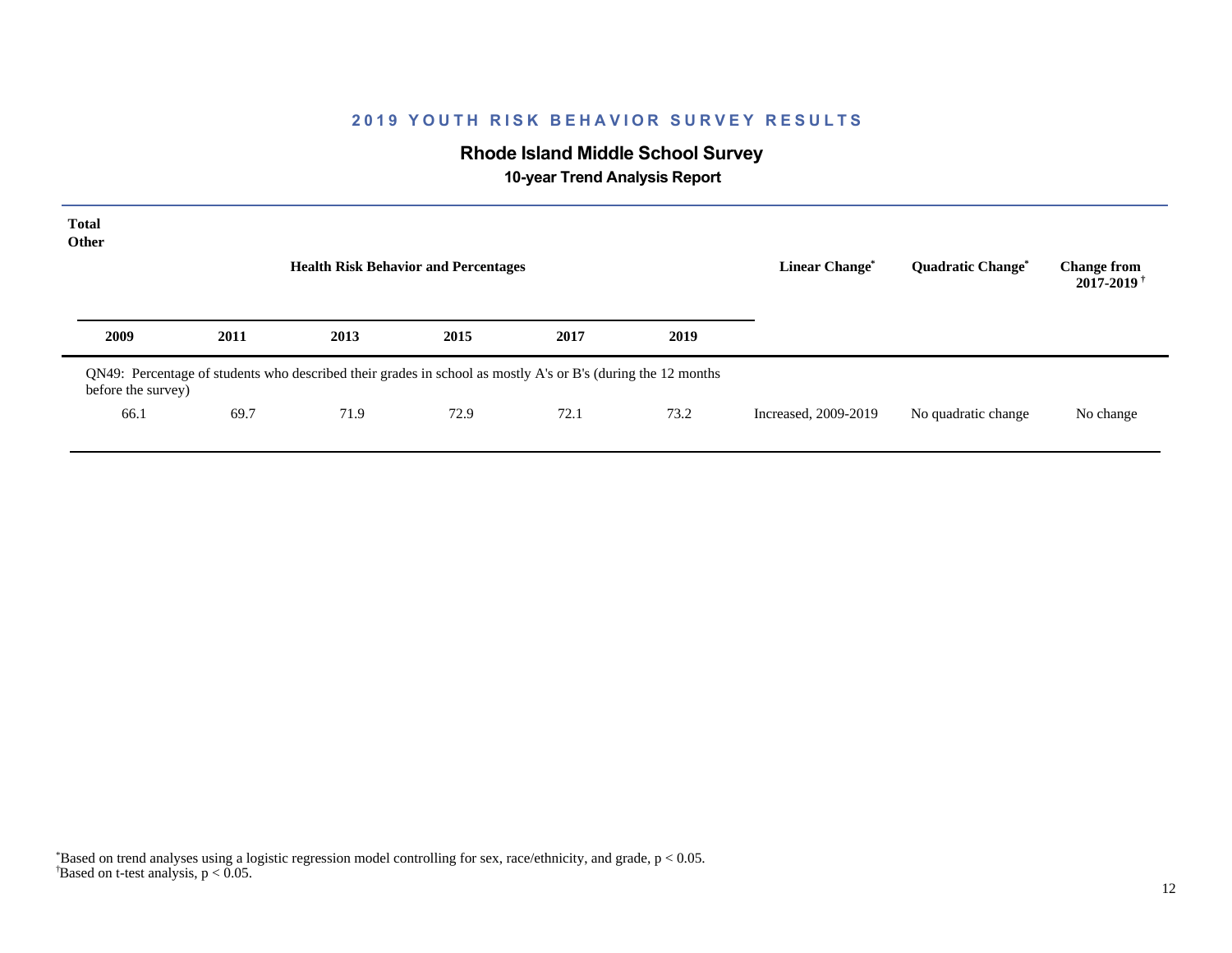## 2019 YOUTH RISK BEHAVIOR SURVEY RESULTS

### Rhode Island Middle School Survey

**10-year Trend Analysis Report**

**Total**
**Other**

| Health Risk Behavior and Percentages | | | | | | Linear Change* | Quadratic Change* | Change from 2017-2019† |
|---|---|---|---|---|---|---|---|---|
| **2009** | **2011** | **2013** | **2015** | **2017** | **2019** | | | |
| QN49: Percentage of students who described their grades in school as mostly A's or B's (during the 12 months before the survey) | | | | | | | | |
| 66.1 | 69.7 | 71.9 | 72.9 | 72.1 | 73.2 | Increased, 2009-2019 | No quadratic change | No change |

*Based on trend analyses using a logistic regression model controlling for sex, race/ethnicity, and grade, $p < 0.05$.
†Based on t-test analysis, $p < 0.05$.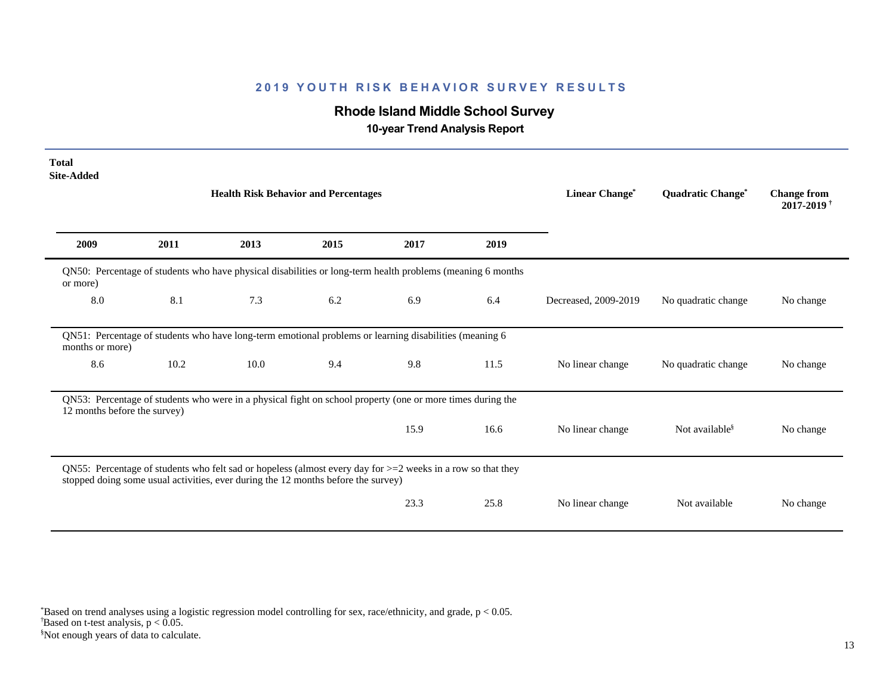## 2019 YOUTH RISK BEHAVIOR SURVEY RESULTS

### Rhode Island Middle School Survey

#### 10-year Trend Analysis Report

**Total**
**Site-Added**

| 2009 | 2011 | 2013 | 2015 | 2017 | 2019 | Linear Change* | Quadratic Change* | Change from 2017-2019† |
|---|---|---|---|---|---|---|---|---|
| QN50: Percentage of students who have physical disabilities or long-term health problems (meaning 6 months or more) | | | | | | | | |
| 8.0 | 8.1 | 7.3 | 6.2 | 6.9 | 6.4 | Decreased, 2009-2019 | No quadratic change | No change |
| QN51: Percentage of students who have long-term emotional problems or learning disabilities (meaning 6 months or more) | | | | | | | | |
| 8.6 | 10.2 | 10.0 | 9.4 | 9.8 | 11.5 | No linear change | No quadratic change | No change |
| QN53: Percentage of students who were in a physical fight on school property (one or more times during the 12 months before the survey) | | | | | | | | |
| | | | | 15.9 | 16.6 | No linear change | Not available§ | No change |
| QN55: Percentage of students who felt sad or hopeless (almost every day for >=2 weeks in a row so that they stopped doing some usual activities, ever during the 12 months before the survey) | | | | | | | | |
| | | | | 23.3 | 25.8 | No linear change | Not available | No change |

*Based on trend analyses using a logistic regression model controlling for sex, race/ethnicity, and grade, $p < 0.05$.
†Based on t-test analysis, $p < 0.05$.
§Not enough years of data to calculate.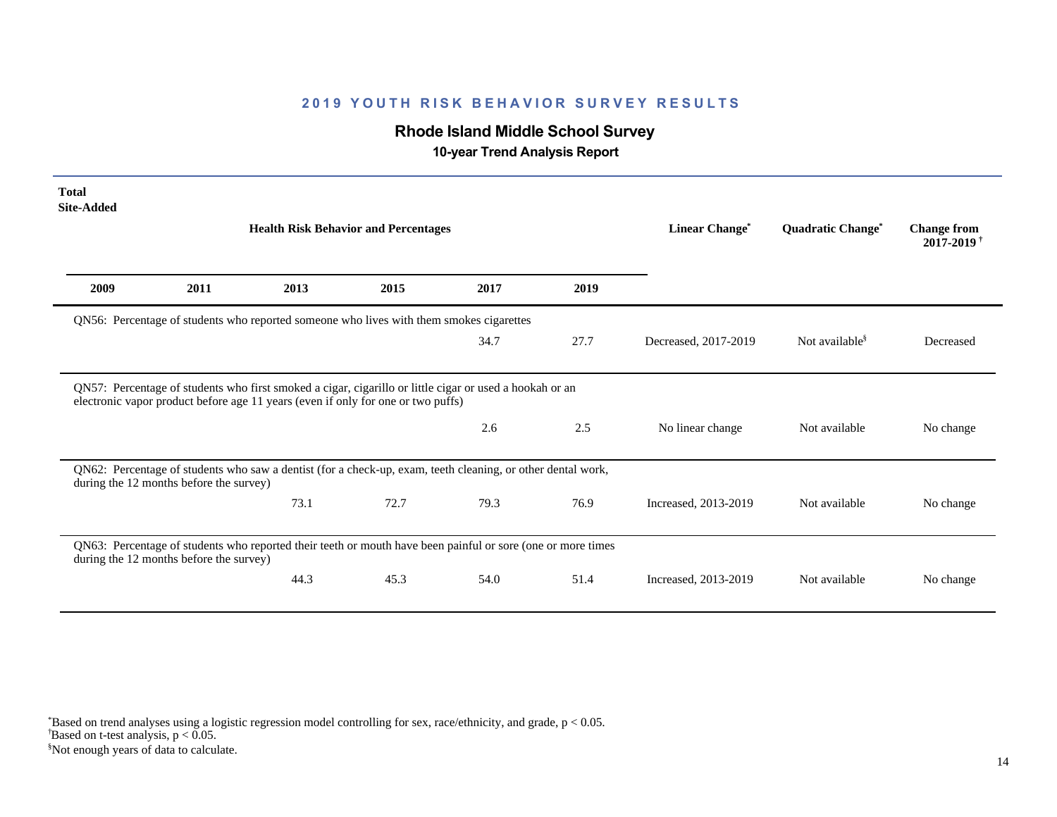## 2019 YOUTH RISK BEHAVIOR SURVEY RESULTS

### Rhode Island Middle School Survey

**10-year Trend Analysis Report**

**Total**
**Site-Added**

| 2009 | 2011 | 2013 | 2015 | 2017 | 2019 | Linear Change* | Quadratic Change* | Change from 2017-2019† |
|---|---|---|---|---|---|---|---|---|
| QN56: Percentage of students who reported someone who lives with them smokes cigarettes | | | | | | | | |
| | | | | 34.7 | 27.7 | Decreased, 2017-2019 | Not available§ | Decreased |
| QN57: Percentage of students who first smoked a cigar, cigarillo or little cigar or used a hookah or an electronic vapor product before age 11 years (even if only for one or two puffs) | | | | | | | | |
| | | | | 2.6 | 2.5 | No linear change | Not available | No change |
| QN62: Percentage of students who saw a dentist (for a check-up, exam, teeth cleaning, or other dental work, during the 12 months before the survey) | | | | | | | | |
| | | 73.1 | 72.7 | 79.3 | 76.9 | Increased, 2013-2019 | Not available | No change |
| QN63: Percentage of students who reported their teeth or mouth have been painful or sore (one or more times during the 12 months before the survey) | | | | | | | | |
| | | 44.3 | 45.3 | 54.0 | 51.4 | Increased, 2013-2019 | Not available | No change |

*Based on trend analyses using a logistic regression model controlling for sex, race/ethnicity, and grade, $p < 0.05$.
†Based on t-test analysis, $p < 0.05$.
§Not enough years of data to calculate.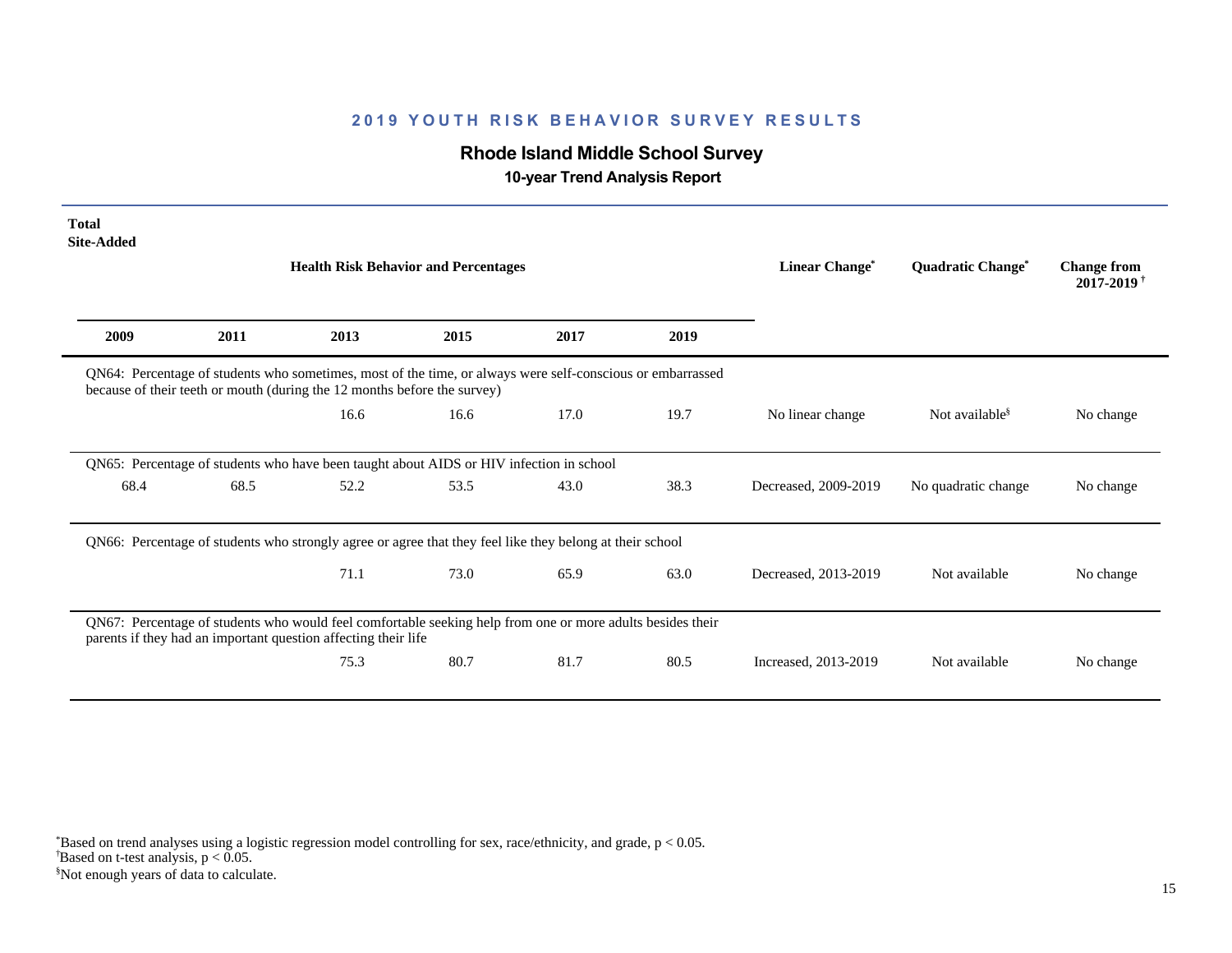## 2019 YOUTH RISK BEHAVIOR SURVEY RESULTS

### Rhode Island Middle School Survey

**10-year Trend Analysis Report**

**Total**
**Site-Added**

| Health Risk Behavior and Percentages | | | | | | Linear Change* | Quadratic Change* | Change from 2017-2019 † |
|---|---|---|---|---|---|---|---|---|
| **2009** | **2011** | **2013** | **2015** | **2017** | **2019** | | | |
| QN64: Percentage of students who sometimes, most of the time, or always were self-conscious or embarrassed because of their teeth or mouth (during the 12 months before the survey) | | | | | | | | |
| | | 16.6 | 16.6 | 17.0 | 19.7 | No linear change | Not available§ | No change |
| QN65: Percentage of students who have been taught about AIDS or HIV infection in school | | | | | | | | |
| 68.4 | 68.5 | 52.2 | 53.5 | 43.0 | 38.3 | Decreased, 2009-2019 | No quadratic change | No change |
| QN66: Percentage of students who strongly agree or agree that they feel like they belong at their school | | | | | | | | |
| | | 71.1 | 73.0 | 65.9 | 63.0 | Decreased, 2013-2019 | Not available | No change |
| QN67: Percentage of students who would feel comfortable seeking help from one or more adults besides their parents if they had an important question affecting their life | | | | | | | | |
| | | 75.3 | 80.7 | 81.7 | 80.5 | Increased, 2013-2019 | Not available | No change |

*Based on trend analyses using a logistic regression model controlling for sex, race/ethnicity, and grade, $p < 0.05$.
†Based on t-test analysis, $p < 0.05$.
§Not enough years of data to calculate.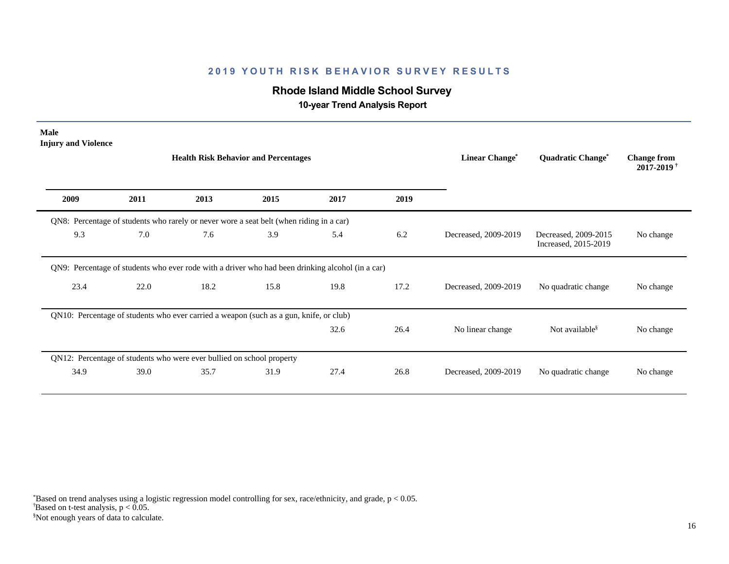## 2019 YOUTH RISK BEHAVIOR SURVEY RESULTS

### Rhode Island Middle School Survey

**10-year Trend Analysis Report**

**Male**
**Injury and Violence**

| 2009 | 2011 | 2013 | 2015 | 2017 | 2019 | Linear Change* | Quadratic Change* | Change from 2017-2019† |
|---|---|---|---|---|---|---|---|---|
| QN8: Percentage of students who rarely or never wore a seat belt (when riding in a car) | | | | | | | | |
| 9.3 | 7.0 | 7.6 | 3.9 | 5.4 | 6.2 | Decreased, 2009-2019 | Decreased, 2009-2015 Increased, 2015-2019 | No change |
| QN9: Percentage of students who ever rode with a driver who had been drinking alcohol (in a car) | | | | | | | | |
| 23.4 | 22.0 | 18.2 | 15.8 | 19.8 | 17.2 | Decreased, 2009-2019 | No quadratic change | No change |
| QN10: Percentage of students who ever carried a weapon (such as a gun, knife, or club) | | | | | | | | |
| | | | | 32.6 | 26.4 | No linear change | Not available§ | No change |
| QN12: Percentage of students who were ever bullied on school property | | | | | | | | |
| 34.9 | 39.0 | 35.7 | 31.9 | 27.4 | 26.8 | Decreased, 2009-2019 | No quadratic change | No change |

*Based on trend analyses using a logistic regression model controlling for sex, race/ethnicity, and grade, $p < 0.05$.
†Based on t-test analysis, $p < 0.05$.
§Not enough years of data to calculate.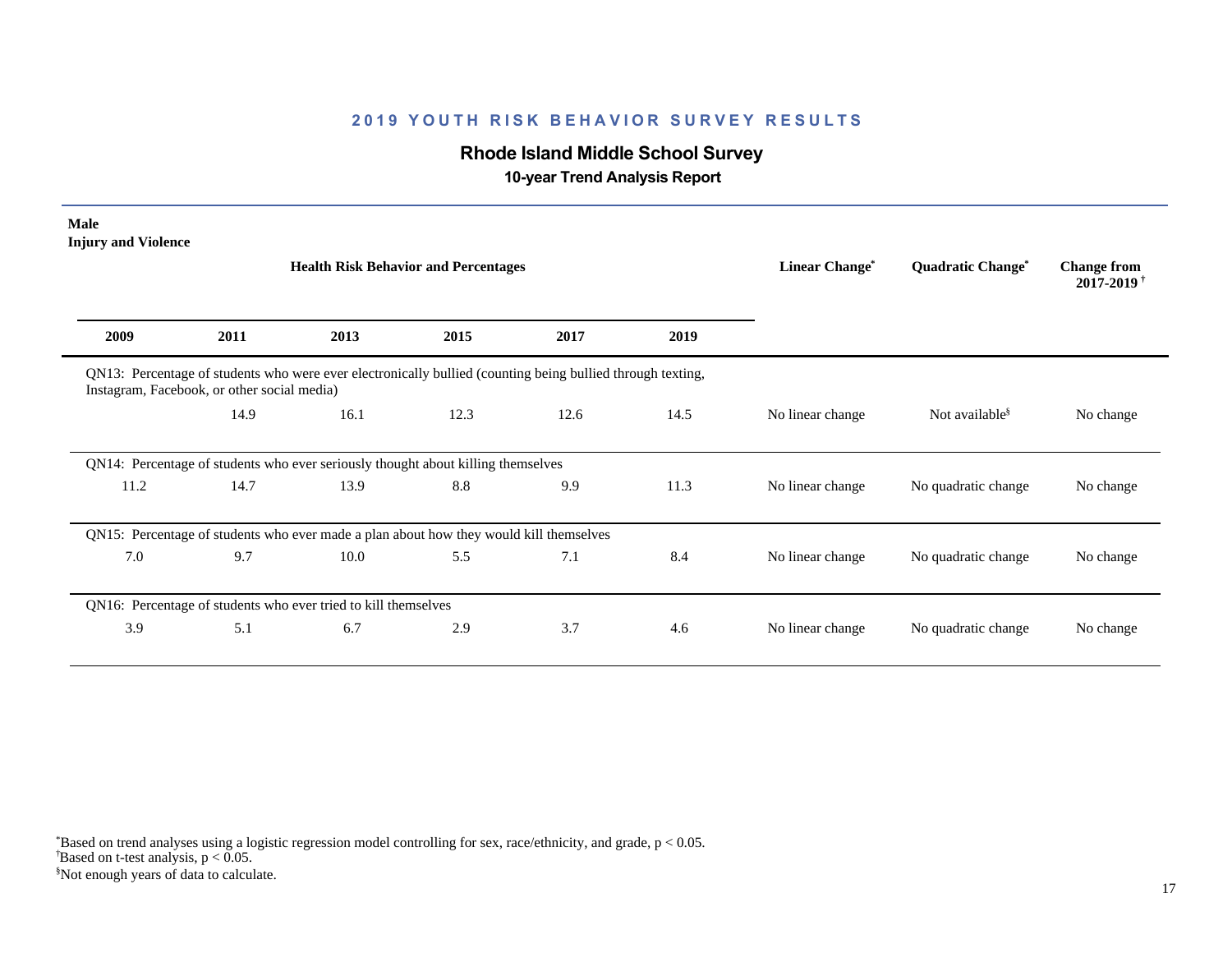## 2019 YOUTH RISK BEHAVIOR SURVEY RESULTS

# Rhode Island Middle School Survey

### 10-year Trend Analysis Report

**Male**
**Injury and Violence**

| 2009 | 2011 | 2013 | 2015 | 2017 | 2019 | Linear Change* | Quadratic Change* | Change from 2017-2019 † |
|---|---|---|---|---|---|---|---|---|
| QN13: Percentage of students who were ever electronically bullied (counting being bullied through texting, Instagram, Facebook, or other social media) | | | | | | | | |
| | 14.9 | 16.1 | 12.3 | 12.6 | 14.5 | No linear change | Not available§ | No change |
| QN14: Percentage of students who ever seriously thought about killing themselves | | | | | | | | |
| 11.2 | 14.7 | 13.9 | 8.8 | 9.9 | 11.3 | No linear change | No quadratic change | No change |
| QN15: Percentage of students who ever made a plan about how they would kill themselves | | | | | | | | |
| 7.0 | 9.7 | 10.0 | 5.5 | 7.1 | 8.4 | No linear change | No quadratic change | No change |
| QN16: Percentage of students who ever tried to kill themselves | | | | | | | | |
| 3.9 | 5.1 | 6.7 | 2.9 | 3.7 | 4.6 | No linear change | No quadratic change | No change |

*Based on trend analyses using a logistic regression model controlling for sex, race/ethnicity, and grade, $p < 0.05$.
†Based on t-test analysis, $p < 0.05$.
§Not enough years of data to calculate.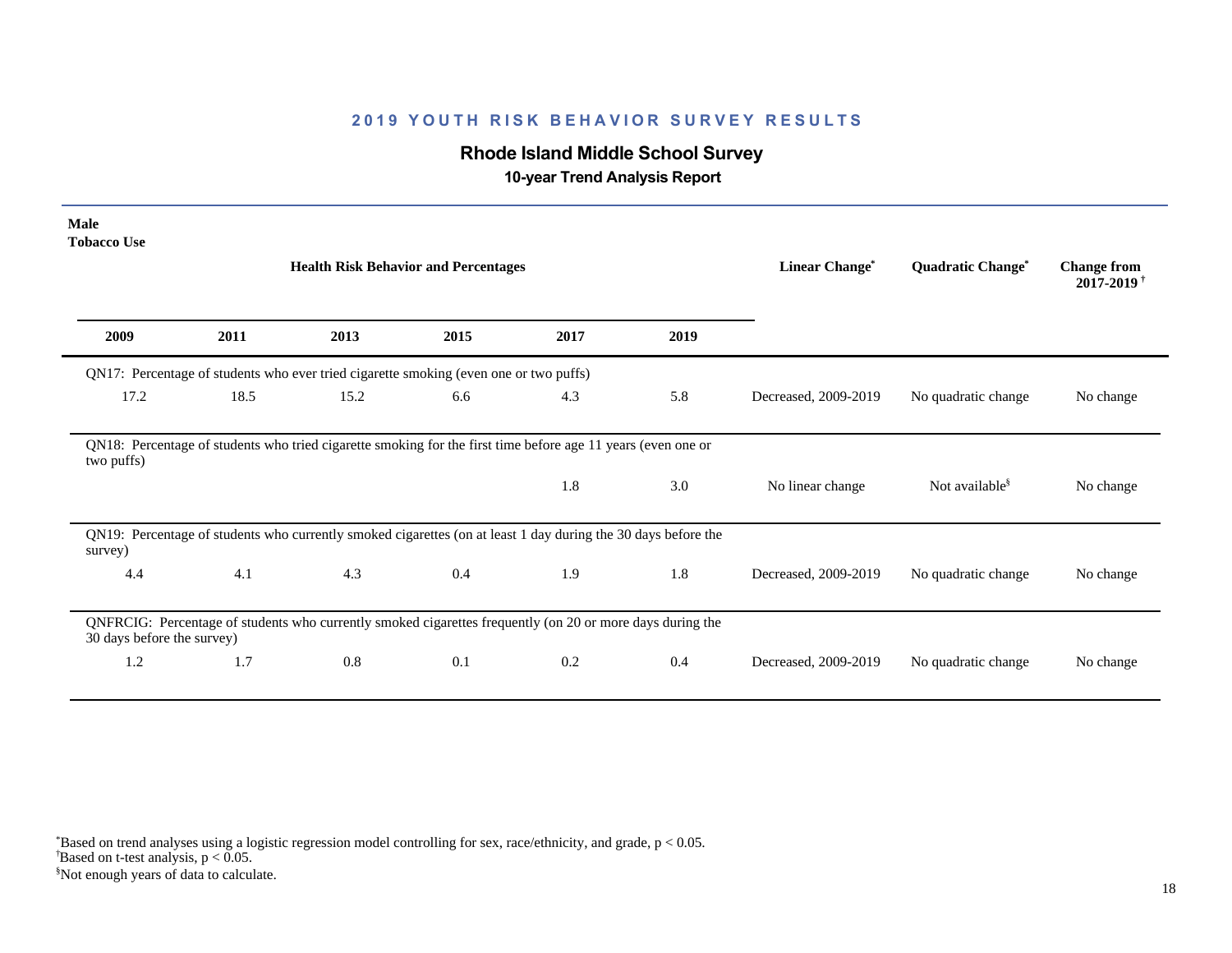## 2019 YOUTH RISK BEHAVIOR SURVEY RESULTS

### Rhode Island Middle School Survey

**10-year Trend Analysis Report**

**Male**
**Tobacco Use**

| 2009 | 2011 | 2013 | 2015 | 2017 | 2019 | Linear Change* | Quadratic Change* | Change from 2017-2019† |
|---|---|---|---|---|---|---|---|---|
| QN17: Percentage of students who ever tried cigarette smoking (even one or two puffs) | | | | | | | | |
| 17.2 | 18.5 | 15.2 | 6.6 | 4.3 | 5.8 | Decreased, 2009-2019 | No quadratic change | No change |
| QN18: Percentage of students who tried cigarette smoking for the first time before age 11 years (even one or two puffs) | | | | | | | | |
| | | | | 1.8 | 3.0 | No linear change | Not available§ | No change |
| QN19: Percentage of students who currently smoked cigarettes (on at least 1 day during the 30 days before the survey) | | | | | | | | |
| 4.4 | 4.1 | 4.3 | 0.4 | 1.9 | 1.8 | Decreased, 2009-2019 | No quadratic change | No change |
| QNFRCIG: Percentage of students who currently smoked cigarettes frequently (on 20 or more days during the 30 days before the survey) | | | | | | | | |
| 1.2 | 1.7 | 0.8 | 0.1 | 0.2 | 0.4 | Decreased, 2009-2019 | No quadratic change | No change |

*Based on trend analyses using a logistic regression model controlling for sex, race/ethnicity, and grade, $p < 0.05$.
†Based on t-test analysis, $p < 0.05$.
§Not enough years of data to calculate.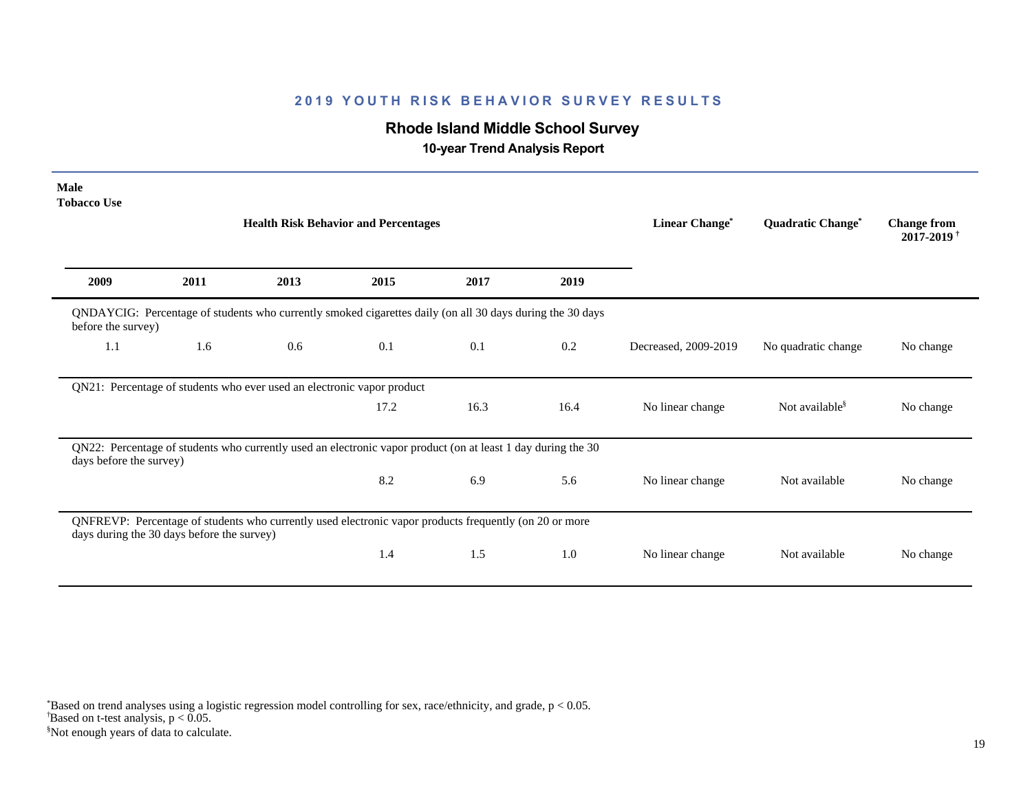## 2019 YOUTH RISK BEHAVIOR SURVEY RESULTS

### Rhode Island Middle School Survey

**10-year Trend Analysis Report**

**Male**
**Tobacco Use**

| 2009 | 2011 | 2013 | 2015 | 2017 | 2019 | Linear Change* | Quadratic Change* | Change from 2017-2019 † |
|---|---|---|---|---|---|---|---|---|
| QNDAYCIG: Percentage of students who currently smoked cigarettes daily (on all 30 days during the 30 days before the survey) | | | | | | | | |
| 1.1 | 1.6 | 0.6 | 0.1 | 0.1 | 0.2 | Decreased, 2009-2019 | No quadratic change | No change |
| QN21: Percentage of students who ever used an electronic vapor product | | | | | | | | |
| | | | 17.2 | 16.3 | 16.4 | No linear change | Not available§ | No change |
| QN22: Percentage of students who currently used an electronic vapor product (on at least 1 day during the 30 days before the survey) | | | | | | | | |
| | | | 8.2 | 6.9 | 5.6 | No linear change | Not available | No change |
| QNFREVP: Percentage of students who currently used electronic vapor products frequently (on 20 or more days during the 30 days before the survey) | | | | | | | | |
| | | | 1.4 | 1.5 | 1.0 | No linear change | Not available | No change |

*Based on trend analyses using a logistic regression model controlling for sex, race/ethnicity, and grade, $p < 0.05$.
†Based on t-test analysis, $p < 0.05$.
§Not enough years of data to calculate.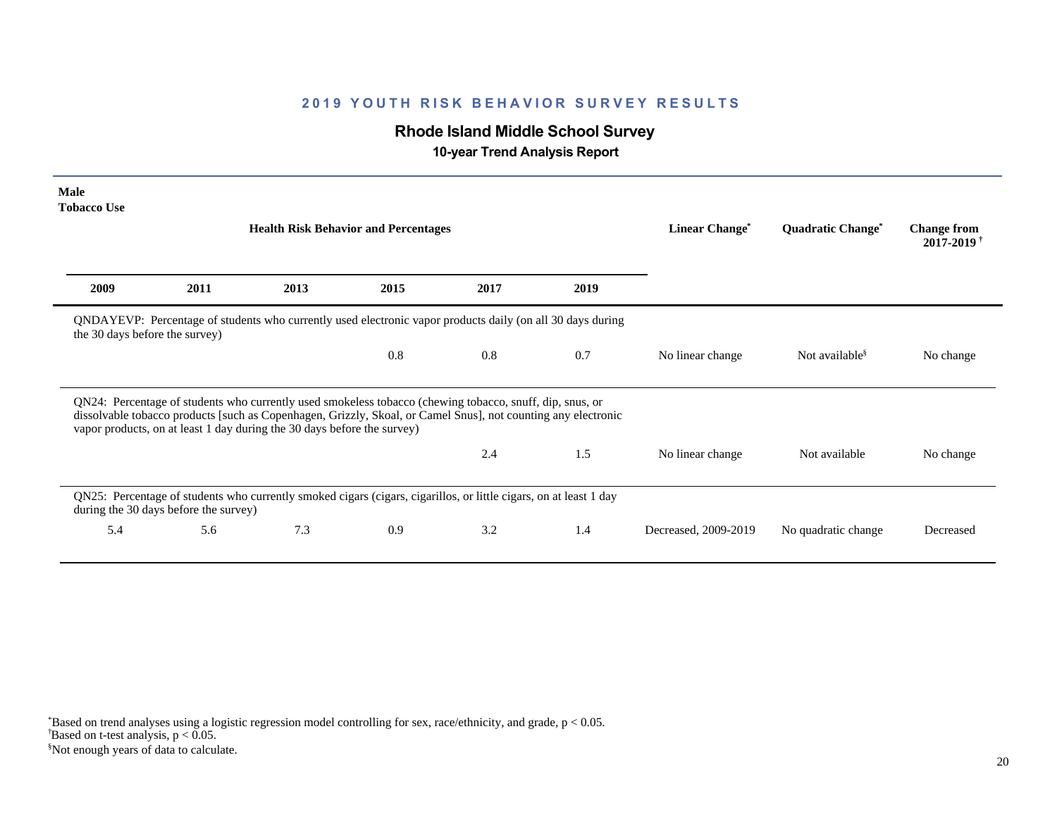## 2019 YOUTH RISK BEHAVIOR SURVEY RESULTS

### Rhode Island Middle School Survey

**10-year Trend Analysis Report**

**Male**
**Tobacco Use**

| 2009 | 2011 | 2013 | 2015 | 2017 | 2019 | Linear Change* | Quadratic Change* | Change from 2017-2019† |
|---|---|---|---|---|---|---|---|---|
| QNDAYEVP: Percentage of students who currently used electronic vapor products daily (on all 30 days during the 30 days before the survey) | | | | | | | | |
| | | | 0.8 | 0.8 | 0.7 | No linear change | Not available§ | No change |
| QN24: Percentage of students who currently used smokeless tobacco (chewing tobacco, snuff, dip, snus, or dissolvable tobacco products [such as Copenhagen, Grizzly, Skoal, or Camel Snus], not counting any electronic vapor products, on at least 1 day during the 30 days before the survey) | | | | | | | | |
| | | | | 2.4 | 1.5 | No linear change | Not available | No change |
| QN25: Percentage of students who currently smoked cigars (cigars, cigarillos, or little cigars, on at least 1 day during the 30 days before the survey) | | | | | | | | |
| 5.4 | 5.6 | 7.3 | 0.9 | 3.2 | 1.4 | Decreased, 2009-2019 | No quadratic change | Decreased |

*Based on trend analyses using a logistic regression model controlling for sex, race/ethnicity, and grade, $p < 0.05$.
†Based on t-test analysis, $p < 0.05$.
§Not enough years of data to calculate.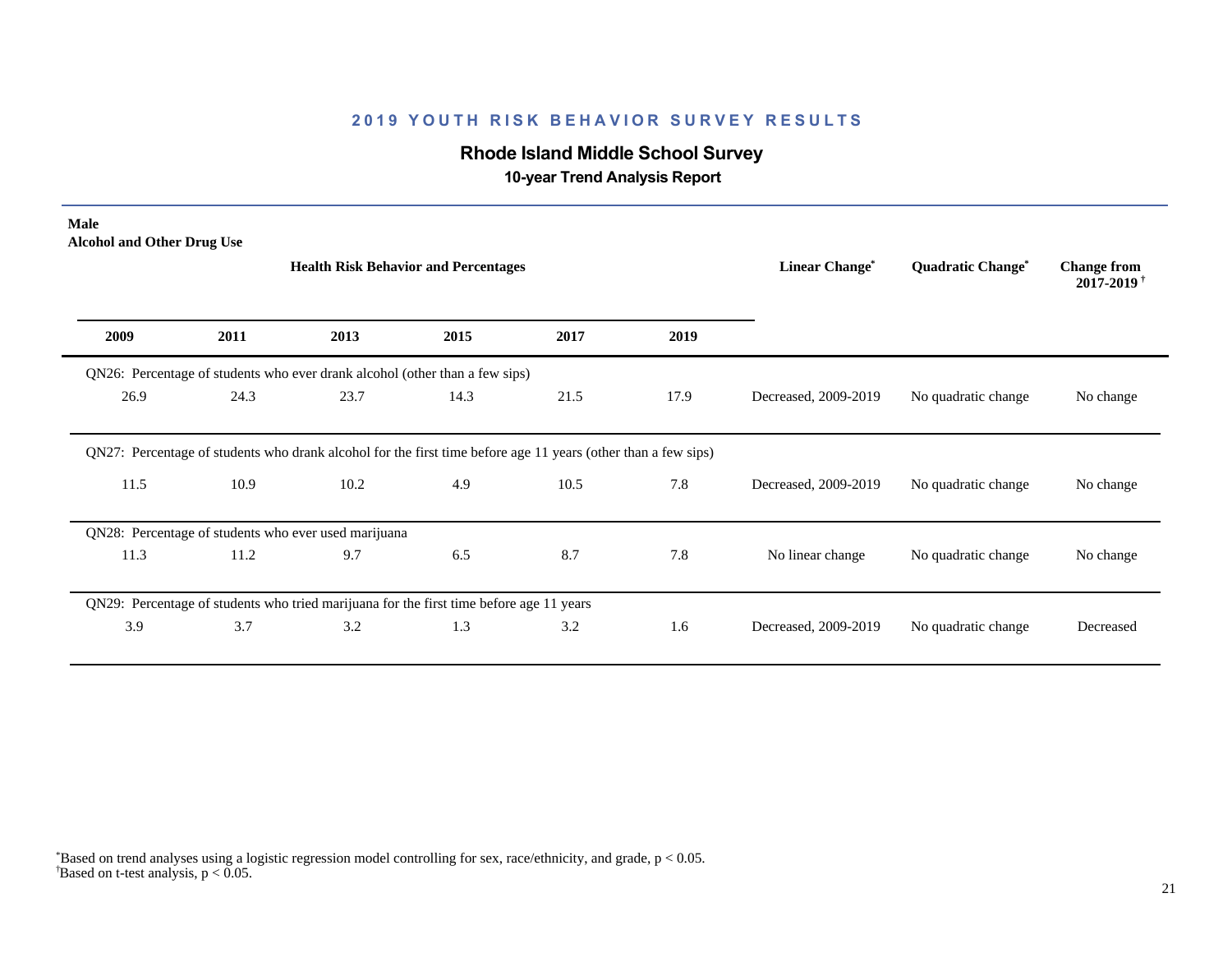## 2019 YOUTH RISK BEHAVIOR SURVEY RESULTS

### Rhode Island Middle School Survey

**10-year Trend Analysis Report**

**Male**
**Alcohol and Other Drug Use**

| Health Risk Behavior and Percentages | | | | | | Linear Change* | Quadratic Change* | Change from 2017-2019† |
|---|---|---|---|---|---|---|---|---|
| 2009 | 2011 | 2013 | 2015 | 2017 | 2019 | | | |
| QN26: Percentage of students who ever drank alcohol (other than a few sips) | | | | | | | | |
| 26.9 | 24.3 | 23.7 | 14.3 | 21.5 | 17.9 | Decreased, 2009-2019 | No quadratic change | No change |
| QN27: Percentage of students who drank alcohol for the first time before age 11 years (other than a few sips) | | | | | | | | |
| 11.5 | 10.9 | 10.2 | 4.9 | 10.5 | 7.8 | Decreased, 2009-2019 | No quadratic change | No change |
| QN28: Percentage of students who ever used marijuana | | | | | | | | |
| 11.3 | 11.2 | 9.7 | 6.5 | 8.7 | 7.8 | No linear change | No quadratic change | No change |
| QN29: Percentage of students who tried marijuana for the first time before age 11 years | | | | | | | | |
| 3.9 | 3.7 | 3.2 | 1.3 | 3.2 | 1.6 | Decreased, 2009-2019 | No quadratic change | Decreased |

*Based on trend analyses using a logistic regression model controlling for sex, race/ethnicity, and grade, $p < 0.05$.
†Based on t-test analysis, $p < 0.05$.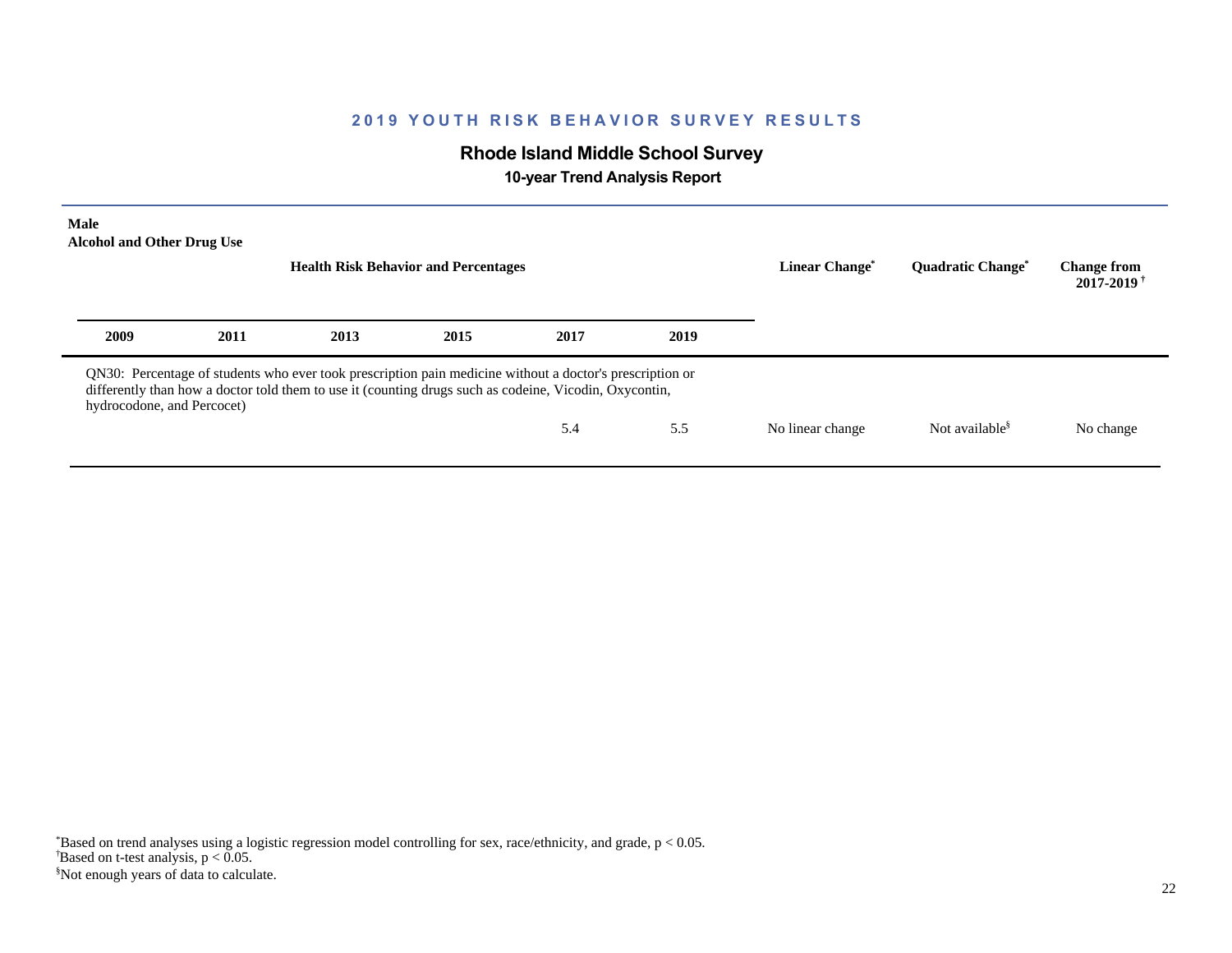## 2019 YOUTH RISK BEHAVIOR SURVEY RESULTS

### Rhode Island Middle School Survey

**10-year Trend Analysis Report**

**Male**
**Alcohol and Other Drug Use**

| Health Risk Behavior and Percentages | | | | | | Linear Change* | Quadratic Change* | Change from 2017-2019† |
|---|---|---|---|---|---|---|---|---|
| 2009 | 2011 | 2013 | 2015 | 2017 | 2019 | | | |
| QN30: Percentage of students who ever took prescription pain medicine without a doctor's prescription or differently than how a doctor told them to use it (counting drugs such as codeine, Vicodin, Oxycontin, hydrocodone, and Percocet) | | | | | | | | |
| | | | | 5.4 | 5.5 | No linear change | Not available§ | No change |

*Based on trend analyses using a logistic regression model controlling for sex, race/ethnicity, and grade, $p < 0.05$.
†Based on t-test analysis, $p < 0.05$.
§Not enough years of data to calculate.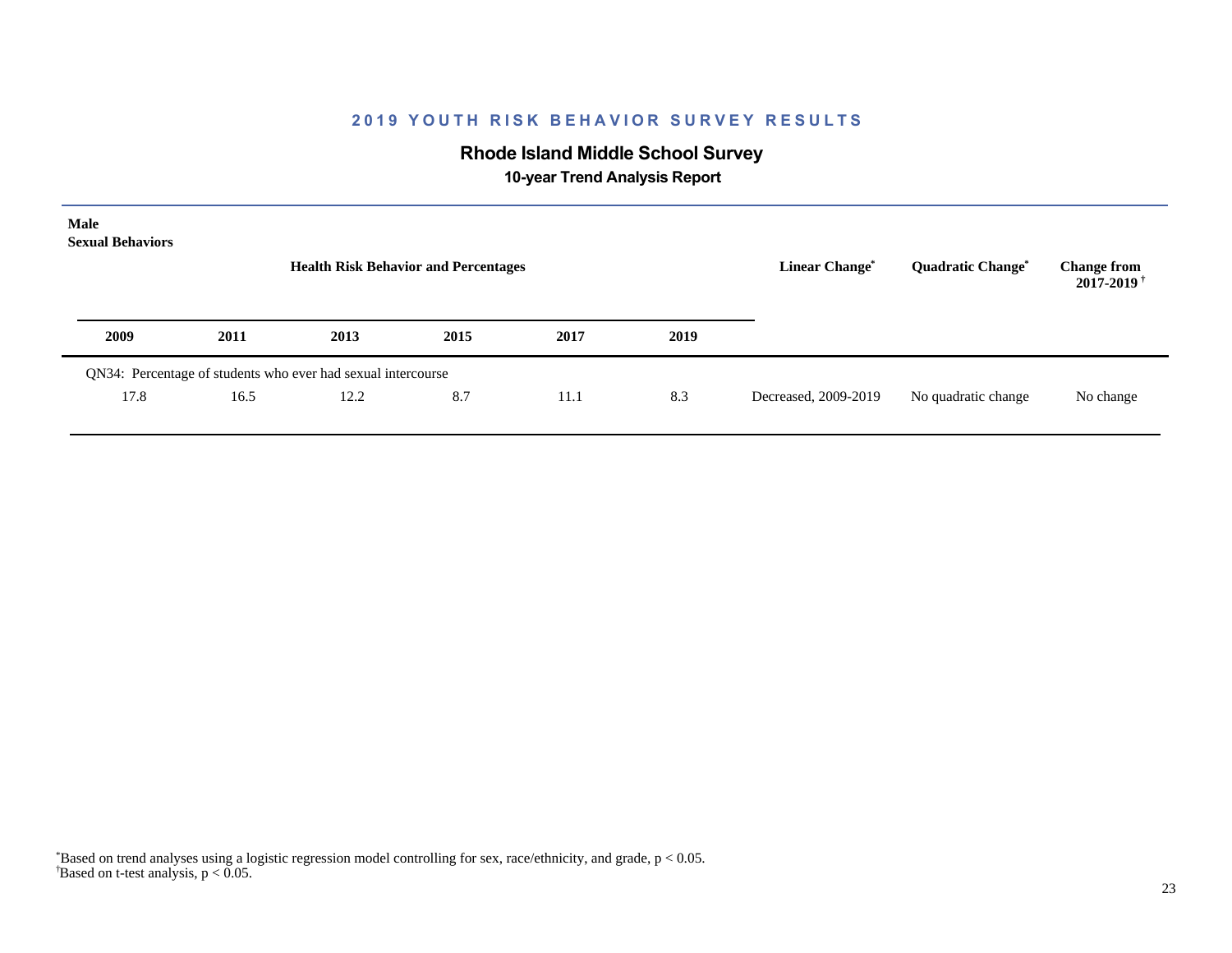## 2019 YOUTH RISK BEHAVIOR SURVEY RESULTS

### Rhode Island Middle School Survey

#### 10-year Trend Analysis Report

**Male**
**Sexual Behaviors**

| Health Risk Behavior and Percentages | | | | | | Linear Change* | Quadratic Change* | Change from 2017-2019† |
|---|---|---|---|---|---|---|---|---|
| **2009** | **2011** | **2013** | **2015** | **2017** | **2019** | | | |
| QN34: Percentage of students who ever had sexual intercourse | | | | | | | | |
| 17.8 | 16.5 | 12.2 | 8.7 | 11.1 | 8.3 | Decreased, 2009-2019 | No quadratic change | No change |

*Based on trend analyses using a logistic regression model controlling for sex, race/ethnicity, and grade, $p < 0.05$.
†Based on t-test analysis, $p < 0.05$.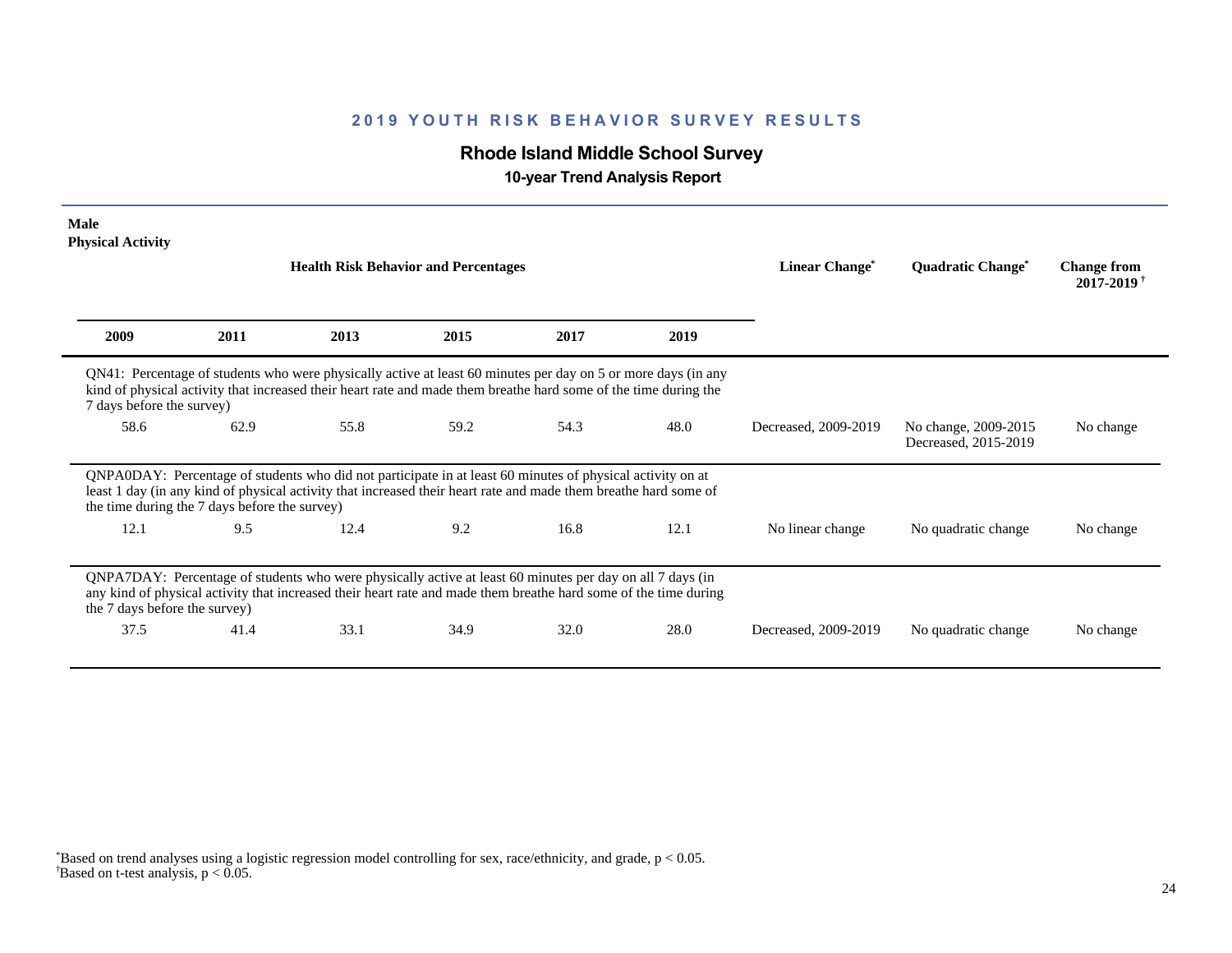## 2019 YOUTH RISK BEHAVIOR SURVEY RESULTS

### Rhode Island Middle School Survey

**10-year Trend Analysis Report**

**Male**
**Physical Activity**

| Health Risk Behavior and Percentages | | | | | | Linear Change* | Quadratic Change* | Change from 2017-2019† |
|---|---|---|---|---|---|---|---|---|
| **2009** | **2011** | **2013** | **2015** | **2017** | **2019** | | | |
| QN41: Percentage of students who were physically active at least 60 minutes per day on 5 or more days (in any kind of physical activity that increased their heart rate and made them breathe hard some of the time during the 7 days before the survey) | | | | | | | | |
| 58.6 | 62.9 | 55.8 | 59.2 | 54.3 | 48.0 | Decreased, 2009-2019 | No change, 2009-2015 Decreased, 2015-2019 | No change |
| QNPA0DAY: Percentage of students who did not participate in at least 60 minutes of physical activity on at least 1 day (in any kind of physical activity that increased their heart rate and made them breathe hard some of the time during the 7 days before the survey) | | | | | | | | |
| 12.1 | 9.5 | 12.4 | 9.2 | 16.8 | 12.1 | No linear change | No quadratic change | No change |
| QNPA7DAY: Percentage of students who were physically active at least 60 minutes per day on all 7 days (in any kind of physical activity that increased their heart rate and made them breathe hard some of the time during the 7 days before the survey) | | | | | | | | |
| 37.5 | 41.4 | 33.1 | 34.9 | 32.0 | 28.0 | Decreased, 2009-2019 | No quadratic change | No change |

*Based on trend analyses using a logistic regression model controlling for sex, race/ethnicity, and grade, $p < 0.05$.
†Based on t-test analysis, $p < 0.05$.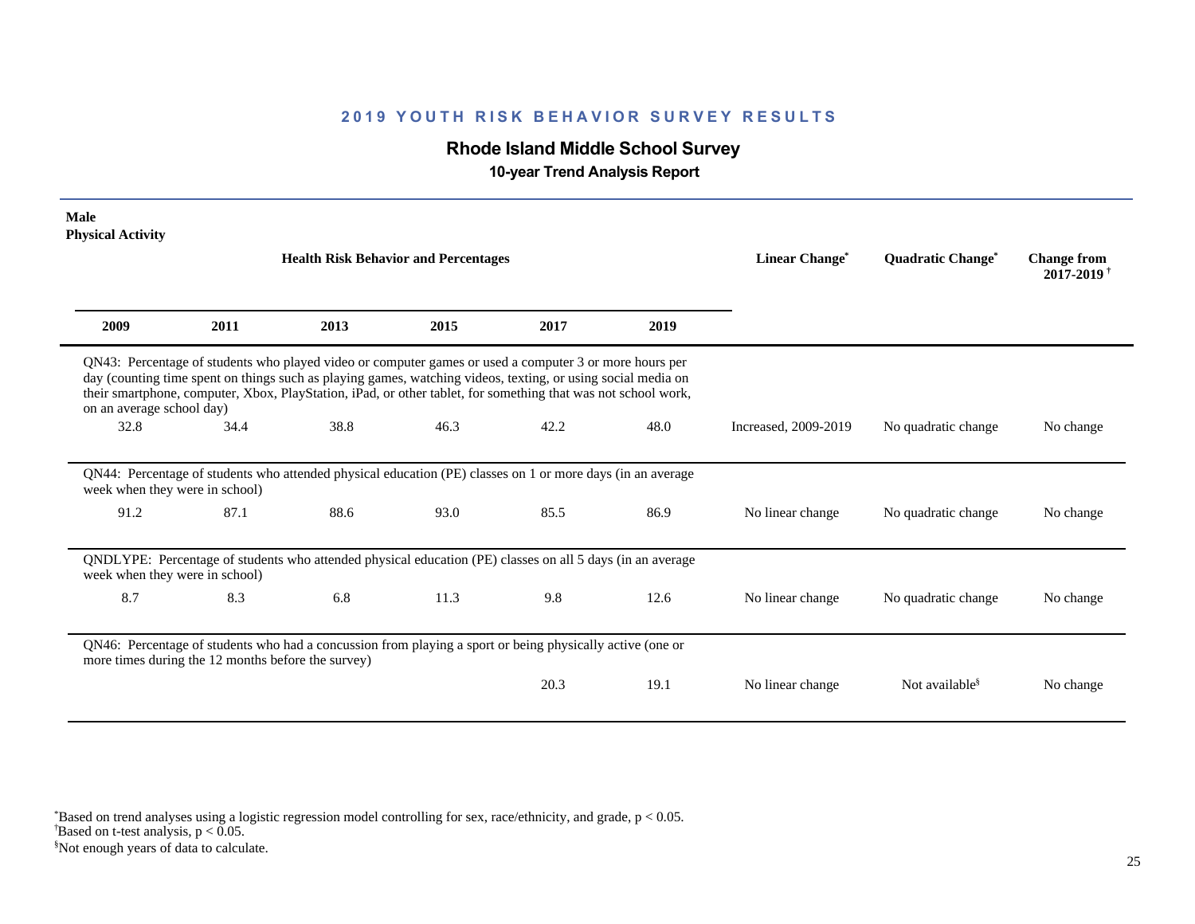## 2019 YOUTH RISK BEHAVIOR SURVEY RESULTS

### Rhode Island Middle School Survey

**10-year Trend Analysis Report**

**Male**
**Physical Activity**

| 2009 | 2011 | 2013 | 2015 | 2017 | 2019 | Linear Change* | Quadratic Change* | Change from 2017-2019 † |
|---|---|---|---|---|---|---|---|---|
| QN43: Percentage of students who played video or computer games or used a computer 3 or more hours per day (counting time spent on things such as playing games, watching videos, texting, or using social media on their smartphone, computer, Xbox, PlayStation, iPad, or other tablet, for something that was not school work, on an average school day) | | | | | | | | |
| 32.8 | 34.4 | 38.8 | 46.3 | 42.2 | 48.0 | Increased, 2009-2019 | No quadratic change | No change |
| QN44: Percentage of students who attended physical education (PE) classes on 1 or more days (in an average week when they were in school) | | | | | | | | |
| 91.2 | 87.1 | 88.6 | 93.0 | 85.5 | 86.9 | No linear change | No quadratic change | No change |
| QNDLYPE: Percentage of students who attended physical education (PE) classes on all 5 days (in an average week when they were in school) | | | | | | | | |
| 8.7 | 8.3 | 6.8 | 11.3 | 9.8 | 12.6 | No linear change | No quadratic change | No change |
| QN46: Percentage of students who had a concussion from playing a sport or being physically active (one or more times during the 12 months before the survey) | | | | | | | | |
| | | | | 20.3 | 19.1 | No linear change | Not available§ | No change |

*Based on trend analyses using a logistic regression model controlling for sex, race/ethnicity, and grade, $p < 0.05$.
†Based on t-test analysis, $p < 0.05$.
§Not enough years of data to calculate.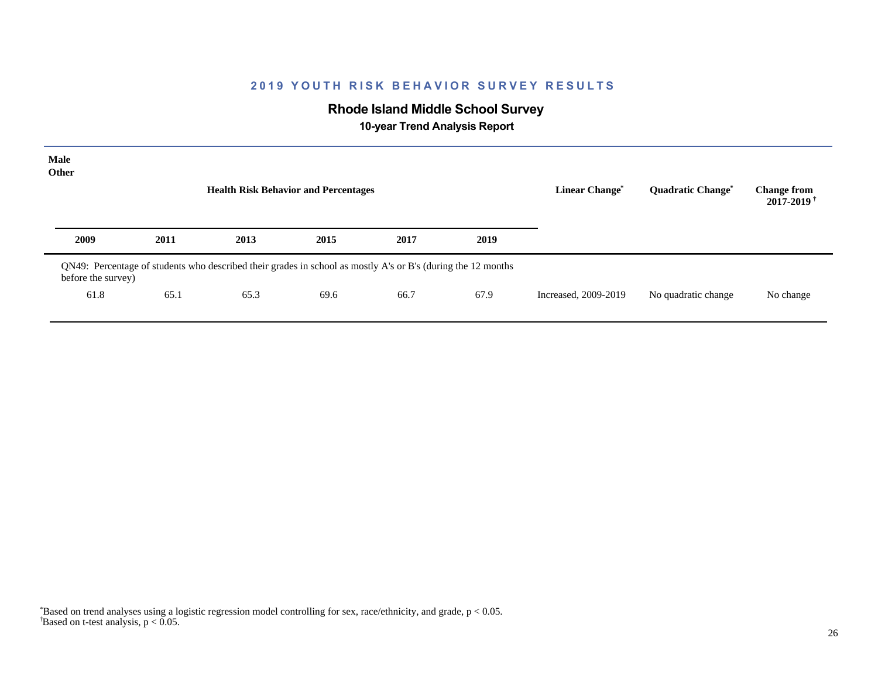## 2019 YOUTH RISK BEHAVIOR SURVEY RESULTS

### Rhode Island Middle School Survey

**10-year Trend Analysis Report**

**Male**
**Other**

| Health Risk Behavior and Percentages | | | | | | Linear Change* | Quadratic Change* | Change from 2017-2019† |
|---|---|---|---|---|---|---|---|---|
| **2009** | **2011** | **2013** | **2015** | **2017** | **2019** | | | |
| QN49: Percentage of students who described their grades in school as mostly A's or B's (during the 12 months before the survey) | | | | | | | | |
| 61.8 | 65.1 | 65.3 | 69.6 | 66.7 | 67.9 | Increased, 2009-2019 | No quadratic change | No change |

*Based on trend analyses using a logistic regression model controlling for sex, race/ethnicity, and grade, $p < 0.05$.
†Based on t-test analysis, $p < 0.05$.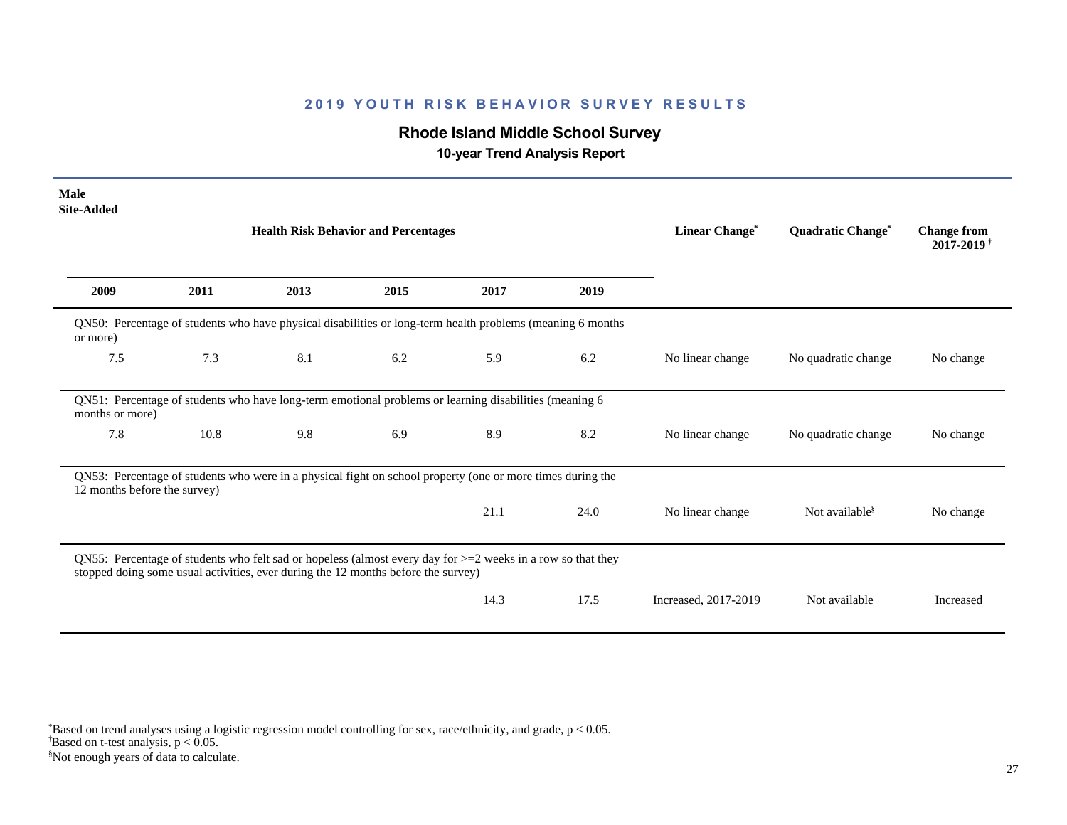## 2019 YOUTH RISK BEHAVIOR SURVEY RESULTS

### Rhode Island Middle School Survey

**10-year Trend Analysis Report**

**Male**
**Site-Added**

| 2009 | 2011 | 2013 | 2015 | 2017 | 2019 | Linear Change* | Quadratic Change* | Change from 2017-2019† |
|---|---|---|---|---|---|---|---|---|
| QN50: Percentage of students who have physical disabilities or long-term health problems (meaning 6 months or more) | | | | | | | | |
| 7.5 | 7.3 | 8.1 | 6.2 | 5.9 | 6.2 | No linear change | No quadratic change | No change |
| QN51: Percentage of students who have long-term emotional problems or learning disabilities (meaning 6 months or more) | | | | | | | | |
| 7.8 | 10.8 | 9.8 | 6.9 | 8.9 | 8.2 | No linear change | No quadratic change | No change |
| QN53: Percentage of students who were in a physical fight on school property (one or more times during the 12 months before the survey) | | | | | | | | |
| | | | | 21.1 | 24.0 | No linear change | Not available§ | No change |
| QN55: Percentage of students who felt sad or hopeless (almost every day for >=2 weeks in a row so that they stopped doing some usual activities, ever during the 12 months before the survey) | | | | | | | | |
| | | | | 14.3 | 17.5 | Increased, 2017-2019 | Not available | Increased |

*Based on trend analyses using a logistic regression model controlling for sex, race/ethnicity, and grade, $p < 0.05$.
†Based on t-test analysis, $p < 0.05$.
§Not enough years of data to calculate.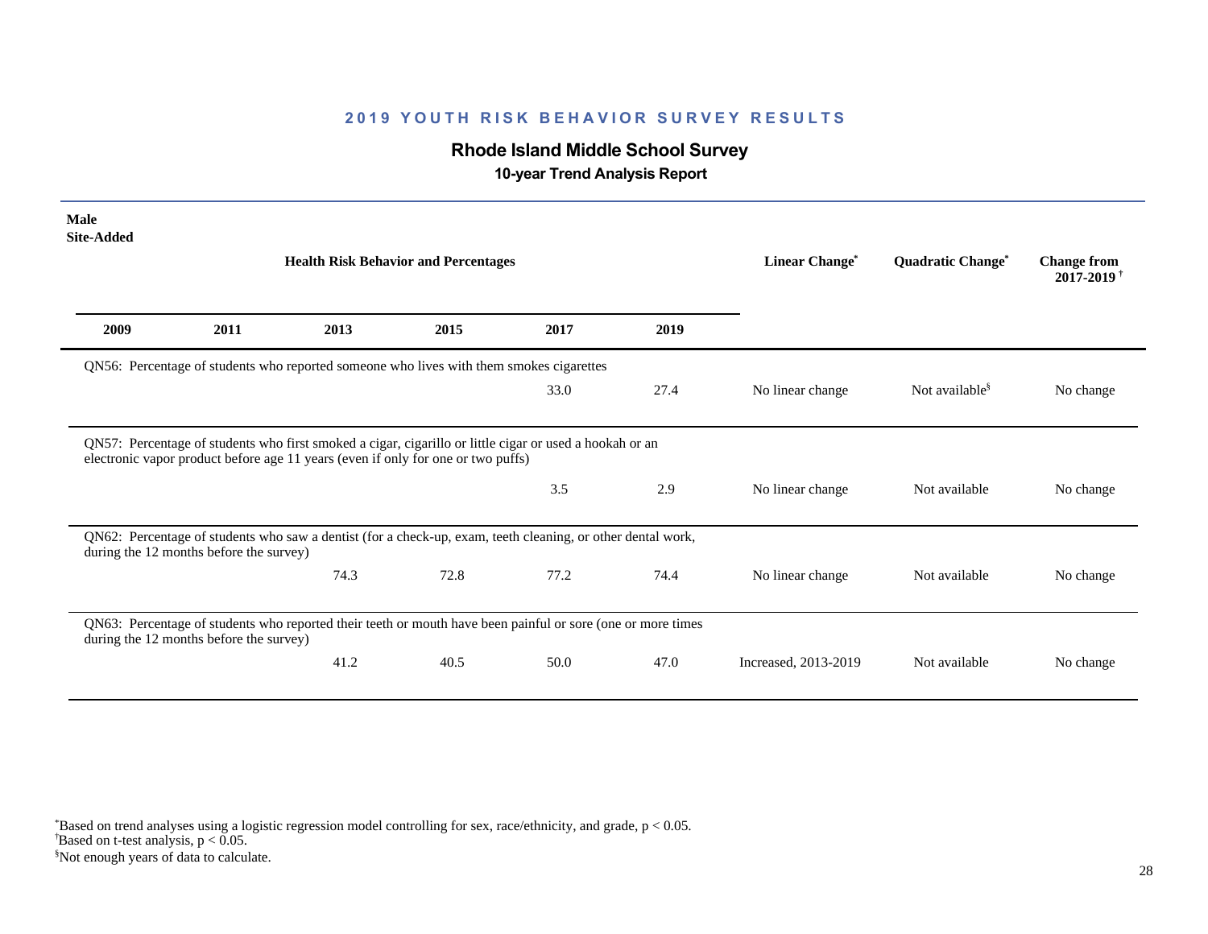## 2019 YOUTH RISK BEHAVIOR SURVEY RESULTS

### Rhode Island Middle School Survey

**10-year Trend Analysis Report**

**Male**
**Site-Added**

| 2009 | 2011 | 2013 | 2015 | 2017 | 2019 | Linear Change* | Quadratic Change* | Change from 2017-2019 † |
|---|---|---|---|---|---|---|---|---|
| QN56: Percentage of students who reported someone who lives with them smokes cigarettes | | | | | | | | |
| | | | | 33.0 | 27.4 | No linear change | Not available§ | No change |
| QN57: Percentage of students who first smoked a cigar, cigarillo or little cigar or used a hookah or an electronic vapor product before age 11 years (even if only for one or two puffs) | | | | | | | | |
| | | | | 3.5 | 2.9 | No linear change | Not available | No change |
| QN62: Percentage of students who saw a dentist (for a check-up, exam, teeth cleaning, or other dental work, during the 12 months before the survey) | | | | | | | | |
| | | 74.3 | 72.8 | 77.2 | 74.4 | No linear change | Not available | No change |
| QN63: Percentage of students who reported their teeth or mouth have been painful or sore (one or more times during the 12 months before the survey) | | | | | | | | |
| | | 41.2 | 40.5 | 50.0 | 47.0 | Increased, 2013-2019 | Not available | No change |

*Based on trend analyses using a logistic regression model controlling for sex, race/ethnicity, and grade, $p < 0.05$.
†Based on t-test analysis, $p < 0.05$.
§Not enough years of data to calculate.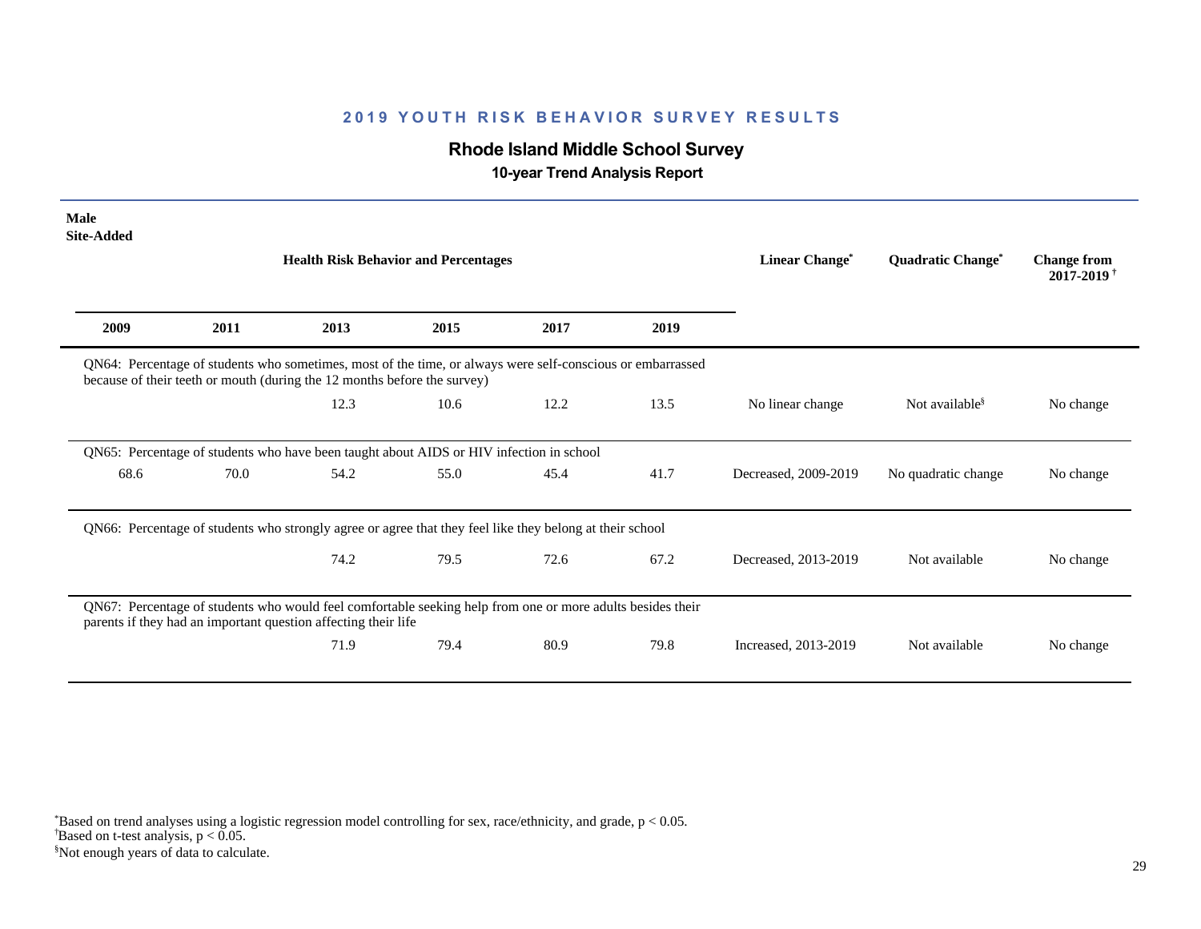## 2019 YOUTH RISK BEHAVIOR SURVEY RESULTS

### Rhode Island Middle School Survey

**10-year Trend Analysis Report**

**Male**
**Site-Added**

| 2009 | 2011 | 2013 | 2015 | 2017 | 2019 | Linear Change* | Quadratic Change* | Change from 2017-2019† |
|---|---|---|---|---|---|---|---|---|
| QN64: Percentage of students who sometimes, most of the time, or always were self-conscious or embarrassed because of their teeth or mouth (during the 12 months before the survey) | | | | | | | | |
| | | 12.3 | 10.6 | 12.2 | 13.5 | No linear change | Not available§ | No change |
| QN65: Percentage of students who have been taught about AIDS or HIV infection in school | | | | | | | | |
| 68.6 | 70.0 | 54.2 | 55.0 | 45.4 | 41.7 | Decreased, 2009-2019 | No quadratic change | No change |
| QN66: Percentage of students who strongly agree or agree that they feel like they belong at their school | | | | | | | | |
| | | 74.2 | 79.5 | 72.6 | 67.2 | Decreased, 2013-2019 | Not available | No change |
| QN67: Percentage of students who would feel comfortable seeking help from one or more adults besides their parents if they had an important question affecting their life | | | | | | | | |
| | | 71.9 | 79.4 | 80.9 | 79.8 | Increased, 2013-2019 | Not available | No change |

*Based on trend analyses using a logistic regression model controlling for sex, race/ethnicity, and grade, $p < 0.05$.
†Based on t-test analysis, $p < 0.05$.
§Not enough years of data to calculate.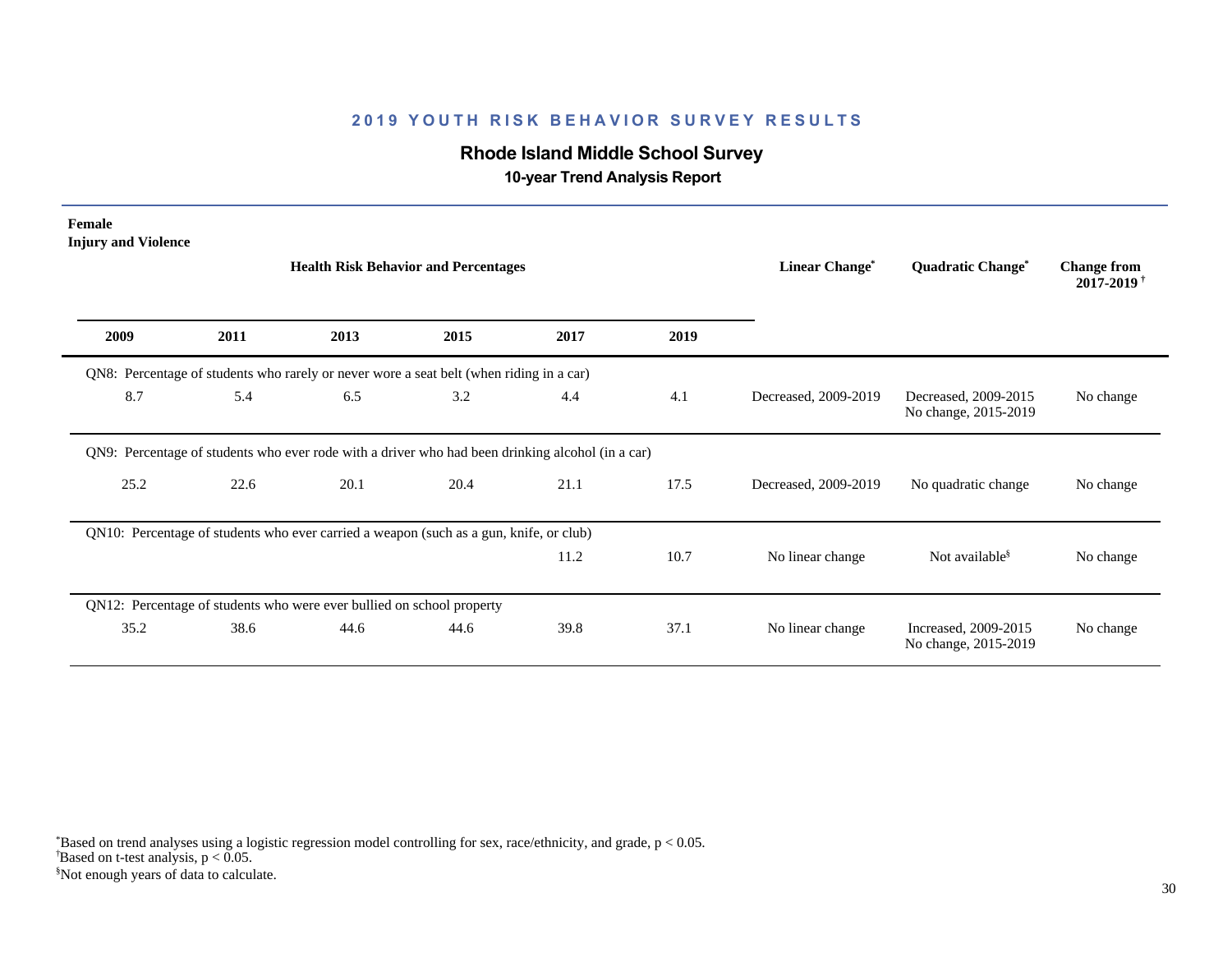## 2019 YOUTH RISK BEHAVIOR SURVEY RESULTS

### Rhode Island Middle School Survey

**10-year Trend Analysis Report**

**Female**
**Injury and Violence**

| 2009 | 2011 | 2013 | 2015 | 2017 | 2019 | Linear Change* | Quadratic Change* | Change from 2017-2019† |
|---|---|---|---|---|---|---|---|---|
| QN8: Percentage of students who rarely or never wore a seat belt (when riding in a car) | | | | | | | | |
| 8.7 | 5.4 | 6.5 | 3.2 | 4.4 | 4.1 | Decreased, 2009-2019 | Decreased, 2009-2015 No change, 2015-2019 | No change |
| QN9: Percentage of students who ever rode with a driver who had been drinking alcohol (in a car) | | | | | | | | |
| 25.2 | 22.6 | 20.1 | 20.4 | 21.1 | 17.5 | Decreased, 2009-2019 | No quadratic change | No change |
| QN10: Percentage of students who ever carried a weapon (such as a gun, knife, or club) | | | | | | | | |
| | | | | 11.2 | 10.7 | No linear change | Not available§ | No change |
| QN12: Percentage of students who were ever bullied on school property | | | | | | | | |
| 35.2 | 38.6 | 44.6 | 44.6 | 39.8 | 37.1 | No linear change | Increased, 2009-2015 No change, 2015-2019 | No change |

*Based on trend analyses using a logistic regression model controlling for sex, race/ethnicity, and grade, $p < 0.05$.
†Based on t-test analysis, $p < 0.05$.
§Not enough years of data to calculate.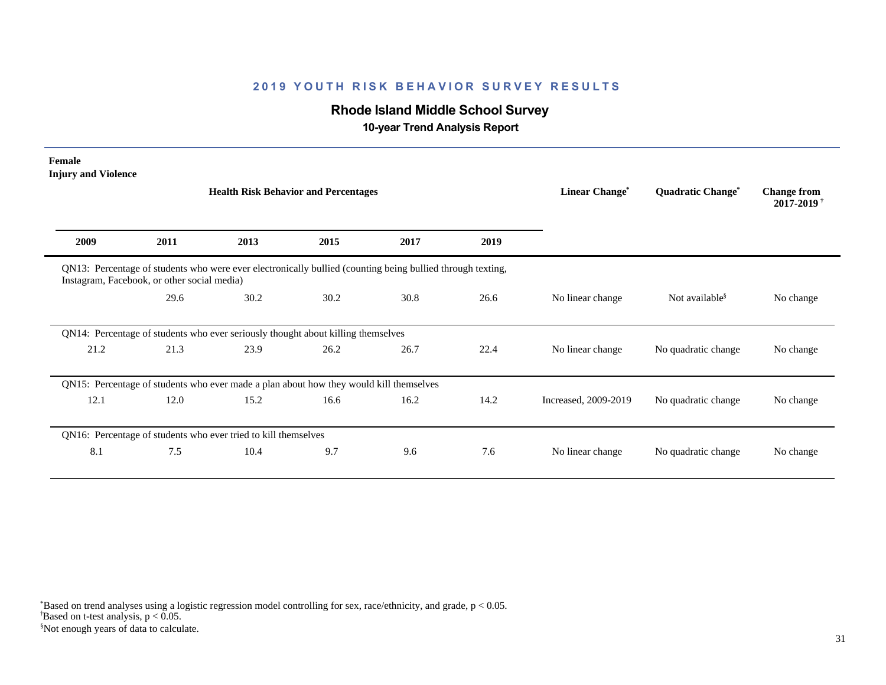## 2019 YOUTH RISK BEHAVIOR SURVEY RESULTS

### Rhode Island Middle School Survey

**10-year Trend Analysis Report**

**Female**
**Injury and Violence**

| 2009 | 2011 | 2013 | 2015 | 2017 | 2019 | Linear Change* | Quadratic Change* | Change from 2017-2019† |
|---|---|---|---|---|---|---|---|---|
| QN13: Percentage of students who were ever electronically bullied (counting being bullied through texting, Instagram, Facebook, or other social media) | | | | | | | | |
| | 29.6 | 30.2 | 30.2 | 30.8 | 26.6 | No linear change | Not available§ | No change |
| QN14: Percentage of students who ever seriously thought about killing themselves | | | | | | | | |
| 21.2 | 21.3 | 23.9 | 26.2 | 26.7 | 22.4 | No linear change | No quadratic change | No change |
| QN15: Percentage of students who ever made a plan about how they would kill themselves | | | | | | | | |
| 12.1 | 12.0 | 15.2 | 16.6 | 16.2 | 14.2 | Increased, 2009-2019 | No quadratic change | No change |
| QN16: Percentage of students who ever tried to kill themselves | | | | | | | | |
| 8.1 | 7.5 | 10.4 | 9.7 | 9.6 | 7.6 | No linear change | No quadratic change | No change |

*Based on trend analyses using a logistic regression model controlling for sex, race/ethnicity, and grade, $p < 0.05$.
†Based on t-test analysis, $p < 0.05$.
§Not enough years of data to calculate.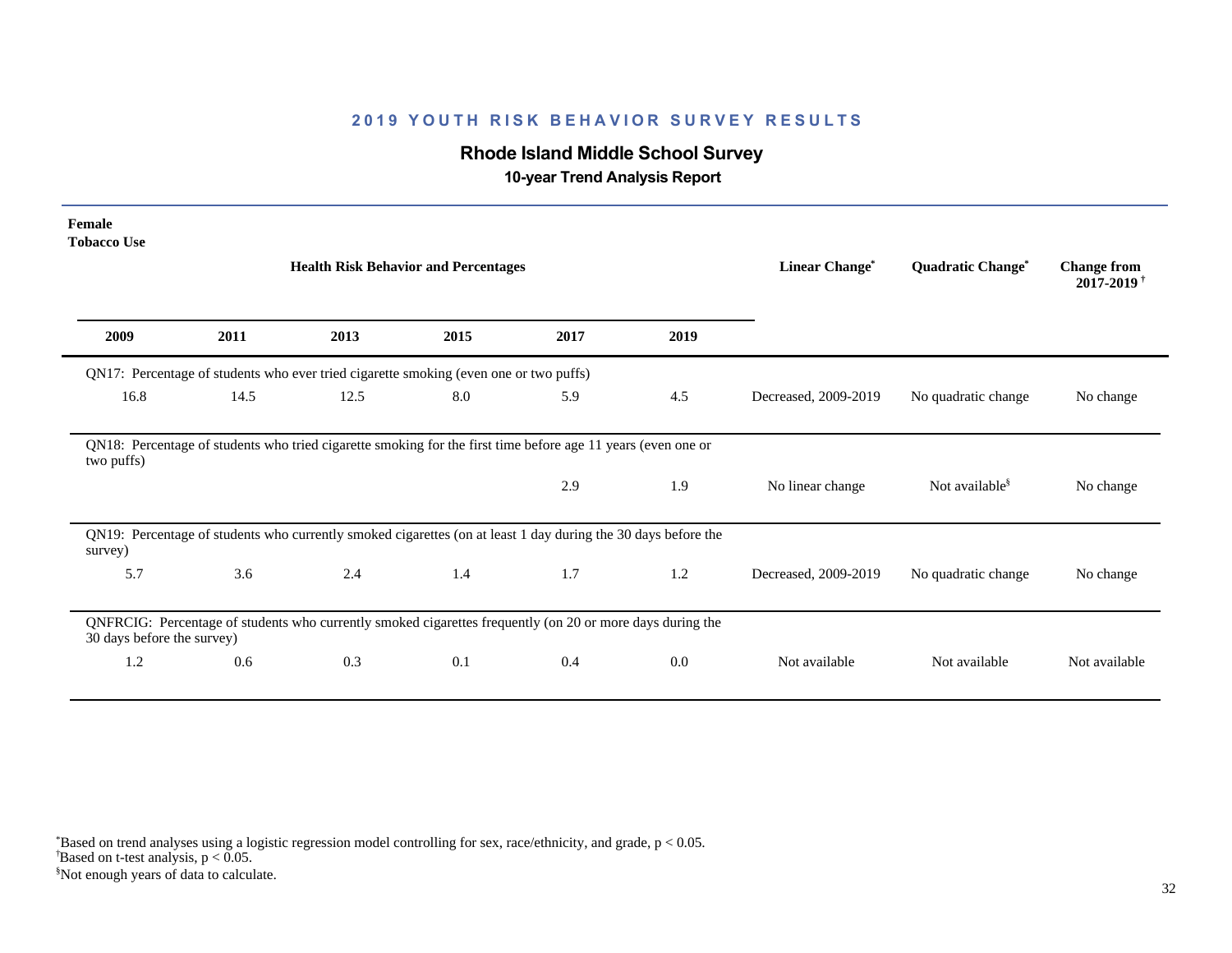# 2019 YOUTH RISK BEHAVIOR SURVEY RESULTS

## Rhode Island Middle School Survey

### 10-year Trend Analysis Report

**Female**
**Tobacco Use**

| 2009 | 2011 | 2013 | 2015 | 2017 | 2019 | Linear Change* | Quadratic Change* | Change from 2017-2019† |
|---|---|---|---|---|---|---|---|---|
| QN17: Percentage of students who ever tried cigarette smoking (even one or two puffs) | | | | | | | | |
| 16.8 | 14.5 | 12.5 | 8.0 | 5.9 | 4.5 | Decreased, 2009-2019 | No quadratic change | No change |
| QN18: Percentage of students who tried cigarette smoking for the first time before age 11 years (even one or two puffs) | | | | | | | | |
| | | | | 2.9 | 1.9 | No linear change | Not available§ | No change |
| QN19: Percentage of students who currently smoked cigarettes (on at least 1 day during the 30 days before the survey) | | | | | | | | |
| 5.7 | 3.6 | 2.4 | 1.4 | 1.7 | 1.2 | Decreased, 2009-2019 | No quadratic change | No change |
| QNFRCIG: Percentage of students who currently smoked cigarettes frequently (on 20 or more days during the 30 days before the survey) | | | | | | | | |
| 1.2 | 0.6 | 0.3 | 0.1 | 0.4 | 0.0 | Not available | Not available | Not available |

*Based on trend analyses using a logistic regression model controlling for sex, race/ethnicity, and grade, $p < 0.05$.
†Based on t-test analysis, $p < 0.05$.
§Not enough years of data to calculate.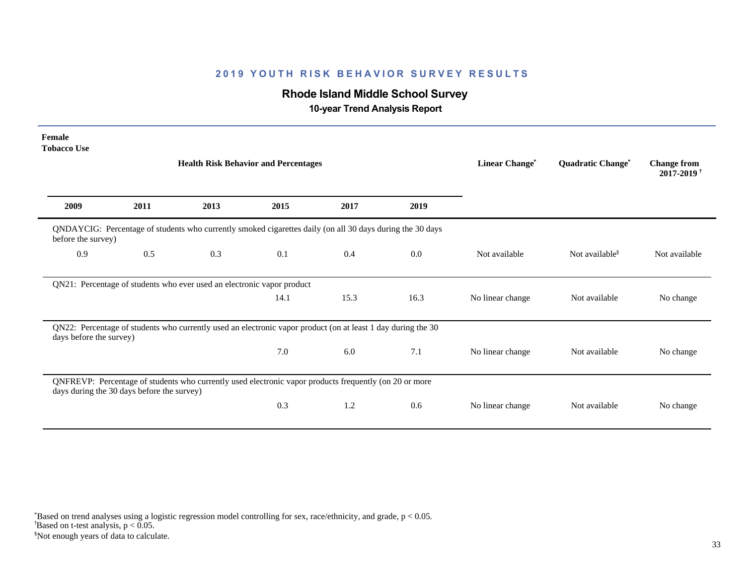## 2019 YOUTH RISK BEHAVIOR SURVEY RESULTS

### Rhode Island Middle School Survey

**10-year Trend Analysis Report**

**Female**
**Tobacco Use**

| Health Risk Behavior and Percentages | | | | | | Linear Change* | Quadratic Change* | Change from 2017-2019 † |
|---|---|---|---|---|---|---|---|---|
| **2009** | **2011** | **2013** | **2015** | **2017** | **2019** | | | |
| QNDAYCIG: Percentage of students who currently smoked cigarettes daily (on all 30 days during the 30 days before the survey) | | | | | | | | |
| 0.9 | 0.5 | 0.3 | 0.1 | 0.4 | 0.0 | Not available | Not available§ | Not available |
| QN21: Percentage of students who ever used an electronic vapor product | | | | | | | | |
| | | | 14.1 | 15.3 | 16.3 | No linear change | Not available | No change |
| QN22: Percentage of students who currently used an electronic vapor product (on at least 1 day during the 30 days before the survey) | | | | | | | | |
| | | | 7.0 | 6.0 | 7.1 | No linear change | Not available | No change |
| QNFREVP: Percentage of students who currently used electronic vapor products frequently (on 20 or more days during the 30 days before the survey) | | | | | | | | |
| | | | 0.3 | 1.2 | 0.6 | No linear change | Not available | No change |

*Based on trend analyses using a logistic regression model controlling for sex, race/ethnicity, and grade, $p < 0.05$.
†Based on t-test analysis, $p < 0.05$.
§Not enough years of data to calculate.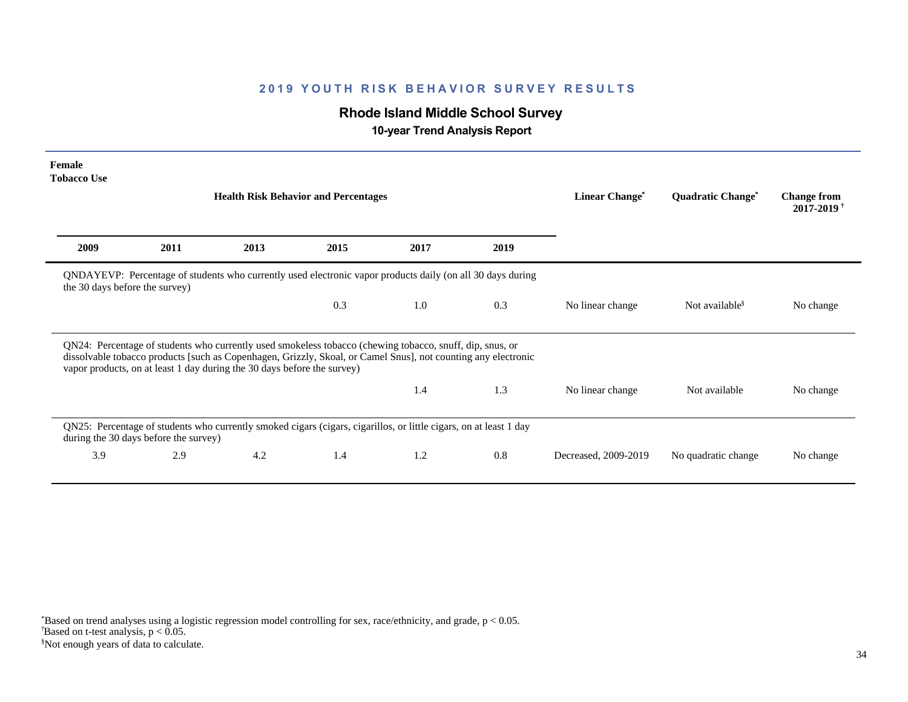## 2019 YOUTH RISK BEHAVIOR SURVEY RESULTS

### Rhode Island Middle School Survey

**10-year Trend Analysis Report**

**Female**
**Tobacco Use**

| 2009 | 2011 | 2013 | 2015 | 2017 | 2019 | Linear Change* | Quadratic Change* | Change from 2017-2019 † |
|---|---|---|---|---|---|---|---|---|
| QNDAYEVP: Percentage of students who currently used electronic vapor products daily (on all 30 days during the 30 days before the survey) | | | | | | | | |
| | | | 0.3 | 1.0 | 0.3 | No linear change | Not available§ | No change |
| QN24: Percentage of students who currently used smokeless tobacco (chewing tobacco, snuff, dip, snus, or dissolvable tobacco products [such as Copenhagen, Grizzly, Skoal, or Camel Snus], not counting any electronic vapor products, on at least 1 day during the 30 days before the survey) | | | | | | | | |
| | | | | 1.4 | 1.3 | No linear change | Not available | No change |
| QN25: Percentage of students who currently smoked cigars (cigars, cigarillos, or little cigars, on at least 1 day during the 30 days before the survey) | | | | | | | | |
| 3.9 | 2.9 | 4.2 | 1.4 | 1.2 | 0.8 | Decreased, 2009-2019 | No quadratic change | No change |

*Based on trend analyses using a logistic regression model controlling for sex, race/ethnicity, and grade, $p < 0.05$.
†Based on t-test analysis, $p < 0.05$.
§Not enough years of data to calculate.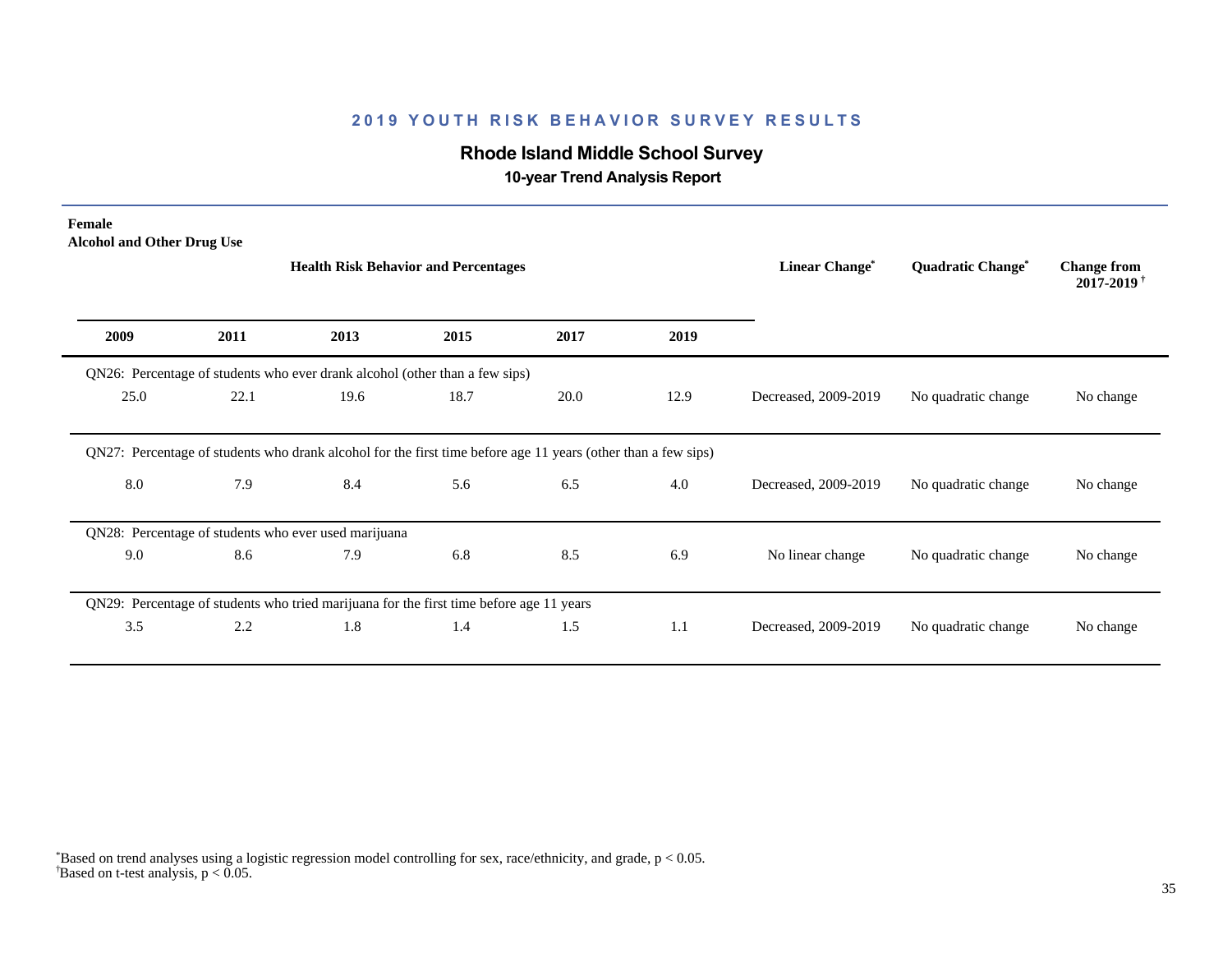## 2019 YOUTH RISK BEHAVIOR SURVEY RESULTS

### Rhode Island Middle School Survey

#### 10-year Trend Analysis Report

**Female**
**Alcohol and Other Drug Use**

| Health Risk Behavior and Percentages | | | | | | Linear Change* | Quadratic Change* | Change from 2017-2019† |
|---|---|---|---|---|---|---|---|---|
| **2009** | **2011** | **2013** | **2015** | **2017** | **2019** | | | |
| QN26: Percentage of students who ever drank alcohol (other than a few sips) | | | | | | | | |
| 25.0 | 22.1 | 19.6 | 18.7 | 20.0 | 12.9 | Decreased, 2009-2019 | No quadratic change | No change |
| QN27: Percentage of students who drank alcohol for the first time before age 11 years (other than a few sips) | | | | | | | | |
| 8.0 | 7.9 | 8.4 | 5.6 | 6.5 | 4.0 | Decreased, 2009-2019 | No quadratic change | No change |
| QN28: Percentage of students who ever used marijuana | | | | | | | | |
| 9.0 | 8.6 | 7.9 | 6.8 | 8.5 | 6.9 | No linear change | No quadratic change | No change |
| QN29: Percentage of students who tried marijuana for the first time before age 11 years | | | | | | | | |
| 3.5 | 2.2 | 1.8 | 1.4 | 1.5 | 1.1 | Decreased, 2009-2019 | No quadratic change | No change |

*Based on trend analyses using a logistic regression model controlling for sex, race/ethnicity, and grade, $p < 0.05$.
†Based on t-test analysis, $p < 0.05$.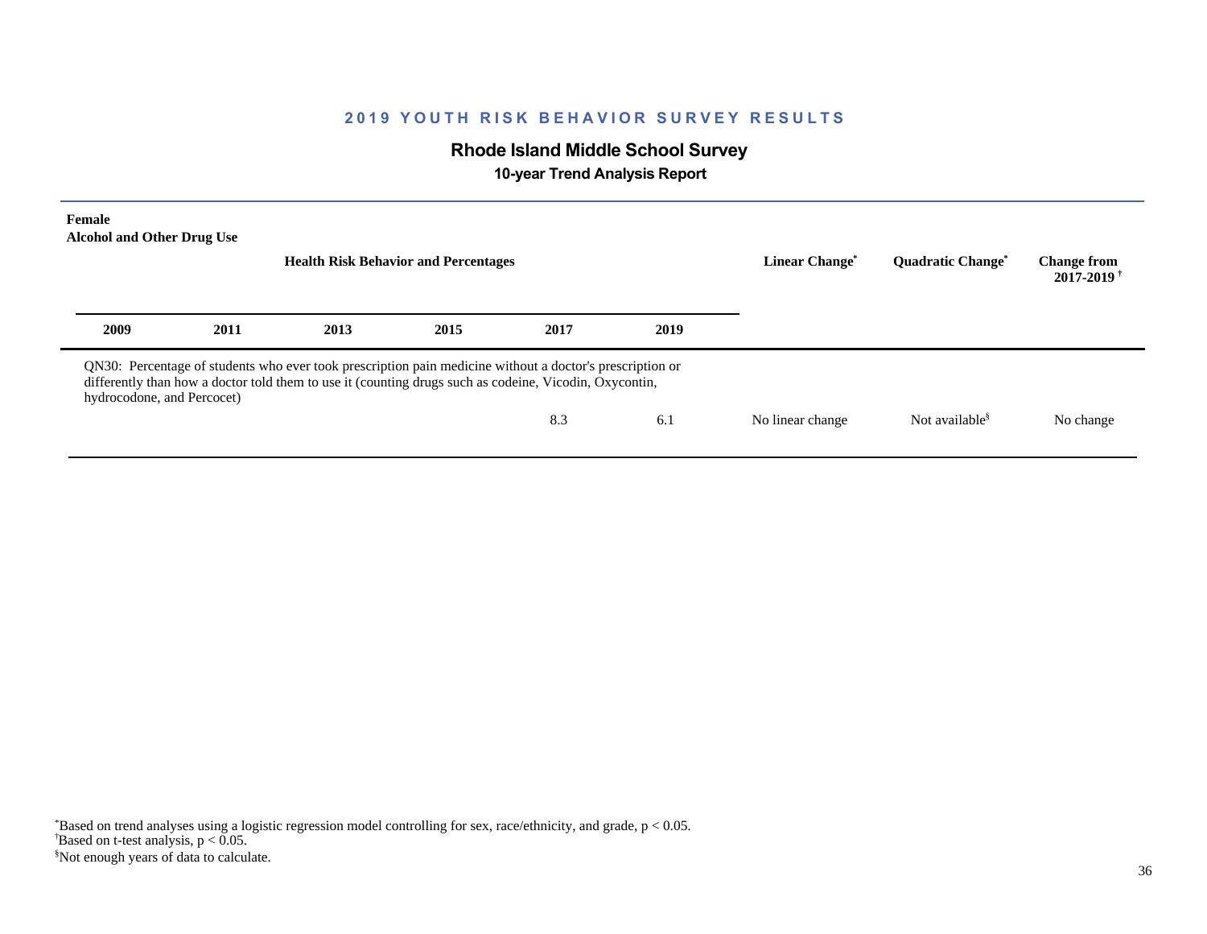## 2019 YOUTH RISK BEHAVIOR SURVEY RESULTS

### Rhode Island Middle School Survey

**10-year Trend Analysis Report**

**Female**
**Alcohol and Other Drug Use**

| Health Risk Behavior and Percentages | | | | | | Linear Change* | Quadratic Change* | Change from 2017-2019† |
|---|---|---|---|---|---|---|---|---|
| 2009 | 2011 | 2013 | 2015 | 2017 | 2019 | | | |
| QN30: Percentage of students who ever took prescription pain medicine without a doctor's prescription or differently than how a doctor told them to use it (counting drugs such as codeine, Vicodin, Oxycontin, hydrocodone, and Percocet) | | | | | | | | |
| | | | | 8.3 | 6.1 | No linear change | Not available§ | No change |

*Based on trend analyses using a logistic regression model controlling for sex, race/ethnicity, and grade, $p < 0.05$.
†Based on t-test analysis, $p < 0.05$.
§Not enough years of data to calculate.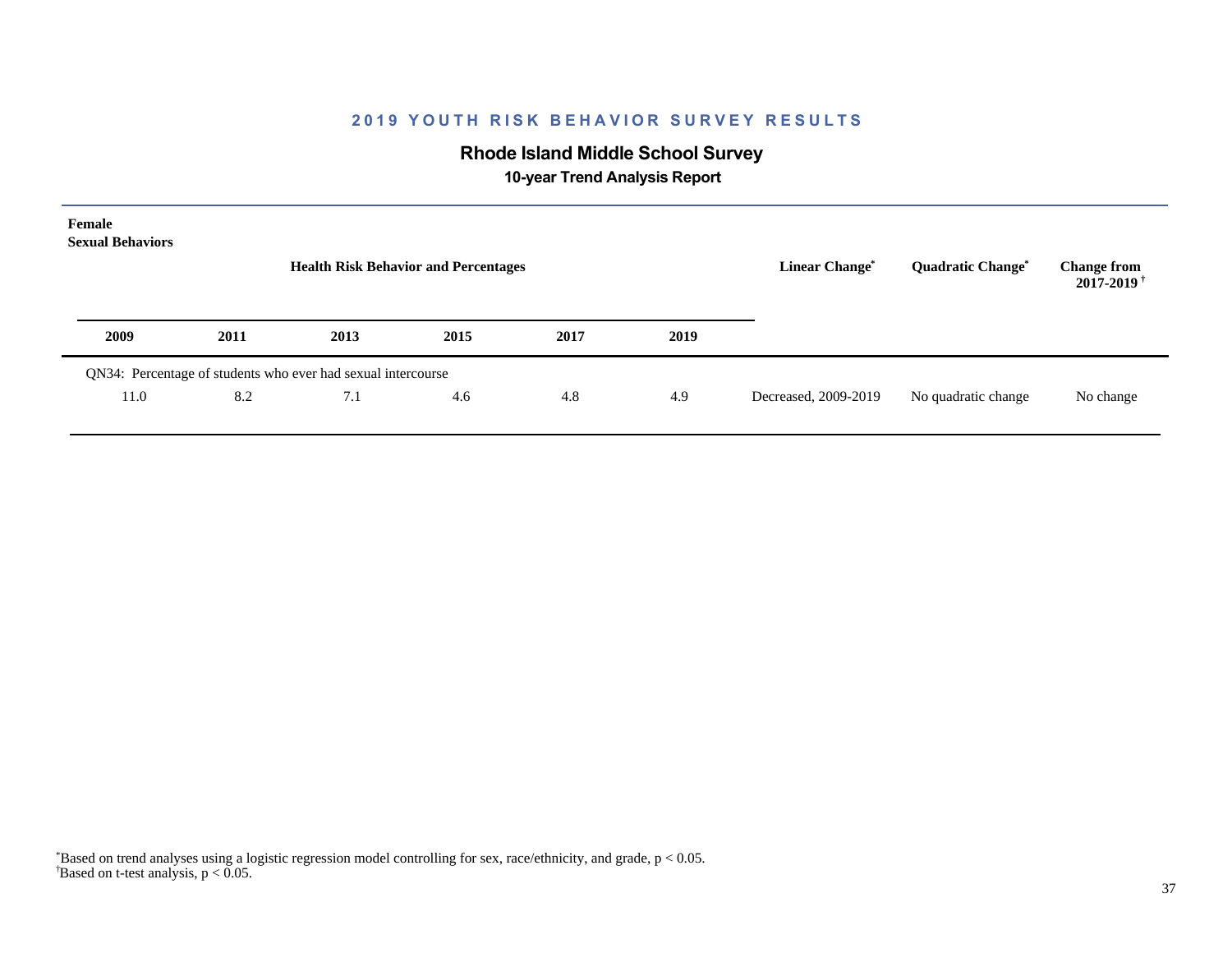# 2019 YOUTH RISK BEHAVIOR SURVEY RESULTS

## Rhode Island Middle School Survey

### 10-year Trend Analysis Report

**Female**
**Sexual Behaviors**

| Health Risk Behavior and Percentages | | | | | | Linear Change* | Quadratic Change* | Change from 2017-2019† |
|---|---|---|---|---|---|---|---|---|
| **2009** | **2011** | **2013** | **2015** | **2017** | **2019** | | | |
| QN34: Percentage of students who ever had sexual intercourse | | | | | | | | |
| 11.0 | 8.2 | 7.1 | 4.6 | 4.8 | 4.9 | Decreased, 2009-2019 | No quadratic change | No change |

*Based on trend analyses using a logistic regression model controlling for sex, race/ethnicity, and grade, $p < 0.05$.
†Based on t-test analysis, $p < 0.05$.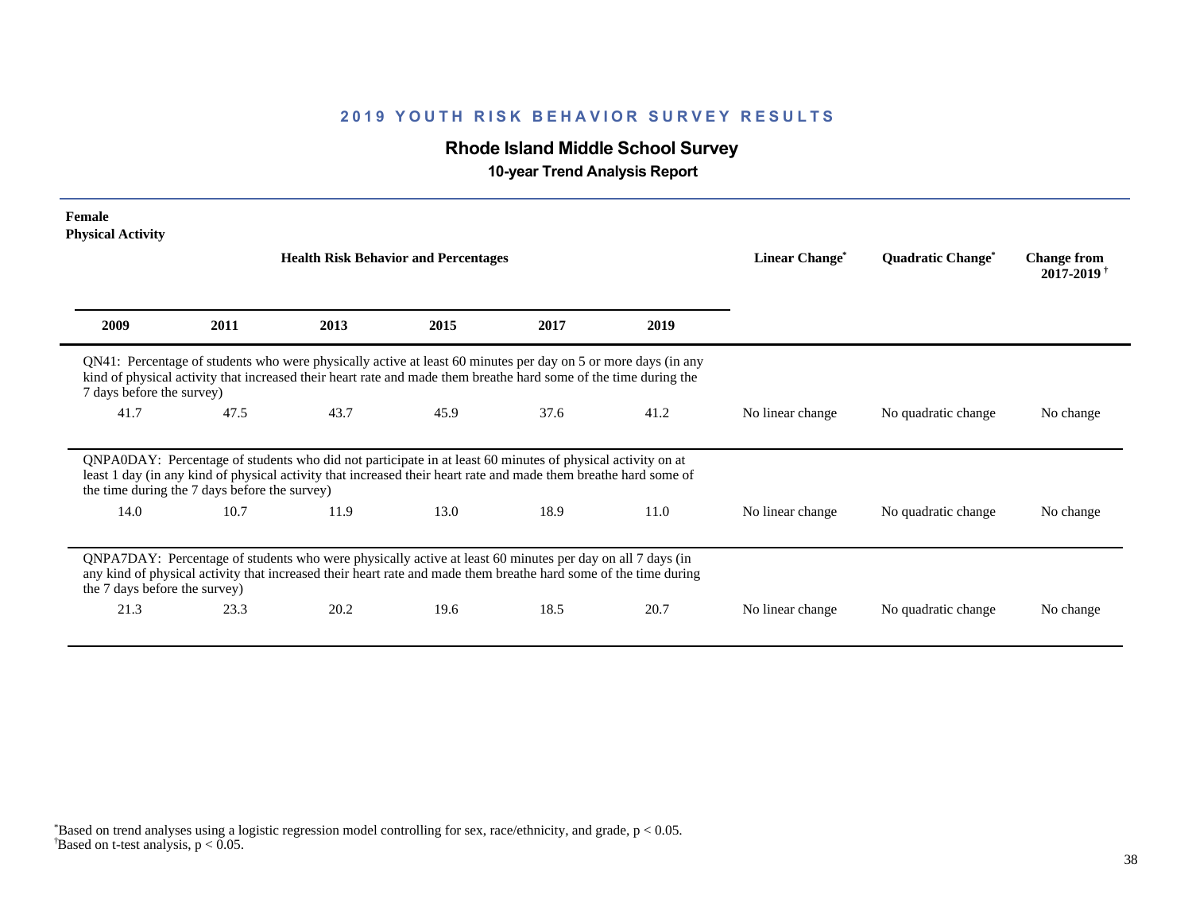## 2019 YOUTH RISK BEHAVIOR SURVEY RESULTS

### Rhode Island Middle School Survey

**10-year Trend Analysis Report**

**Female**
**Physical Activity**

| 2009 | 2011 | 2013 | 2015 | 2017 | 2019 | Linear Change* | Quadratic Change* | Change from 2017-2019† |
|---|---|---|---|---|---|---|---|---|
| QN41: Percentage of students who were physically active at least 60 minutes per day on 5 or more days (in any kind of physical activity that increased their heart rate and made them breathe hard some of the time during the 7 days before the survey) | | | | | | | | |
| 41.7 | 47.5 | 43.7 | 45.9 | 37.6 | 41.2 | No linear change | No quadratic change | No change |
| QNPA0DAY: Percentage of students who did not participate in at least 60 minutes of physical activity on at least 1 day (in any kind of physical activity that increased their heart rate and made them breathe hard some of the time during the 7 days before the survey) | | | | | | | | |
| 14.0 | 10.7 | 11.9 | 13.0 | 18.9 | 11.0 | No linear change | No quadratic change | No change |
| QNPA7DAY: Percentage of students who were physically active at least 60 minutes per day on all 7 days (in any kind of physical activity that increased their heart rate and made them breathe hard some of the time during the 7 days before the survey) | | | | | | | | |
| 21.3 | 23.3 | 20.2 | 19.6 | 18.5 | 20.7 | No linear change | No quadratic change | No change |

*Based on trend analyses using a logistic regression model controlling for sex, race/ethnicity, and grade, $p < 0.05$.
†Based on t-test analysis, $p < 0.05$.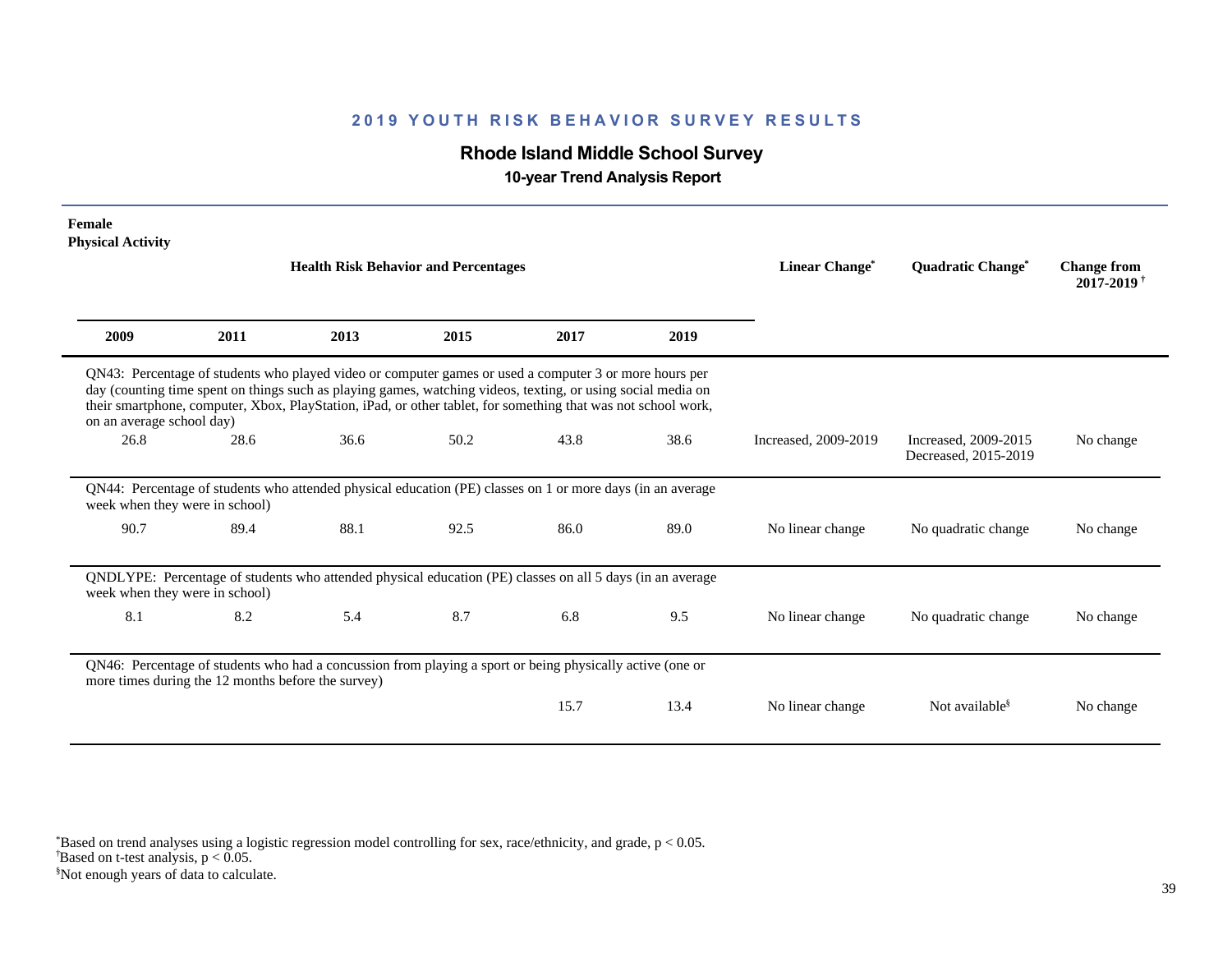## 2019 YOUTH RISK BEHAVIOR SURVEY RESULTS

### Rhode Island Middle School Survey

#### 10-year Trend Analysis Report

**Female**
**Physical Activity**

| 2009 | 2011 | 2013 | 2015 | 2017 | 2019 | Linear Change* | Quadratic Change* | Change from 2017-2019 † |
|---|---|---|---|---|---|---|---|---|
| QN43: Percentage of students who played video or computer games or used a computer 3 or more hours per day (counting time spent on things such as playing games, watching videos, texting, or using social media on their smartphone, computer, Xbox, PlayStation, iPad, or other tablet, for something that was not school work, on an average school day) | | | | | | | | |
| 26.8 | 28.6 | 36.6 | 50.2 | 43.8 | 38.6 | Increased, 2009-2019 | Increased, 2009-2015 Decreased, 2015-2019 | No change |
| QN44: Percentage of students who attended physical education (PE) classes on 1 or more days (in an average week when they were in school) | | | | | | | | |
| 90.7 | 89.4 | 88.1 | 92.5 | 86.0 | 89.0 | No linear change | No quadratic change | No change |
| QNDLYPE: Percentage of students who attended physical education (PE) classes on all 5 days (in an average week when they were in school) | | | | | | | | |
| 8.1 | 8.2 | 5.4 | 8.7 | 6.8 | 9.5 | No linear change | No quadratic change | No change |
| QN46: Percentage of students who had a concussion from playing a sport or being physically active (one or more times during the 12 months before the survey) | | | | | | | | |
| | | | | 15.7 | 13.4 | No linear change | Not available§ | No change |

*Based on trend analyses using a logistic regression model controlling for sex, race/ethnicity, and grade, $p < 0.05$.
†Based on t-test analysis, $p < 0.05$.
§Not enough years of data to calculate.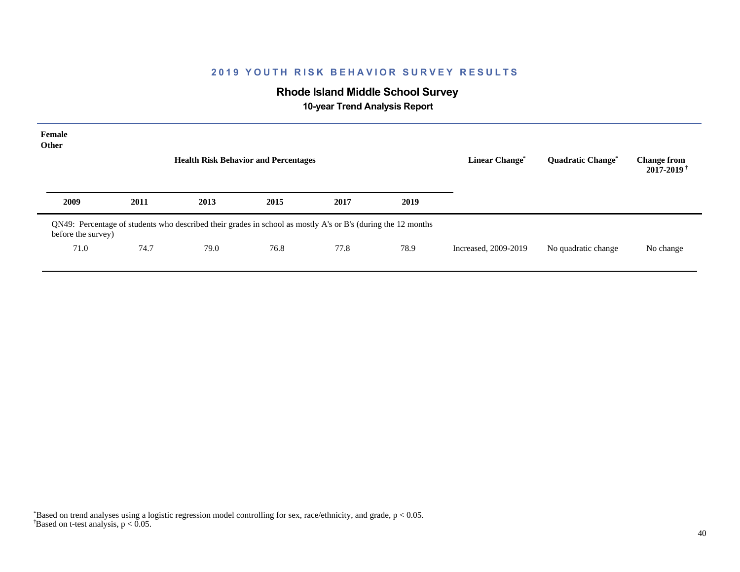## 2019 YOUTH RISK BEHAVIOR SURVEY RESULTS

### Rhode Island Middle School Survey

**10-year Trend Analysis Report**

**Female**
**Other**

| Health Risk Behavior and Percentages | | | | | | Linear Change* | Quadratic Change* | Change from 2017-2019† |
|---|---|---|---|---|---|---|---|---|
| **2009** | **2011** | **2013** | **2015** | **2017** | **2019** | | | |
| QN49: Percentage of students who described their grades in school as mostly A's or B's (during the 12 months before the survey) | | | | | | | | |
| 71.0 | 74.7 | 79.0 | 76.8 | 77.8 | 78.9 | Increased, 2009-2019 | No quadratic change | No change |

*Based on trend analyses using a logistic regression model controlling for sex, race/ethnicity, and grade, $p < 0.05$.
†Based on t-test analysis, $p < 0.05$.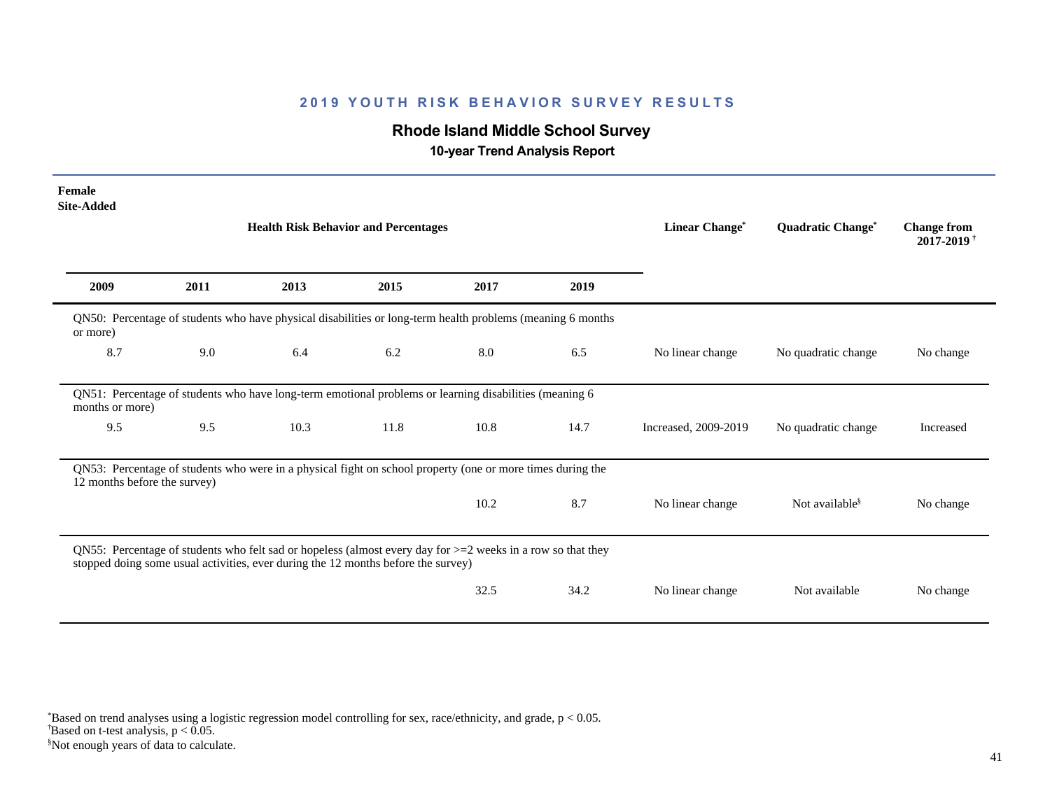# 2019 YOUTH RISK BEHAVIOR SURVEY RESULTS

## Rhode Island Middle School Survey

### 10-year Trend Analysis Report

**Female**
**Site-Added**

| 2009 | 2011 | 2013 | 2015 | 2017 | 2019 | Linear Change* | Quadratic Change* | Change from 2017-2019† |
|---|---|---|---|---|---|---|---|---|
| QN50: Percentage of students who have physical disabilities or long-term health problems (meaning 6 months or more) | | | | | | | | |
| 8.7 | 9.0 | 6.4 | 6.2 | 8.0 | 6.5 | No linear change | No quadratic change | No change |
| QN51: Percentage of students who have long-term emotional problems or learning disabilities (meaning 6 months or more) | | | | | | | | |
| 9.5 | 9.5 | 10.3 | 11.8 | 10.8 | 14.7 | Increased, 2009-2019 | No quadratic change | Increased |
| QN53: Percentage of students who were in a physical fight on school property (one or more times during the 12 months before the survey) | | | | | | | | |
| | | | | 10.2 | 8.7 | No linear change | Not available§ | No change |
| QN55: Percentage of students who felt sad or hopeless (almost every day for >=2 weeks in a row so that they stopped doing some usual activities, ever during the 12 months before the survey) | | | | | | | | |
| | | | | 32.5 | 34.2 | No linear change | Not available | No change |

*Based on trend analyses using a logistic regression model controlling for sex, race/ethnicity, and grade, $p < 0.05$.
†Based on t-test analysis, $p < 0.05$.
§Not enough years of data to calculate.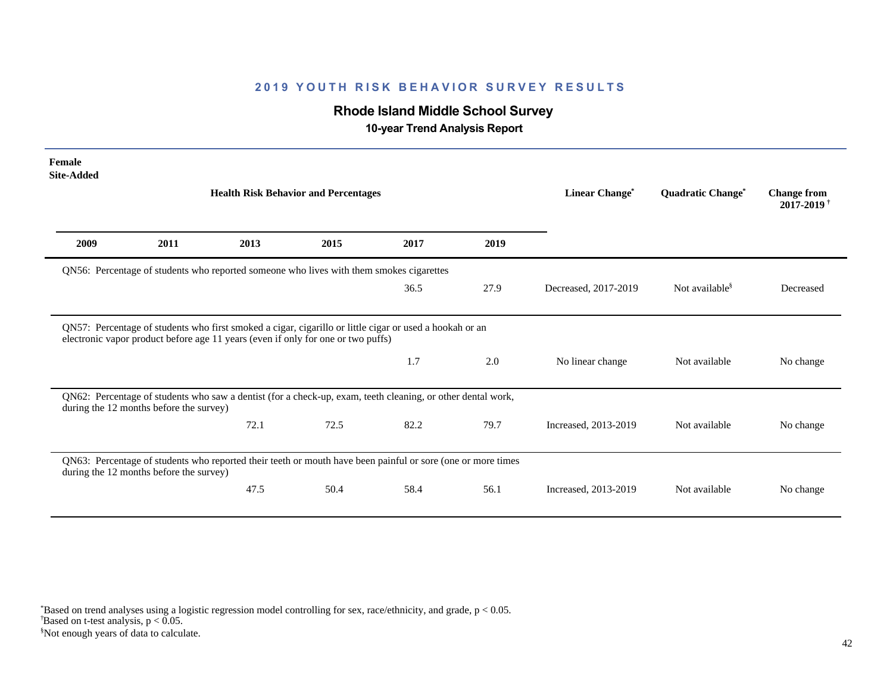## 2019 YOUTH RISK BEHAVIOR SURVEY RESULTS

### Rhode Island Middle School Survey

**10-year Trend Analysis Report**

**Female**
**Site-Added**

| 2009 | 2011 | 2013 | 2015 | 2017 | 2019 | Linear Change* | Quadratic Change* | Change from 2017-2019† |
|---|---|---|---|---|---|---|---|---|
| **QN56: Percentage of students who reported someone who lives with them smokes cigarettes** | | | | | | | | |
| | | | | 36.5 | 27.9 | Decreased, 2017-2019 | Not available§ | Decreased |
| **QN57: Percentage of students who first smoked a cigar, cigarillo or little cigar or used a hookah or an electronic vapor product before age 11 years (even if only for one or two puffs)** | | | | | | | | |
| | | | | 1.7 | 2.0 | No linear change | Not available | No change |
| **QN62: Percentage of students who saw a dentist (for a check-up, exam, teeth cleaning, or other dental work, during the 12 months before the survey)** | | | | | | | | |
| | | 72.1 | 72.5 | 82.2 | 79.7 | Increased, 2013-2019 | Not available | No change |
| **QN63: Percentage of students who reported their teeth or mouth have been painful or sore (one or more times during the 12 months before the survey)** | | | | | | | | |
| | | 47.5 | 50.4 | 58.4 | 56.1 | Increased, 2013-2019 | Not available | No change |

*Based on trend analyses using a logistic regression model controlling for sex, race/ethnicity, and grade, $p < 0.05$.
†Based on t-test analysis, $p < 0.05$.
§Not enough years of data to calculate.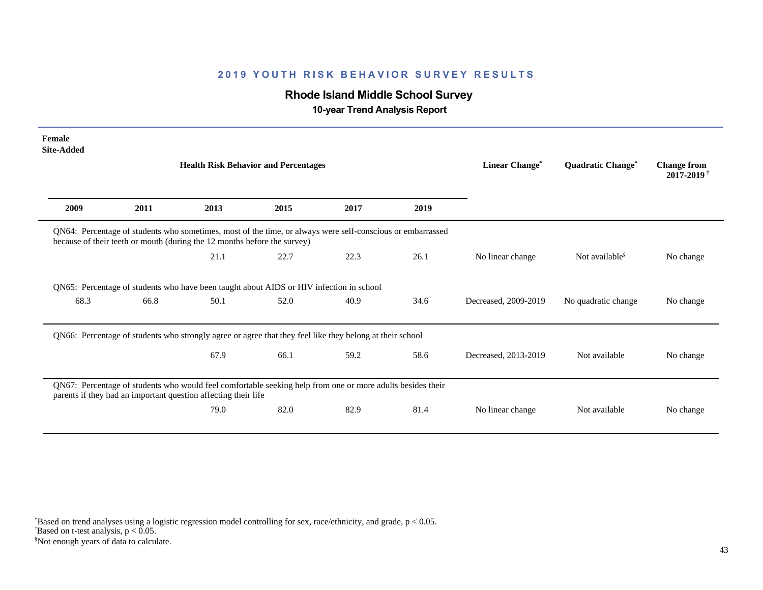## 2019 YOUTH RISK BEHAVIOR SURVEY RESULTS

### Rhode Island Middle School Survey

**10-year Trend Analysis Report**

**Female**
**Site-Added**

| 2009 | 2011 | 2013 | 2015 | 2017 | 2019 | Linear Change* | Quadratic Change* | Change from 2017-2019 † |
|---|---|---|---|---|---|---|---|---|
| QN64: Percentage of students who sometimes, most of the time, or always were self-conscious or embarrassed because of their teeth or mouth (during the 12 months before the survey) | | | | | | | | |
| | | 21.1 | 22.7 | 22.3 | 26.1 | No linear change | Not available§ | No change |
| QN65: Percentage of students who have been taught about AIDS or HIV infection in school | | | | | | | | |
| 68.3 | 66.8 | 50.1 | 52.0 | 40.9 | 34.6 | Decreased, 2009-2019 | No quadratic change | No change |
| QN66: Percentage of students who strongly agree or agree that they feel like they belong at their school | | | | | | | | |
| | | 67.9 | 66.1 | 59.2 | 58.6 | Decreased, 2013-2019 | Not available | No change |
| QN67: Percentage of students who would feel comfortable seeking help from one or more adults besides their parents if they had an important question affecting their life | | | | | | | | |
| | | 79.0 | 82.0 | 82.9 | 81.4 | No linear change | Not available | No change |

*Based on trend analyses using a logistic regression model controlling for sex, race/ethnicity, and grade, $p < 0.05$.
†Based on t-test analysis, $p < 0.05$.
§Not enough years of data to calculate.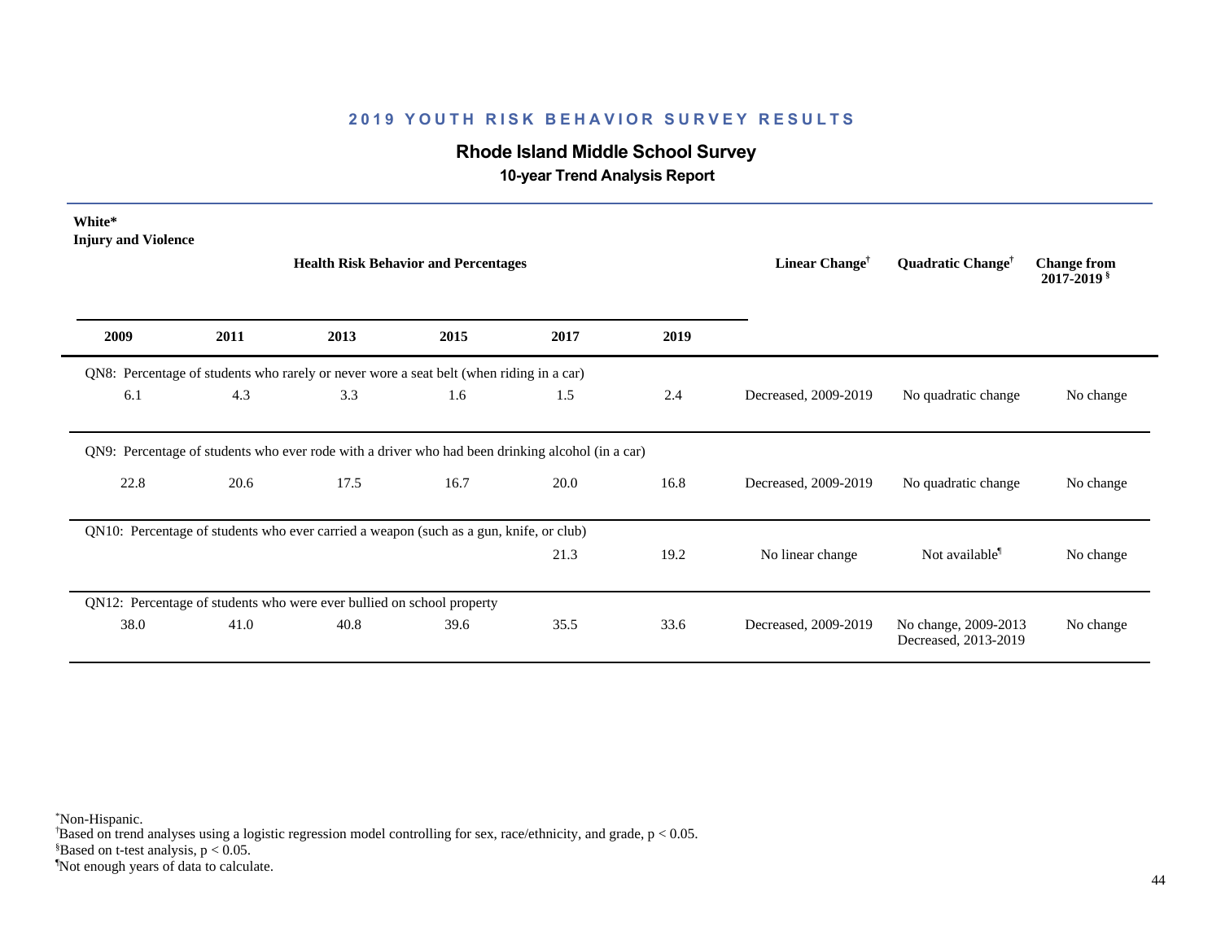## 2019 YOUTH RISK BEHAVIOR SURVEY RESULTS

### Rhode Island Middle School Survey

**10-year Trend Analysis Report**

**White***
**Injury and Violence**

| 2009 | 2011 | 2013 | 2015 | 2017 | 2019 | Linear Change† | Quadratic Change† | Change from 2017-2019 § |
|---|---|---|---|---|---|---|---|---|
| QN8: Percentage of students who rarely or never wore a seat belt (when riding in a car) | | | | | | | | |
| 6.1 | 4.3 | 3.3 | 1.6 | 1.5 | 2.4 | Decreased, 2009-2019 | No quadratic change | No change |
| QN9: Percentage of students who ever rode with a driver who had been drinking alcohol (in a car) | | | | | | | | |
| 22.8 | 20.6 | 17.5 | 16.7 | 20.0 | 16.8 | Decreased, 2009-2019 | No quadratic change | No change |
| QN10: Percentage of students who ever carried a weapon (such as a gun, knife, or club) | | | | | | | | |
| | | | | 21.3 | 19.2 | No linear change | Not available¶ | No change |
| QN12: Percentage of students who were ever bullied on school property | | | | | | | | |
| 38.0 | 41.0 | 40.8 | 39.6 | 35.5 | 33.6 | Decreased, 2009-2019 | No change, 2009-2013 Decreased, 2013-2019 | No change |

*Non-Hispanic.
†Based on trend analyses using a logistic regression model controlling for sex, race/ethnicity, and grade, $p < 0.05$.
§Based on t-test analysis, $p < 0.05$.
¶Not enough years of data to calculate.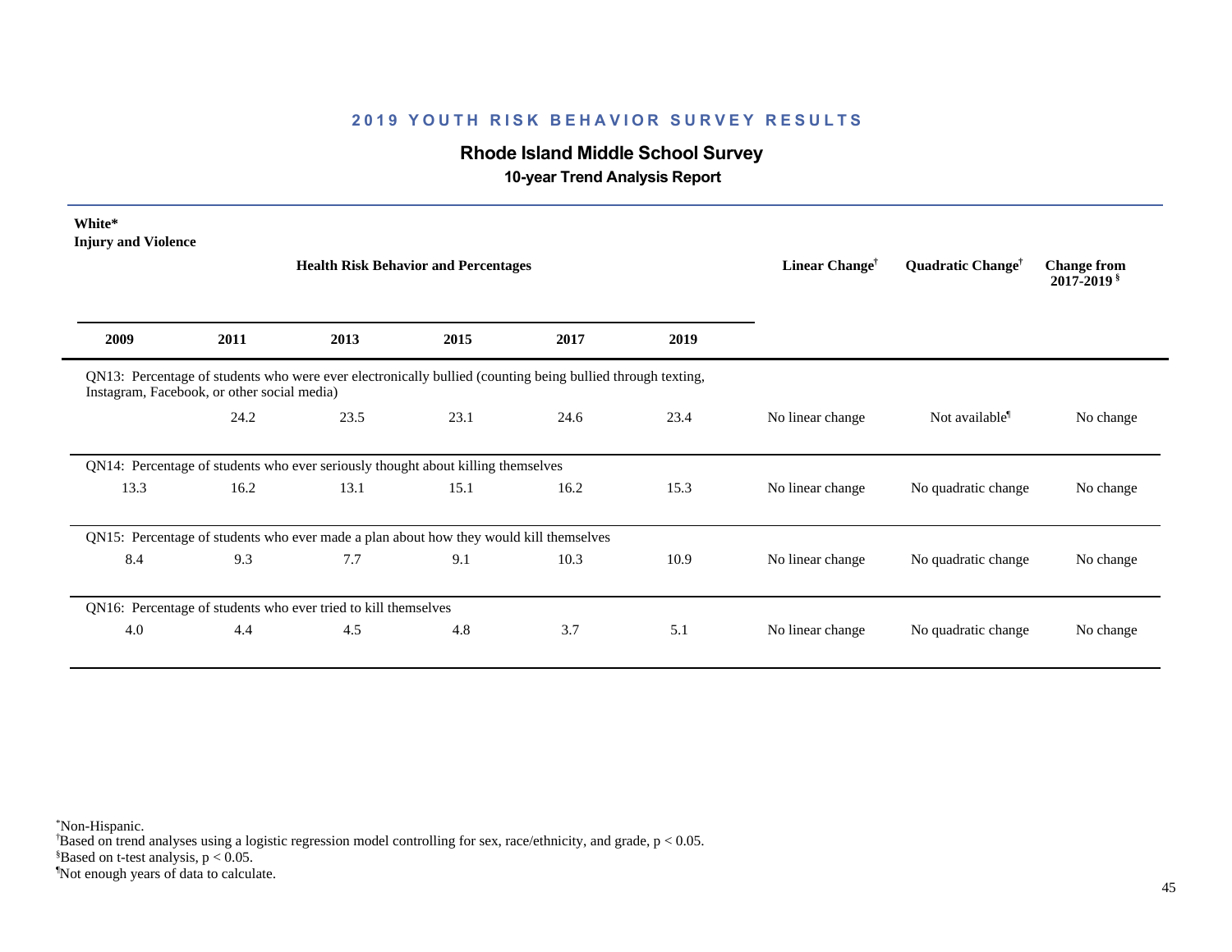## 2019 YOUTH RISK BEHAVIOR SURVEY RESULTS

### Rhode Island Middle School Survey

**10-year Trend Analysis Report**

**White***
**Injury and Violence**

| 2009 | 2011 | 2013 | 2015 | 2017 | 2019 | Linear Change† | Quadratic Change† | Change from 2017-2019 § |
|---|---|---|---|---|---|---|---|---|
| QN13: Percentage of students who were ever electronically bullied (counting being bullied through texting, Instagram, Facebook, or other social media) | | | | | | | | |
| | 24.2 | 23.5 | 23.1 | 24.6 | 23.4 | No linear change | Not available¶ | No change |
| QN14: Percentage of students who ever seriously thought about killing themselves | | | | | | | | |
| 13.3 | 16.2 | 13.1 | 15.1 | 16.2 | 15.3 | No linear change | No quadratic change | No change |
| QN15: Percentage of students who ever made a plan about how they would kill themselves | | | | | | | | |
| 8.4 | 9.3 | 7.7 | 9.1 | 10.3 | 10.9 | No linear change | No quadratic change | No change |
| QN16: Percentage of students who ever tried to kill themselves | | | | | | | | |
| 4.0 | 4.4 | 4.5 | 4.8 | 3.7 | 5.1 | No linear change | No quadratic change | No change |

*Non-Hispanic.
†Based on trend analyses using a logistic regression model controlling for sex, race/ethnicity, and grade, $p < 0.05$.
§Based on t-test analysis, $p < 0.05$.
¶Not enough years of data to calculate.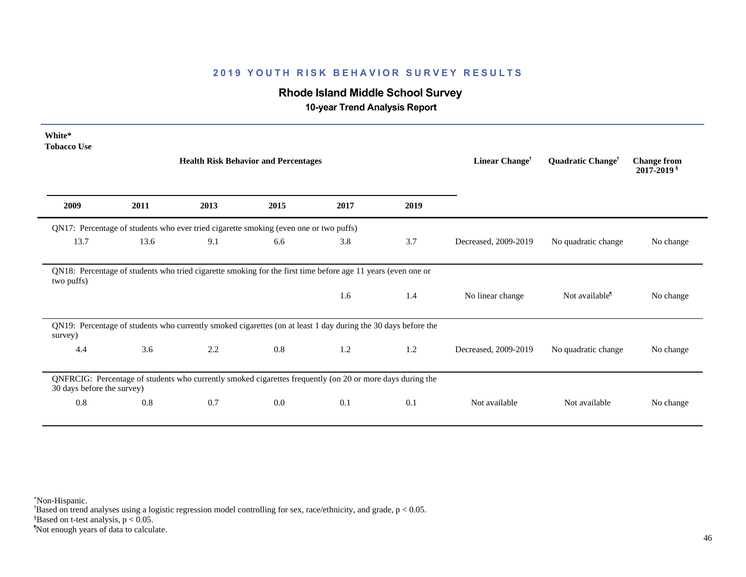## 2019 YOUTH RISK BEHAVIOR SURVEY RESULTS

### Rhode Island Middle School Survey

**10-year Trend Analysis Report**

**White***
**Tobacco Use**

| 2009 | 2011 | 2013 | 2015 | 2017 | 2019 | Linear Change† | Quadratic Change† | Change from 2017-2019 § |
|---|---|---|---|---|---|---|---|---|
| QN17: Percentage of students who ever tried cigarette smoking (even one or two puffs) | | | | | | | | |
| 13.7 | 13.6 | 9.1 | 6.6 | 3.8 | 3.7 | Decreased, 2009-2019 | No quadratic change | No change |
| QN18: Percentage of students who tried cigarette smoking for the first time before age 11 years (even one or two puffs) | | | | | | | | |
| | | | | 1.6 | 1.4 | No linear change | Not available¶ | No change |
| QN19: Percentage of students who currently smoked cigarettes (on at least 1 day during the 30 days before the survey) | | | | | | | | |
| 4.4 | 3.6 | 2.2 | 0.8 | 1.2 | 1.2 | Decreased, 2009-2019 | No quadratic change | No change |
| QNFRCIG: Percentage of students who currently smoked cigarettes frequently (on 20 or more days during the 30 days before the survey) | | | | | | | | |
| 0.8 | 0.8 | 0.7 | 0.0 | 0.1 | 0.1 | Not available | Not available | No change |

*Non-Hispanic.
†Based on trend analyses using a logistic regression model controlling for sex, race/ethnicity, and grade, $p < 0.05$.
§Based on t-test analysis, $p < 0.05$.
¶Not enough years of data to calculate.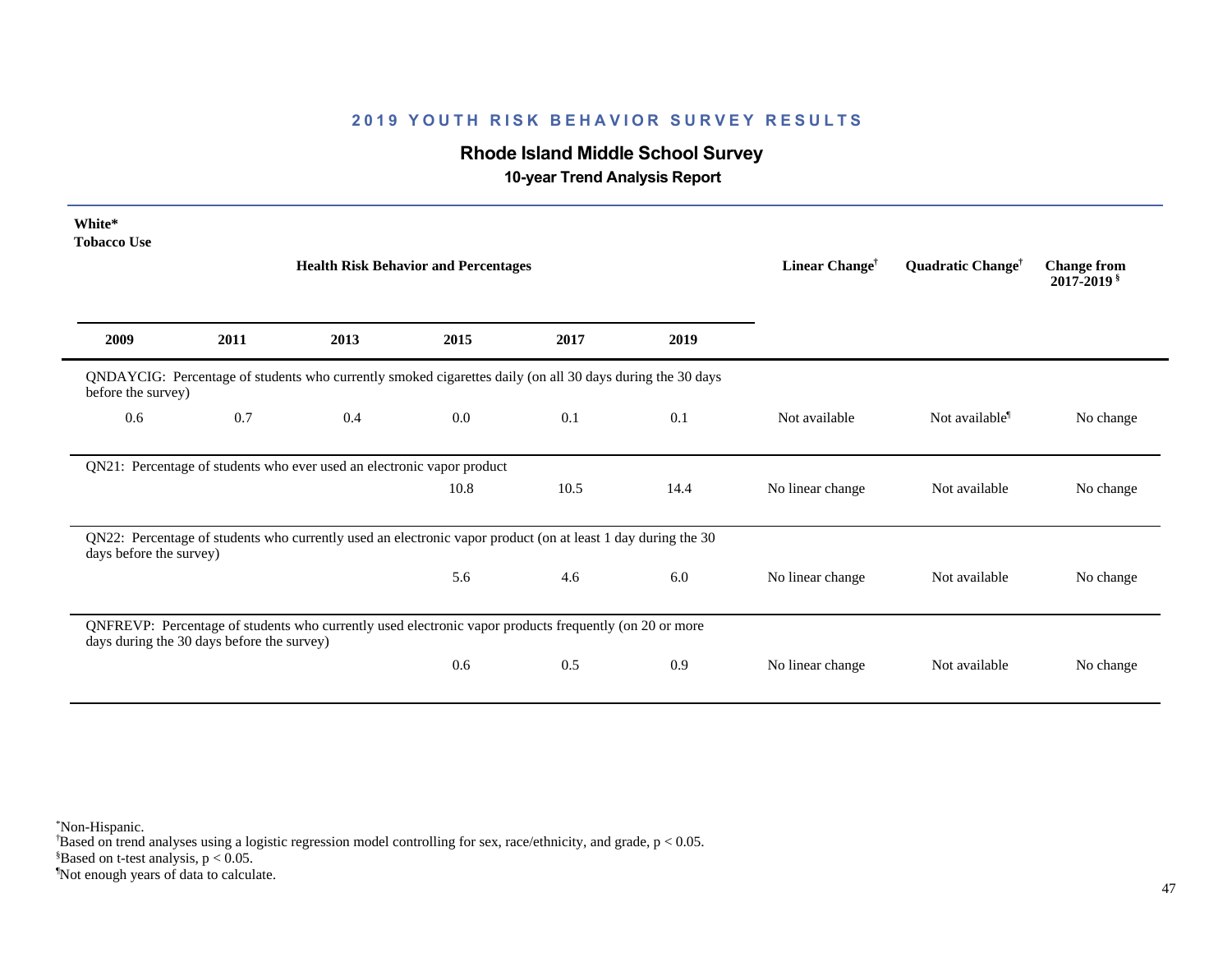## 2019 YOUTH RISK BEHAVIOR SURVEY RESULTS

### Rhode Island Middle School Survey

**10-year Trend Analysis Report**

**White***
**Tobacco Use**

| 2009 | 2011 | 2013 | 2015 | 2017 | 2019 | Linear Change† | Quadratic Change† | Change from 2017-2019§ |
|---|---|---|---|---|---|---|---|---|
| QNDAYCIG: Percentage of students who currently smoked cigarettes daily (on all 30 days during the 30 days before the survey) | | | | | | | | |
| 0.6 | 0.7 | 0.4 | 0.0 | 0.1 | 0.1 | Not available | Not available¶ | No change |
| QN21: Percentage of students who ever used an electronic vapor product | | | | | | | | |
| | | | 10.8 | 10.5 | 14.4 | No linear change | Not available | No change |
| QN22: Percentage of students who currently used an electronic vapor product (on at least 1 day during the 30 days before the survey) | | | | | | | | |
| | | | 5.6 | 4.6 | 6.0 | No linear change | Not available | No change |
| QNFREVP: Percentage of students who currently used electronic vapor products frequently (on 20 or more days during the 30 days before the survey) | | | | | | | | |
| | | | 0.6 | 0.5 | 0.9 | No linear change | Not available | No change |

*Non-Hispanic.
†Based on trend analyses using a logistic regression model controlling for sex, race/ethnicity, and grade, $p < 0.05$.
§Based on t-test analysis, $p < 0.05$.
¶Not enough years of data to calculate.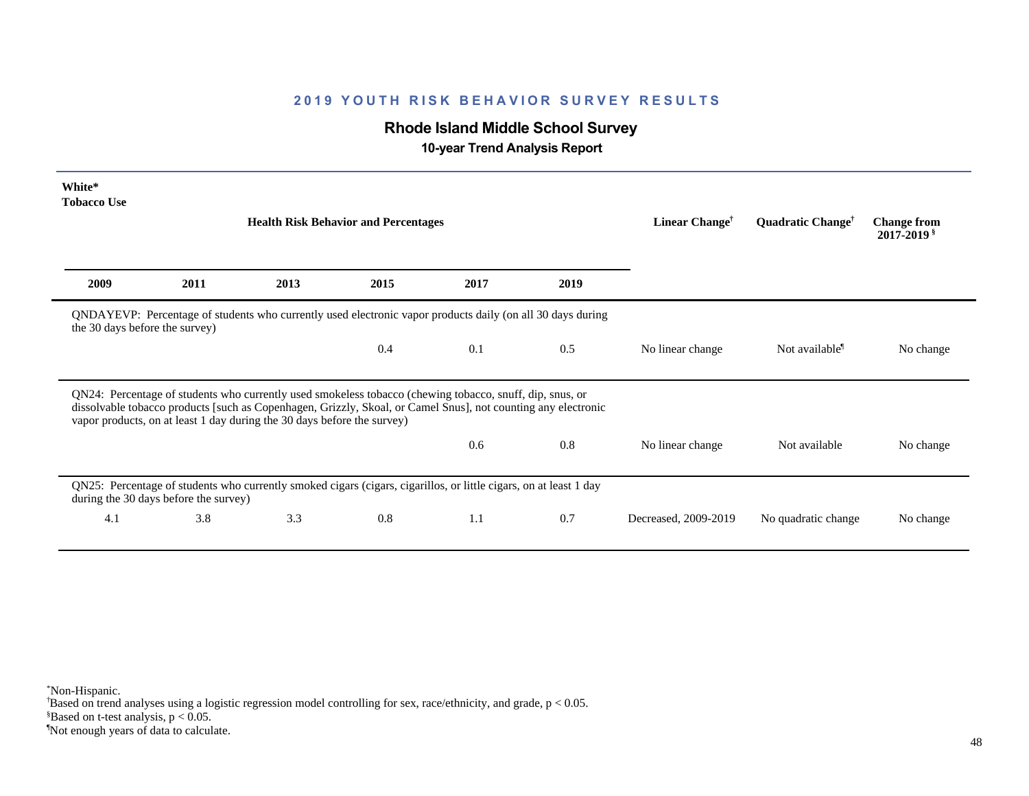**2019 YOUTH RISK BEHAVIOR SURVEY RESULTS**

## Rhode Island Middle School Survey

### 10-year Trend Analysis Report

**White***
**Tobacco Use**

| 2009 | 2011 | 2013 | 2015 | 2017 | 2019 | Linear Change† | Quadratic Change† | Change from 2017-2019 § |
|---|---|---|---|---|---|---|---|---|
| QNDAYEVP: Percentage of students who currently used electronic vapor products daily (on all 30 days during the 30 days before the survey) | | | | | | | | |
| | | | 0.4 | 0.1 | 0.5 | No linear change | Not available¶ | No change |
| QN24: Percentage of students who currently used smokeless tobacco (chewing tobacco, snuff, dip, snus, or dissolvable tobacco products [such as Copenhagen, Grizzly, Skoal, or Camel Snus], not counting any electronic vapor products, on at least 1 day during the 30 days before the survey) | | | | | | | | |
| | | | | 0.6 | 0.8 | No linear change | Not available | No change |
| QN25: Percentage of students who currently smoked cigars (cigars, cigarillos, or little cigars, on at least 1 day during the 30 days before the survey) | | | | | | | | |
| 4.1 | 3.8 | 3.3 | 0.8 | 1.1 | 0.7 | Decreased, 2009-2019 | No quadratic change | No change |

*Non-Hispanic.
†Based on trend analyses using a logistic regression model controlling for sex, race/ethnicity, and grade, $p < 0.05$.
§Based on t-test analysis, $p < 0.05$.
¶Not enough years of data to calculate.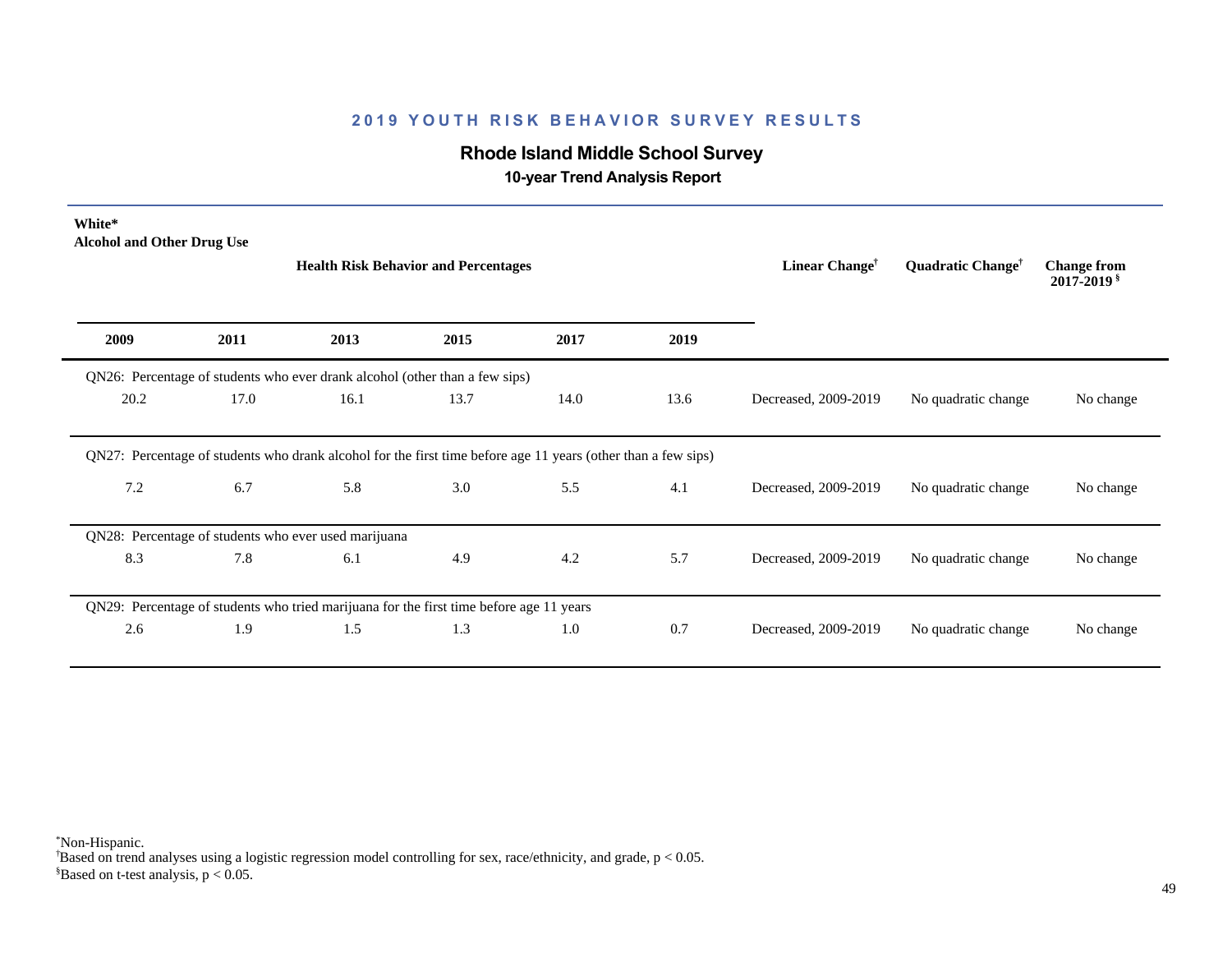## 2019 YOUTH RISK BEHAVIOR SURVEY RESULTS

### Rhode Island Middle School Survey

**10-year Trend Analysis Report**

**White***
**Alcohol and Other Drug Use**

| Health Risk Behavior and Percentages | | | | | | Linear Change† | Quadratic Change† | Change from 2017-2019§ |
|---|---|---|---|---|---|---|---|---|
| **2009** | **2011** | **2013** | **2015** | **2017** | **2019** | | | |
| QN26: Percentage of students who ever drank alcohol (other than a few sips) | | | | | | | | |
| 20.2 | 17.0 | 16.1 | 13.7 | 14.0 | 13.6 | Decreased, 2009-2019 | No quadratic change | No change |
| QN27: Percentage of students who drank alcohol for the first time before age 11 years (other than a few sips) | | | | | | | | |
| 7.2 | 6.7 | 5.8 | 3.0 | 5.5 | 4.1 | Decreased, 2009-2019 | No quadratic change | No change |
| QN28: Percentage of students who ever used marijuana | | | | | | | | |
| 8.3 | 7.8 | 6.1 | 4.9 | 4.2 | 5.7 | Decreased, 2009-2019 | No quadratic change | No change |
| QN29: Percentage of students who tried marijuana for the first time before age 11 years | | | | | | | | |
| 2.6 | 1.9 | 1.5 | 1.3 | 1.0 | 0.7 | Decreased, 2009-2019 | No quadratic change | No change |

*Non-Hispanic.
†Based on trend analyses using a logistic regression model controlling for sex, race/ethnicity, and grade, $p < 0.05$.
§Based on t-test analysis, $p < 0.05$.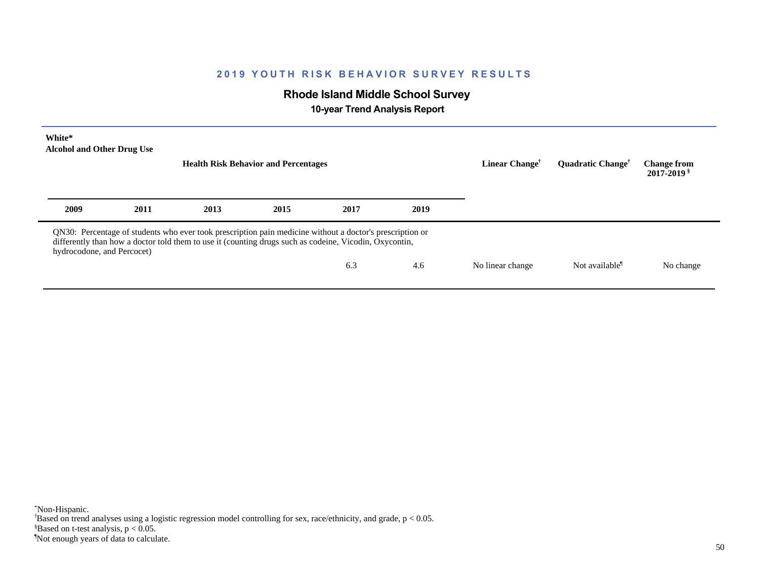## 2019 YOUTH RISK BEHAVIOR SURVEY RESULTS

### Rhode Island Middle School Survey

**10-year Trend Analysis Report**

**White***
**Alcohol and Other Drug Use**

| 2009 | 2011 | 2013 | 2015 | 2017 | 2019 | Linear Change† | Quadratic Change† | Change from 2017-2019§ |
|---|---|---|---|---|---|---|---|---|
| QN30: Percentage of students who ever took prescription pain medicine without a doctor's prescription or differently than how a doctor told them to use it (counting drugs such as codeine, Vicodin, Oxycontin, hydrocodone, and Percocet) | | | | | | | | |
| | | | | 6.3 | 4.6 | No linear change | Not available¶ | No change |

*Non-Hispanic.
†Based on trend analyses using a logistic regression model controlling for sex, race/ethnicity, and grade, $p < 0.05$.
§Based on t-test analysis, $p < 0.05$.
¶Not enough years of data to calculate.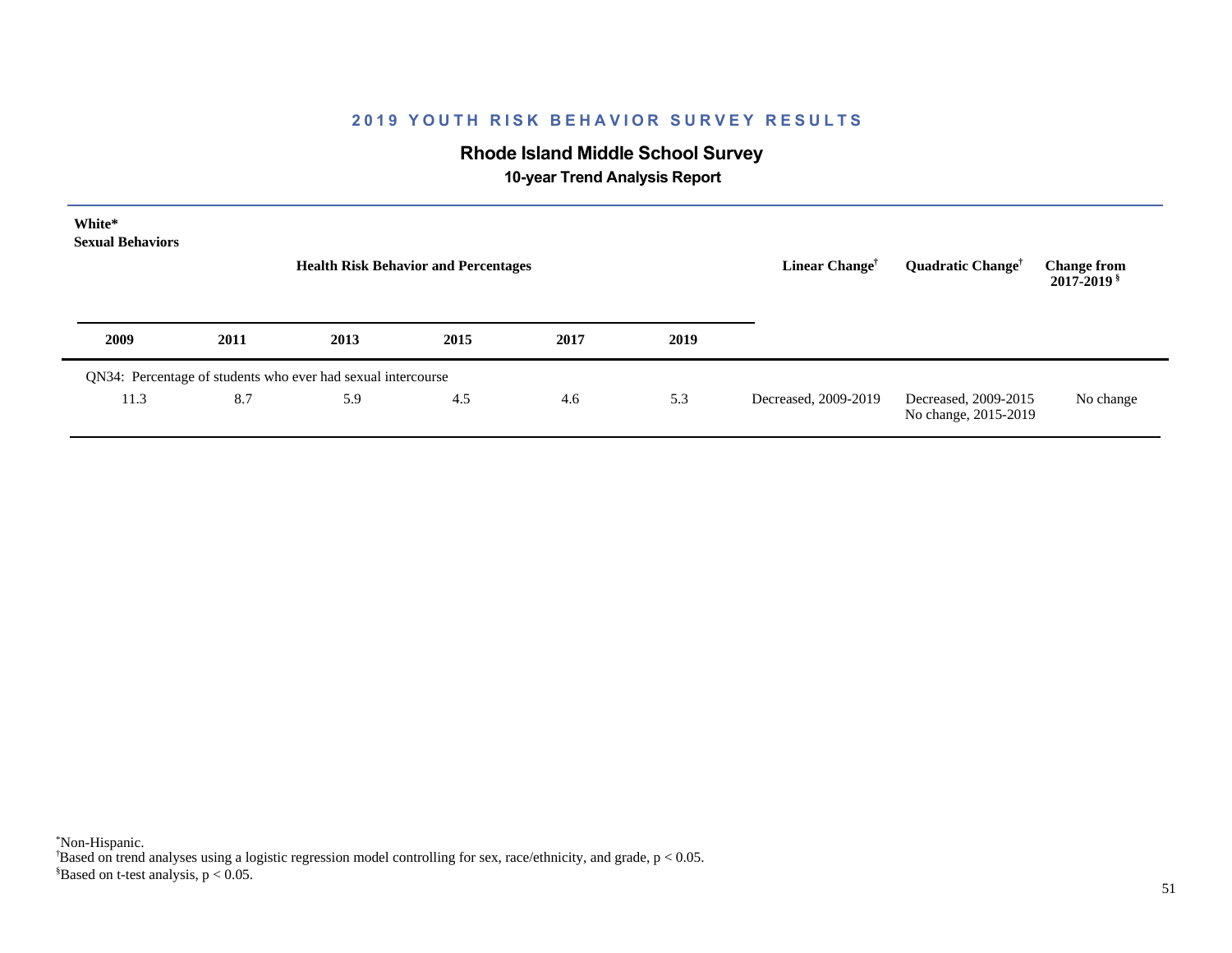## 2019 YOUTH RISK BEHAVIOR SURVEY RESULTS

### Rhode Island Middle School Survey

#### 10-year Trend Analysis Report

**White***
**Sexual Behaviors**

| Health Risk Behavior and Percentages | | | | | | Linear Change† | Quadratic Change† | Change from 2017-2019§ |
|---|---|---|---|---|---|---|---|---|
| **2009** | **2011** | **2013** | **2015** | **2017** | **2019** | | | |
| QN34: Percentage of students who ever had sexual intercourse | | | | | | | | |
| 11.3 | 8.7 | 5.9 | 4.5 | 4.6 | 5.3 | Decreased, 2009-2019 | Decreased, 2009-2015<br>No change, 2015-2019 | No change |

*Non-Hispanic.
†Based on trend analyses using a logistic regression model controlling for sex, race/ethnicity, and grade, $p < 0.05$.
§Based on t-test analysis, $p < 0.05$.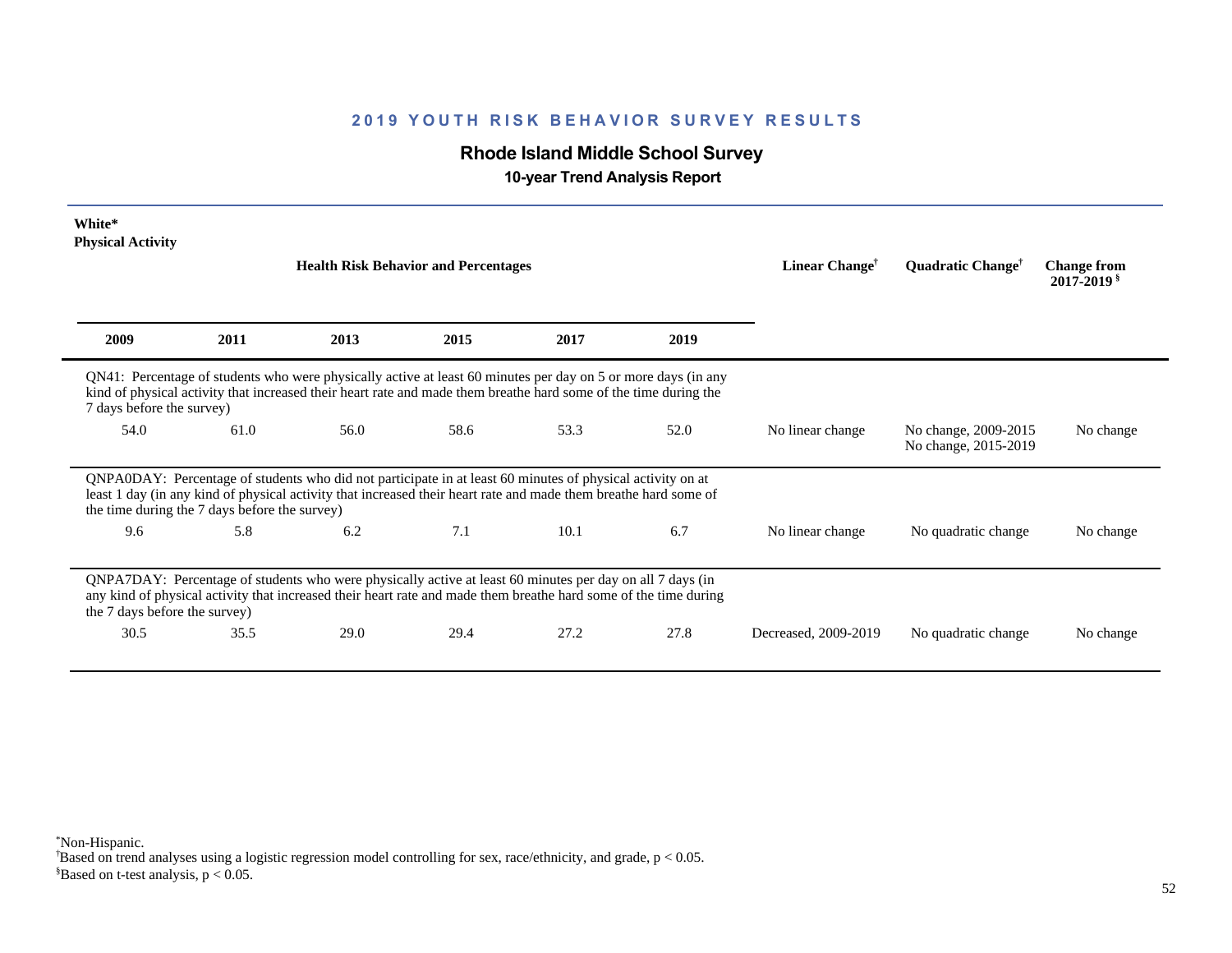# 2019 YOUTH RISK BEHAVIOR SURVEY RESULTS

## Rhode Island Middle School Survey

### 10-year Trend Analysis Report

**White***
**Physical Activity**

| 2009 | 2011 | 2013 | 2015 | 2017 | 2019 | Linear Change† | Quadratic Change† | Change from 2017-2019§ |
|---|---|---|---|---|---|---|---|---|
| QN41: Percentage of students who were physically active at least 60 minutes per day on 5 or more days (in any kind of physical activity that increased their heart rate and made them breathe hard some of the time during the 7 days before the survey) | | | | | | | | |
| 54.0 | 61.0 | 56.0 | 58.6 | 53.3 | 52.0 | No linear change | No change, 2009-2015<br>No change, 2015-2019 | No change |
| QNPA0DAY: Percentage of students who did not participate in at least 60 minutes of physical activity on at least 1 day (in any kind of physical activity that increased their heart rate and made them breathe hard some of the time during the 7 days before the survey) | | | | | | | | |
| 9.6 | 5.8 | 6.2 | 7.1 | 10.1 | 6.7 | No linear change | No quadratic change | No change |
| QNPA7DAY: Percentage of students who were physically active at least 60 minutes per day on all 7 days (in any kind of physical activity that increased their heart rate and made them breathe hard some of the time during the 7 days before the survey) | | | | | | | | |
| 30.5 | 35.5 | 29.0 | 29.4 | 27.2 | 27.8 | Decreased, 2009-2019 | No quadratic change | No change |

*Non-Hispanic.
†Based on trend analyses using a logistic regression model controlling for sex, race/ethnicity, and grade, $p < 0.05$.
§Based on t-test analysis, $p < 0.05$.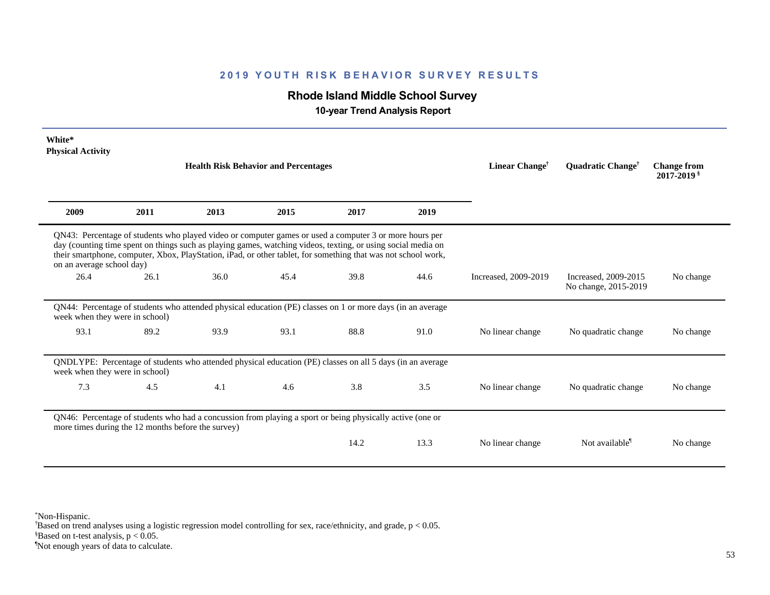## 2019 YOUTH RISK BEHAVIOR SURVEY RESULTS

### Rhode Island Middle School Survey

**10-year Trend Analysis Report**

**White***
**Physical Activity**

| 2009 | 2011 | 2013 | 2015 | 2017 | 2019 | Linear Change† | Quadratic Change† | Change from 2017-2019§ |
|---|---|---|---|---|---|---|---|---|
| QN43: Percentage of students who played video or computer games or used a computer 3 or more hours per day (counting time spent on things such as playing games, watching videos, texting, or using social media on their smartphone, computer, Xbox, PlayStation, iPad, or other tablet, for something that was not school work, on an average school day) | | | | | | | | |
| 26.4 | 26.1 | 36.0 | 45.4 | 39.8 | 44.6 | Increased, 2009-2019 | Increased, 2009-2015 No change, 2015-2019 | No change |
| QN44: Percentage of students who attended physical education (PE) classes on 1 or more days (in an average week when they were in school) | | | | | | | | |
| 93.1 | 89.2 | 93.9 | 93.1 | 88.8 | 91.0 | No linear change | No quadratic change | No change |
| QNDLYPE: Percentage of students who attended physical education (PE) classes on all 5 days (in an average week when they were in school) | | | | | | | | |
| 7.3 | 4.5 | 4.1 | 4.6 | 3.8 | 3.5 | No linear change | No quadratic change | No change |
| QN46: Percentage of students who had a concussion from playing a sport or being physically active (one or more times during the 12 months before the survey) | | | | | | | | |
| | | | | 14.2 | 13.3 | No linear change | Not available¶ | No change |

*Non-Hispanic.
†Based on trend analyses using a logistic regression model controlling for sex, race/ethnicity, and grade, $p < 0.05$.
§Based on t-test analysis, $p < 0.05$.
¶Not enough years of data to calculate.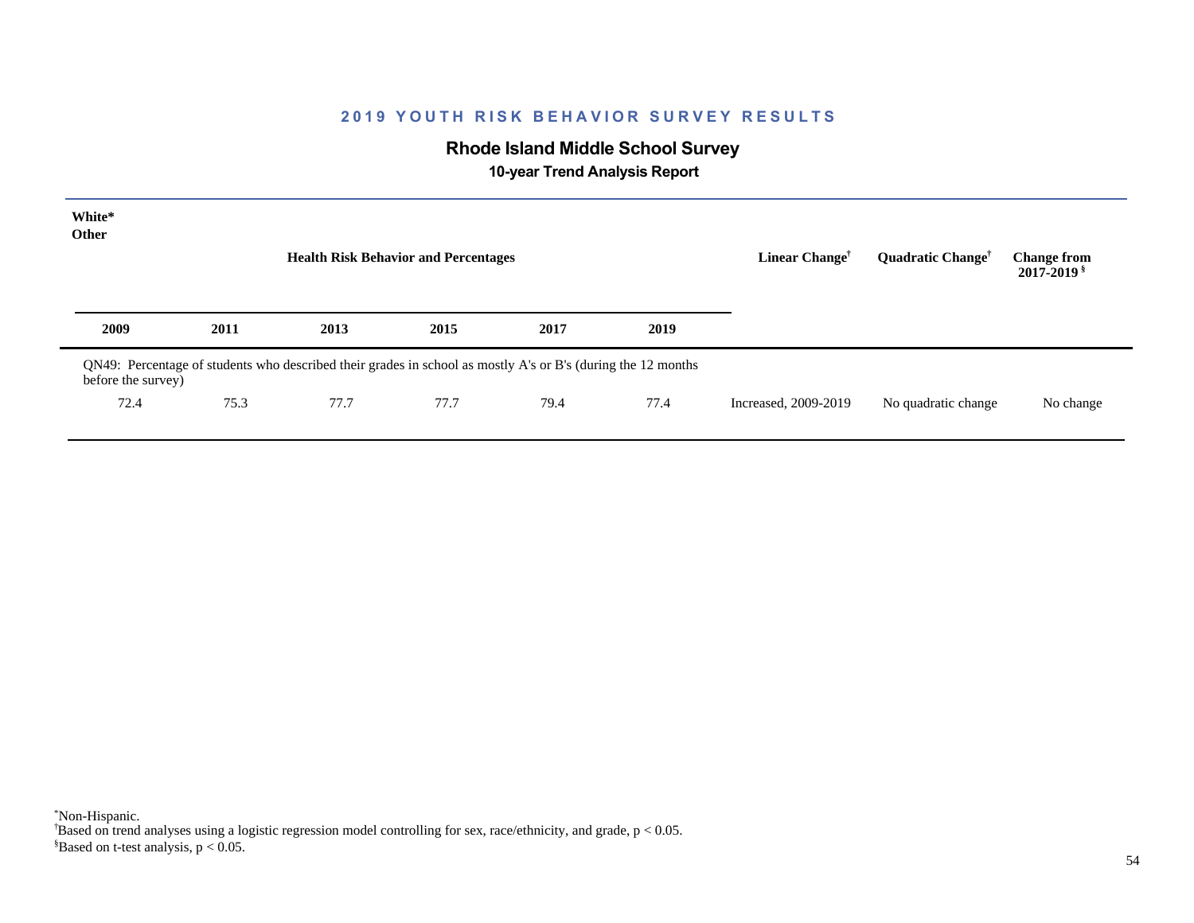## 2019 YOUTH RISK BEHAVIOR SURVEY RESULTS

### Rhode Island Middle School Survey

**10-year Trend Analysis Report**

**White***
**Other**

| Health Risk Behavior and Percentages | | | | | | Linear Change† | Quadratic Change† | Change from 2017-2019 § |
|---|---|---|---|---|---|---|---|---|
| **2009** | **2011** | **2013** | **2015** | **2017** | **2019** | | | |
| QN49: Percentage of students who described their grades in school as mostly A's or B's (during the 12 months before the survey) | | | | | | | | |
| 72.4 | 75.3 | 77.7 | 77.7 | 79.4 | 77.4 | Increased, 2009-2019 | No quadratic change | No change |

*Non-Hispanic.
†Based on trend analyses using a logistic regression model controlling for sex, race/ethnicity, and grade, $p < 0.05$.
§Based on t-test analysis, $p < 0.05$.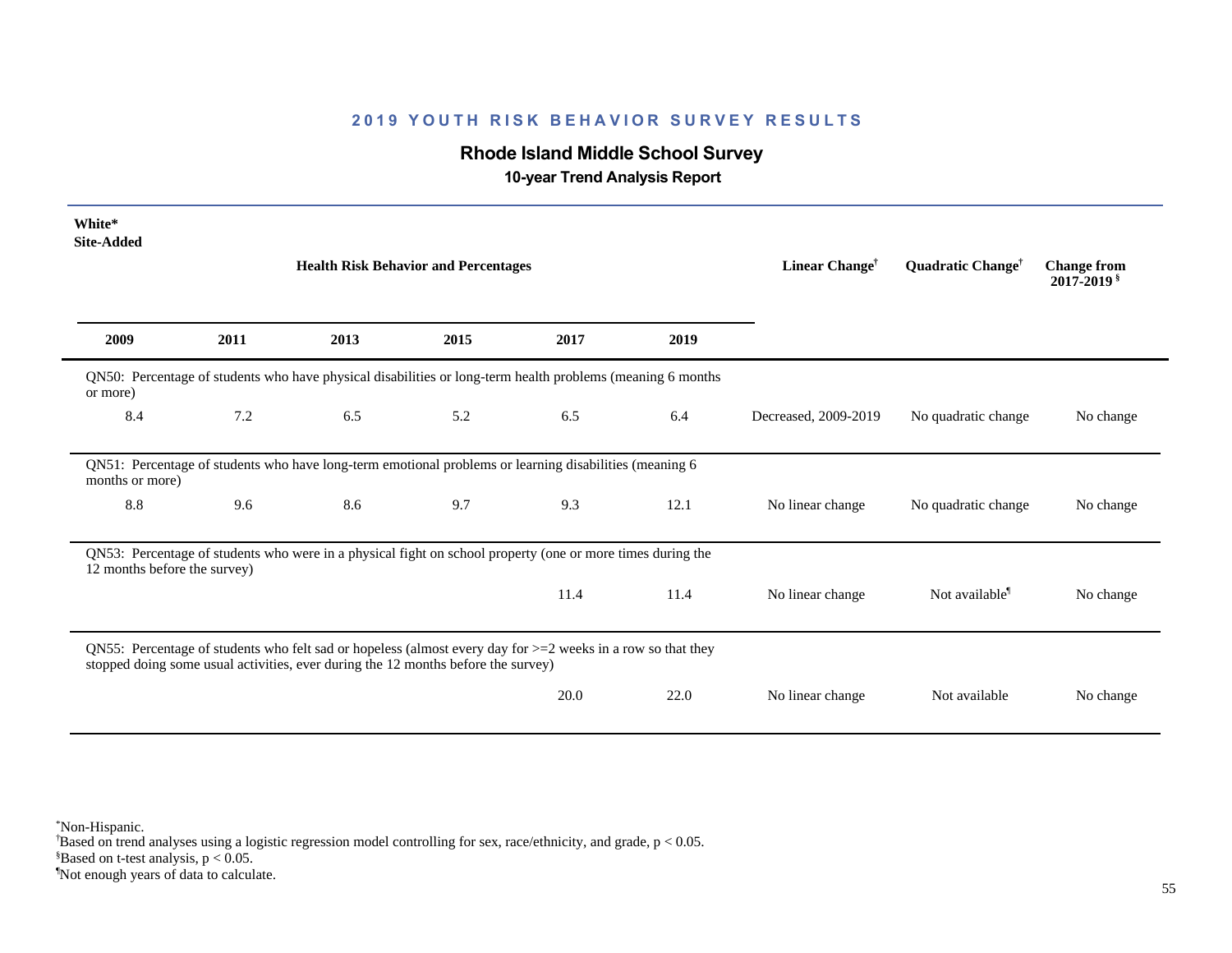## 2019 YOUTH RISK BEHAVIOR SURVEY RESULTS

### Rhode Island Middle School Survey

**10-year Trend Analysis Report**

**White***
**Site-Added**

| 2009 | 2011 | 2013 | 2015 | 2017 | 2019 | Linear Change† | Quadratic Change† | Change from 2017-2019 § |
|---|---|---|---|---|---|---|---|---|
| QN50: Percentage of students who have physical disabilities or long-term health problems (meaning 6 months or more) | | | | | | | | |
| 8.4 | 7.2 | 6.5 | 5.2 | 6.5 | 6.4 | Decreased, 2009-2019 | No quadratic change | No change |
| QN51: Percentage of students who have long-term emotional problems or learning disabilities (meaning 6 months or more) | | | | | | | | |
| 8.8 | 9.6 | 8.6 | 9.7 | 9.3 | 12.1 | No linear change | No quadratic change | No change |
| QN53: Percentage of students who were in a physical fight on school property (one or more times during the 12 months before the survey) | | | | | | | | |
| | | | | 11.4 | 11.4 | No linear change | Not available¶ | No change |
| QN55: Percentage of students who felt sad or hopeless (almost every day for >=2 weeks in a row so that they stopped doing some usual activities, ever during the 12 months before the survey) | | | | | | | | |
| | | | | 20.0 | 22.0 | No linear change | Not available | No change |

*Non-Hispanic.
†Based on trend analyses using a logistic regression model controlling for sex, race/ethnicity, and grade, $p < 0.05$.
§Based on t-test analysis, $p < 0.05$.
¶Not enough years of data to calculate.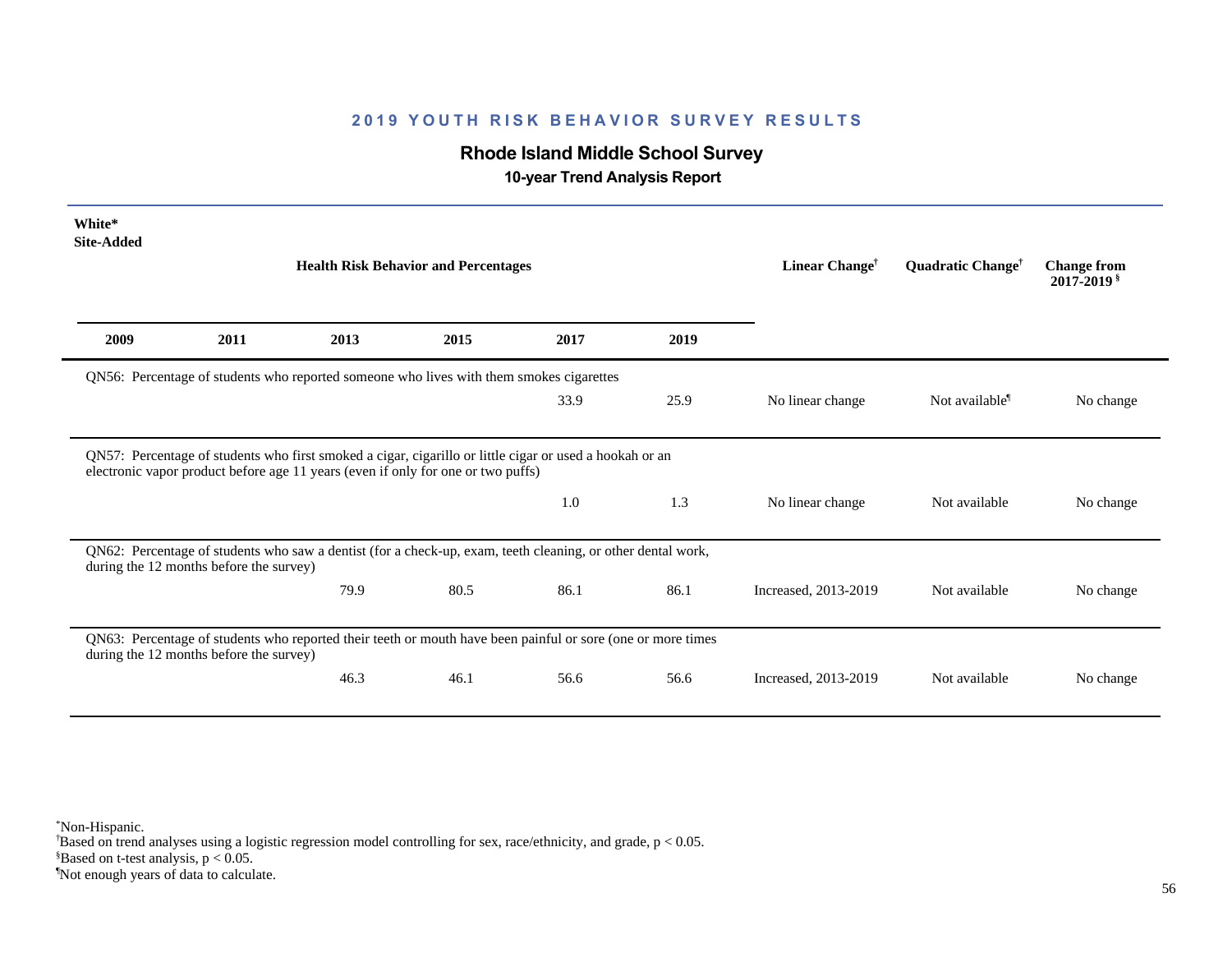## 2019 YOUTH RISK BEHAVIOR SURVEY RESULTS

### Rhode Island Middle School Survey

**10-year Trend Analysis Report**

**White***
**Site-Added**

| 2009 | 2011 | 2013 | 2015 | 2017 | 2019 | Linear Change† | Quadratic Change† | Change from 2017-2019§ |
|---|---|---|---|---|---|---|---|---|
| QN56: Percentage of students who reported someone who lives with them smokes cigarettes | | | | | | | | |
| | | | | 33.9 | 25.9 | No linear change | Not available¶ | No change |
| QN57: Percentage of students who first smoked a cigar, cigarillo or little cigar or used a hookah or an electronic vapor product before age 11 years (even if only for one or two puffs) | | | | | | | | |
| | | | | 1.0 | 1.3 | No linear change | Not available | No change |
| QN62: Percentage of students who saw a dentist (for a check-up, exam, teeth cleaning, or other dental work, during the 12 months before the survey) | | | | | | | | |
| | | 79.9 | 80.5 | 86.1 | 86.1 | Increased, 2013-2019 | Not available | No change |
| QN63: Percentage of students who reported their teeth or mouth have been painful or sore (one or more times during the 12 months before the survey) | | | | | | | | |
| | | 46.3 | 46.1 | 56.6 | 56.6 | Increased, 2013-2019 | Not available | No change |

*Non-Hispanic.
†Based on trend analyses using a logistic regression model controlling for sex, race/ethnicity, and grade, $p < 0.05$.
§Based on t-test analysis, $p < 0.05$.
¶Not enough years of data to calculate.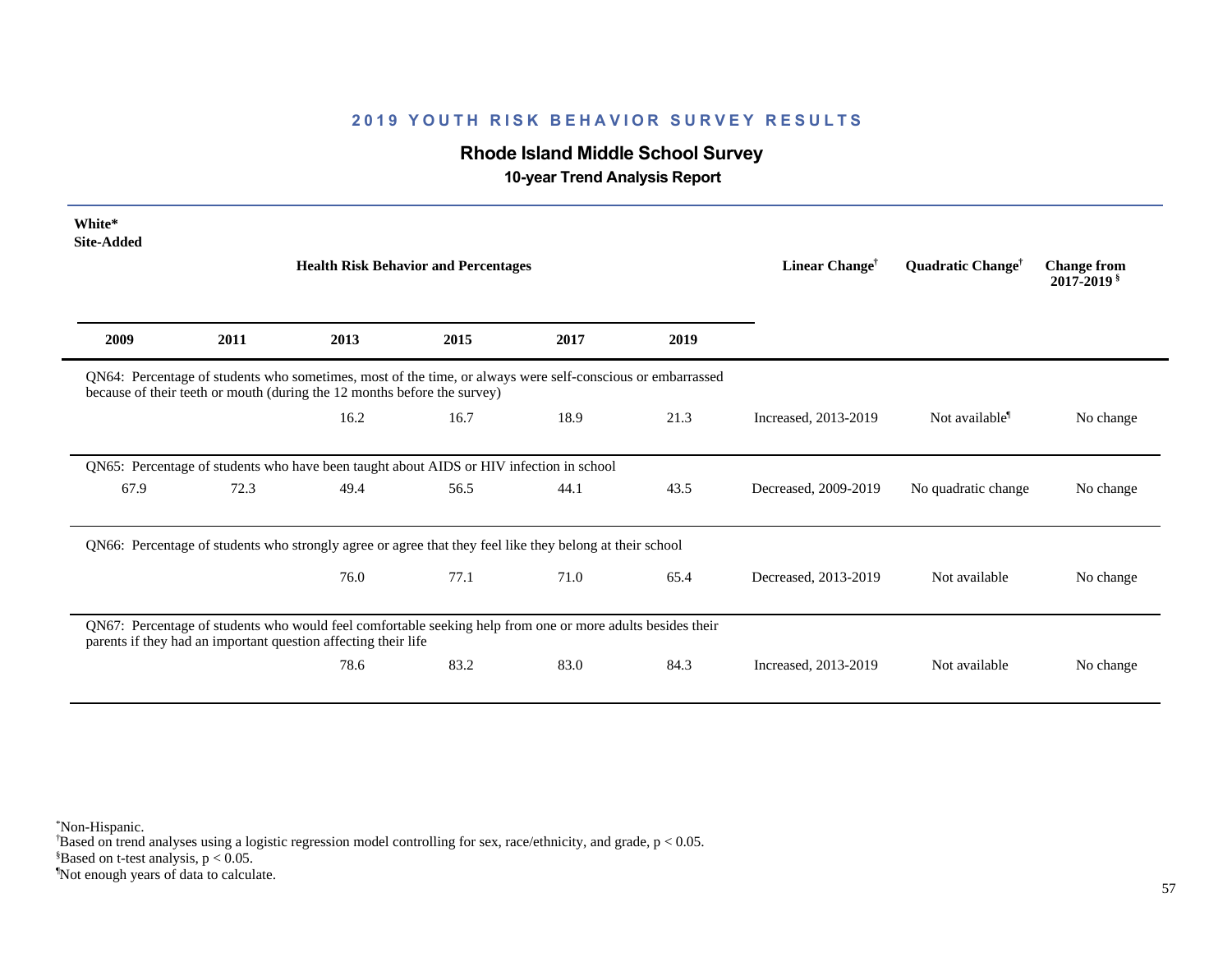## 2019 YOUTH RISK BEHAVIOR SURVEY RESULTS

### Rhode Island Middle School Survey

**10-year Trend Analysis Report**

**White***
**Site-Added**

| 2009 | 2011 | 2013 | 2015 | 2017 | 2019 | Linear Change† | Quadratic Change† | Change from 2017-2019 § |
|---|---|---|---|---|---|---|---|---|
| **QN64: Percentage of students who sometimes, most of the time, or always were self-conscious or embarrassed because of their teeth or mouth (during the 12 months before the survey)** | | | | | | | | |
| | | 16.2 | 16.7 | 18.9 | 21.3 | Increased, 2013-2019 | Not available¶ | No change |
| **QN65: Percentage of students who have been taught about AIDS or HIV infection in school** | | | | | | | | |
| 67.9 | 72.3 | 49.4 | 56.5 | 44.1 | 43.5 | Decreased, 2009-2019 | No quadratic change | No change |
| **QN66: Percentage of students who strongly agree or agree that they feel like they belong at their school** | | | | | | | | |
| | | 76.0 | 77.1 | 71.0 | 65.4 | Decreased, 2013-2019 | Not available | No change |
| **QN67: Percentage of students who would feel comfortable seeking help from one or more adults besides their parents if they had an important question affecting their life** | | | | | | | | |
| | | 78.6 | 83.2 | 83.0 | 84.3 | Increased, 2013-2019 | Not available | No change |

*Non-Hispanic.
†Based on trend analyses using a logistic regression model controlling for sex, race/ethnicity, and grade, $p < 0.05$.
§Based on t-test analysis, $p < 0.05$.
¶Not enough years of data to calculate.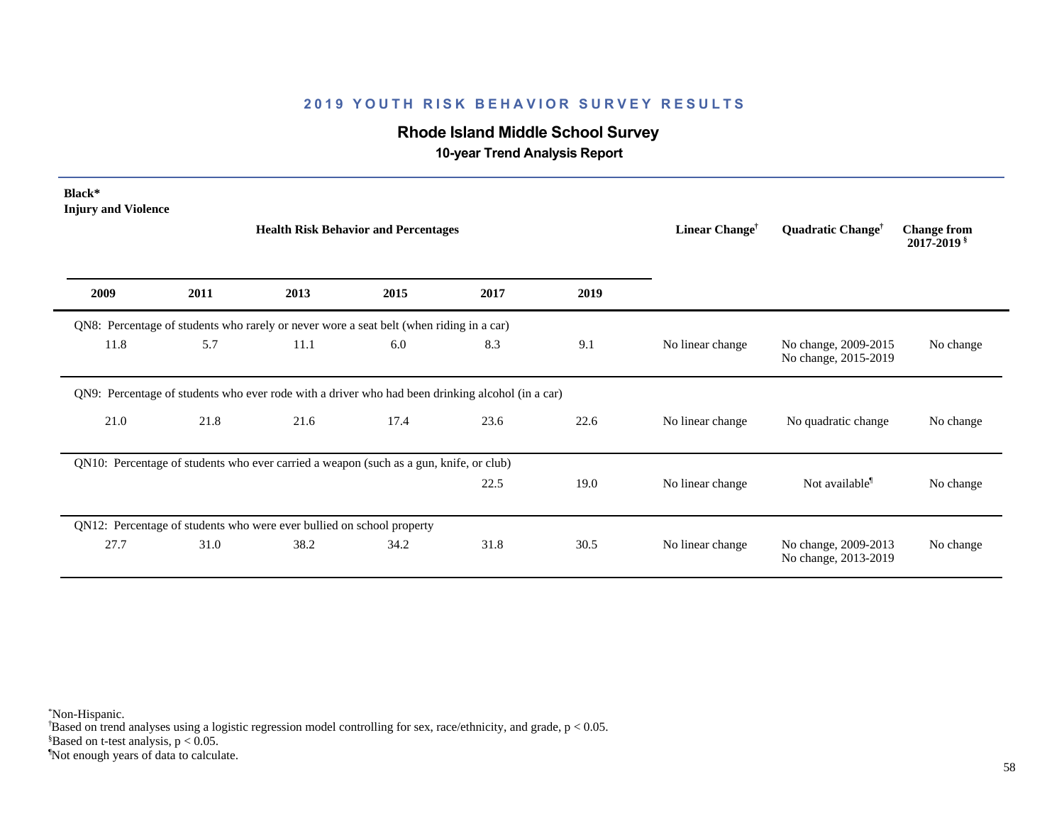# 2019 YOUTH RISK BEHAVIOR SURVEY RESULTS

## Rhode Island Middle School Survey

### 10-year Trend Analysis Report

**Black***
**Injury and Violence**

| 2009 | 2011 | 2013 | 2015 | 2017 | 2019 | Linear Change† | Quadratic Change† | Change from 2017-2019§ |
|---|---|---|---|---|---|---|---|---|
| QN8: Percentage of students who rarely or never wore a seat belt (when riding in a car) | | | | | | | | |
| 11.8 | 5.7 | 11.1 | 6.0 | 8.3 | 9.1 | No linear change | No change, 2009-2015<br>No change, 2015-2019 | No change |
| QN9: Percentage of students who ever rode with a driver who had been drinking alcohol (in a car) | | | | | | | | |
| 21.0 | 21.8 | 21.6 | 17.4 | 23.6 | 22.6 | No linear change | No quadratic change | No change |
| QN10: Percentage of students who ever carried a weapon (such as a gun, knife, or club) | | | | | | | | |
| | | | | 22.5 | 19.0 | No linear change | Not available¶ | No change |
| QN12: Percentage of students who were ever bullied on school property | | | | | | | | |
| 27.7 | 31.0 | 38.2 | 34.2 | 31.8 | 30.5 | No linear change | No change, 2009-2013<br>No change, 2013-2019 | No change |

*Non-Hispanic.
†Based on trend analyses using a logistic regression model controlling for sex, race/ethnicity, and grade, $p < 0.05$.
§Based on t-test analysis, $p < 0.05$.
¶Not enough years of data to calculate.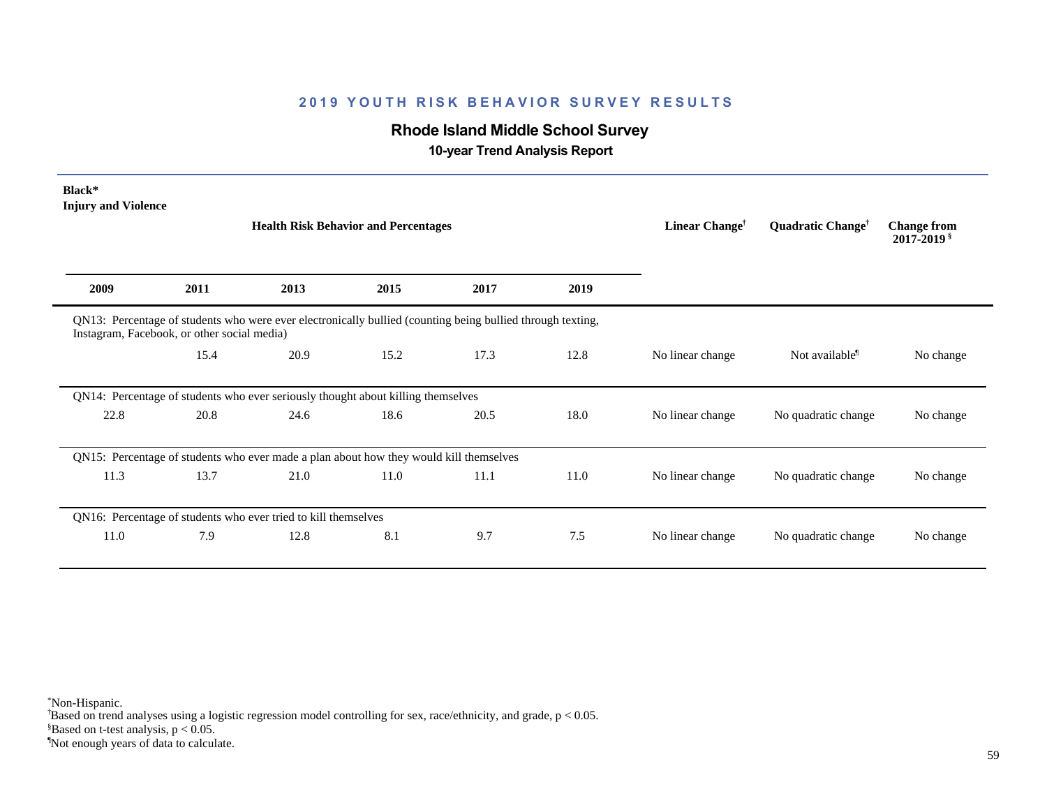## 2019 YOUTH RISK BEHAVIOR SURVEY RESULTS

### Rhode Island Middle School Survey

**10-year Trend Analysis Report**

**Black***
**Injury and Violence**

| 2009 | 2011 | 2013 | 2015 | 2017 | 2019 | Linear Change† | Quadratic Change† | Change from 2017-2019§ |
|---|---|---|---|---|---|---|---|---|
| QN13: Percentage of students who were ever electronically bullied (counting being bullied through texting, Instagram, Facebook, or other social media) | | | | | | | | |
| | 15.4 | 20.9 | 15.2 | 17.3 | 12.8 | No linear change | Not available¶ | No change |
| QN14: Percentage of students who ever seriously thought about killing themselves | | | | | | | | |
| 22.8 | 20.8 | 24.6 | 18.6 | 20.5 | 18.0 | No linear change | No quadratic change | No change |
| QN15: Percentage of students who ever made a plan about how they would kill themselves | | | | | | | | |
| 11.3 | 13.7 | 21.0 | 11.0 | 11.1 | 11.0 | No linear change | No quadratic change | No change |
| QN16: Percentage of students who ever tried to kill themselves | | | | | | | | |
| 11.0 | 7.9 | 12.8 | 8.1 | 9.7 | 7.5 | No linear change | No quadratic change | No change |

*Non-Hispanic.
†Based on trend analyses using a logistic regression model controlling for sex, race/ethnicity, and grade, $p < 0.05$.
§Based on t-test analysis, $p < 0.05$.
¶Not enough years of data to calculate.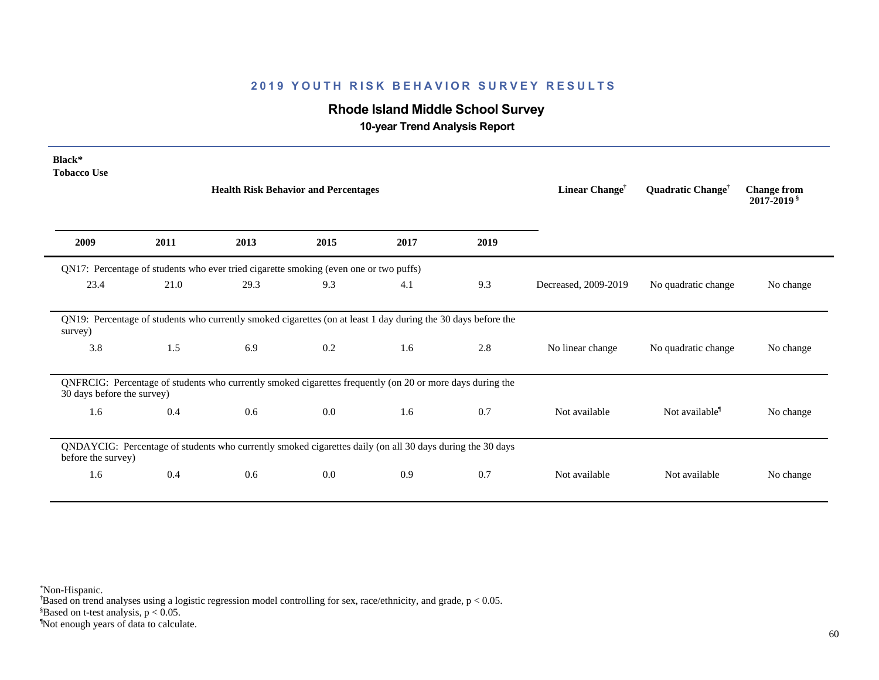## 2019 YOUTH RISK BEHAVIOR SURVEY RESULTS

### Rhode Island Middle School Survey

**10-year Trend Analysis Report**

**Black\***
**Tobacco Use**

| 2009 | 2011 | 2013 | 2015 | 2017 | 2019 | Linear Change† | Quadratic Change† | Change from 2017-2019 § |
|---|---|---|---|---|---|---|---|---|
| QN17: Percentage of students who ever tried cigarette smoking (even one or two puffs) | | | | | | | | |
| 23.4 | 21.0 | 29.3 | 9.3 | 4.1 | 9.3 | Decreased, 2009-2019 | No quadratic change | No change |
| QN19: Percentage of students who currently smoked cigarettes (on at least 1 day during the 30 days before the survey) | | | | | | | | |
| 3.8 | 1.5 | 6.9 | 0.2 | 1.6 | 2.8 | No linear change | No quadratic change | No change |
| QNFRCIG: Percentage of students who currently smoked cigarettes frequently (on 20 or more days during the 30 days before the survey) | | | | | | | | |
| 1.6 | 0.4 | 0.6 | 0.0 | 1.6 | 0.7 | Not available | Not available¶ | No change |
| QNDAYCIG: Percentage of students who currently smoked cigarettes daily (on all 30 days during the 30 days before the survey) | | | | | | | | |
| 1.6 | 0.4 | 0.6 | 0.0 | 0.9 | 0.7 | Not available | Not available | No change |

\*Non-Hispanic.
†Based on trend analyses using a logistic regression model controlling for sex, race/ethnicity, and grade, $p < 0.05$.
§Based on t-test analysis, $p < 0.05$.
¶Not enough years of data to calculate.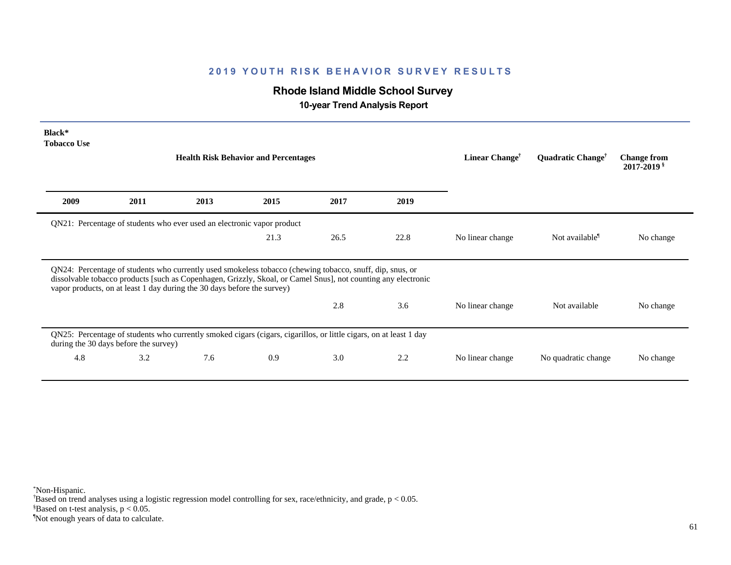## 2019 YOUTH RISK BEHAVIOR SURVEY RESULTS

### Rhode Island Middle School Survey

**10-year Trend Analysis Report**

**Black***
**Tobacco Use**

| 2009 | 2011 | 2013 | 2015 | 2017 | 2019 | Linear Change† | Quadratic Change† | Change from 2017-2019 § |
|---|---|---|---|---|---|---|---|---|
| QN21: Percentage of students who ever used an electronic vapor product | | | | | | | | |
| | | | 21.3 | 26.5 | 22.8 | No linear change | Not available¶ | No change |
| QN24: Percentage of students who currently used smokeless tobacco (chewing tobacco, snuff, dip, snus, or dissolvable tobacco products [such as Copenhagen, Grizzly, Skoal, or Camel Snus], not counting any electronic vapor products, on at least 1 day during the 30 days before the survey) | | | | | | | | |
| | | | | 2.8 | 3.6 | No linear change | Not available | No change |
| QN25: Percentage of students who currently smoked cigars (cigars, cigarillos, or little cigars, on at least 1 day during the 30 days before the survey) | | | | | | | | |
| 4.8 | 3.2 | 7.6 | 0.9 | 3.0 | 2.2 | No linear change | No quadratic change | No change |

*Non-Hispanic.
†Based on trend analyses using a logistic regression model controlling for sex, race/ethnicity, and grade, $p < 0.05$.
§Based on t-test analysis, $p < 0.05$.
¶Not enough years of data to calculate.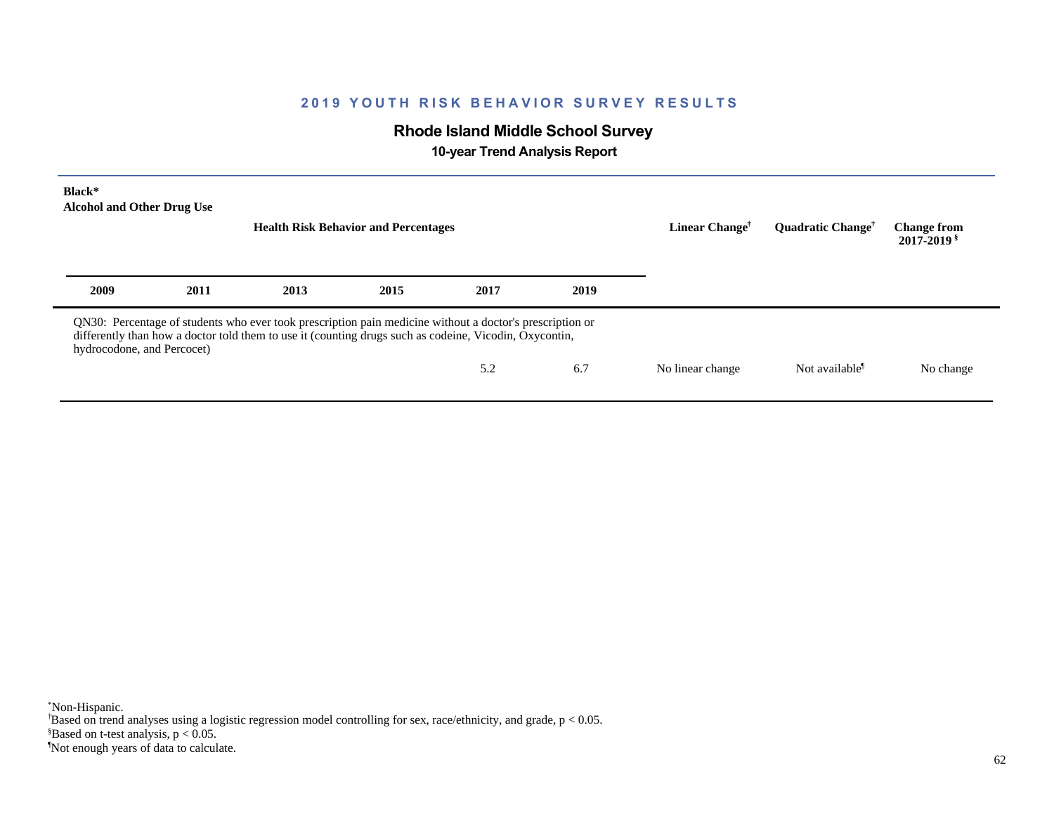# 2019 YOUTH RISK BEHAVIOR SURVEY RESULTS

## Rhode Island Middle School Survey

### 10-year Trend Analysis Report

**Black***
**Alcohol and Other Drug Use**

| Health Risk Behavior and Percentages | | | | | | Linear Change† | Quadratic Change† | Change from 2017-2019§ |
|---|---|---|---|---|---|---|---|---|
| **2009** | **2011** | **2013** | **2015** | **2017** | **2019** | | | |
| QN30: Percentage of students who ever took prescription pain medicine without a doctor's prescription or differently than how a doctor told them to use it (counting drugs such as codeine, Vicodin, Oxycontin, hydrocodone, and Percocet) | | | | | | | | |
| | | | | 5.2 | 6.7 | No linear change | Not available¶ | No change |

*Non-Hispanic.
†Based on trend analyses using a logistic regression model controlling for sex, race/ethnicity, and grade, $p < 0.05$.
§Based on t-test analysis, $p < 0.05$.
¶Not enough years of data to calculate.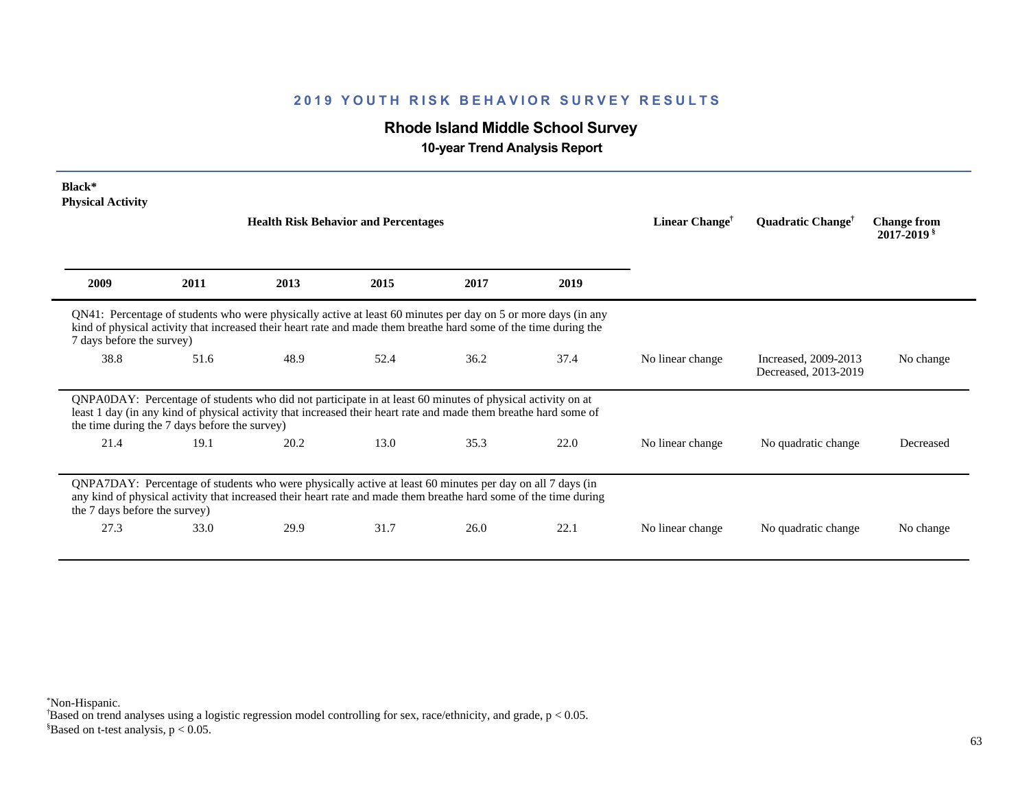## 2019 YOUTH RISK BEHAVIOR SURVEY RESULTS

### Rhode Island Middle School Survey

**10-year Trend Analysis Report**

**Black***
**Physical Activity**

| 2009 | 2011 | 2013 | 2015 | 2017 | 2019 | Linear Change† | Quadratic Change† | Change from 2017-2019 § |
|---|---|---|---|---|---|---|---|---|
| QN41: Percentage of students who were physically active at least 60 minutes per day on 5 or more days (in any kind of physical activity that increased their heart rate and made them breathe hard some of the time during the 7 days before the survey) | | | | | | | | |
| 38.8 | 51.6 | 48.9 | 52.4 | 36.2 | 37.4 | No linear change | Increased, 2009-2013 Decreased, 2013-2019 | No change |
| QNPA0DAY: Percentage of students who did not participate in at least 60 minutes of physical activity on at least 1 day (in any kind of physical activity that increased their heart rate and made them breathe hard some of the time during the 7 days before the survey) | | | | | | | | |
| 21.4 | 19.1 | 20.2 | 13.0 | 35.3 | 22.0 | No linear change | No quadratic change | Decreased |
| QNPA7DAY: Percentage of students who were physically active at least 60 minutes per day on all 7 days (in any kind of physical activity that increased their heart rate and made them breathe hard some of the time during the 7 days before the survey) | | | | | | | | |
| 27.3 | 33.0 | 29.9 | 31.7 | 26.0 | 22.1 | No linear change | No quadratic change | No change |

*Non-Hispanic.
†Based on trend analyses using a logistic regression model controlling for sex, race/ethnicity, and grade, $p < 0.05$.
§Based on t-test analysis, $p < 0.05$.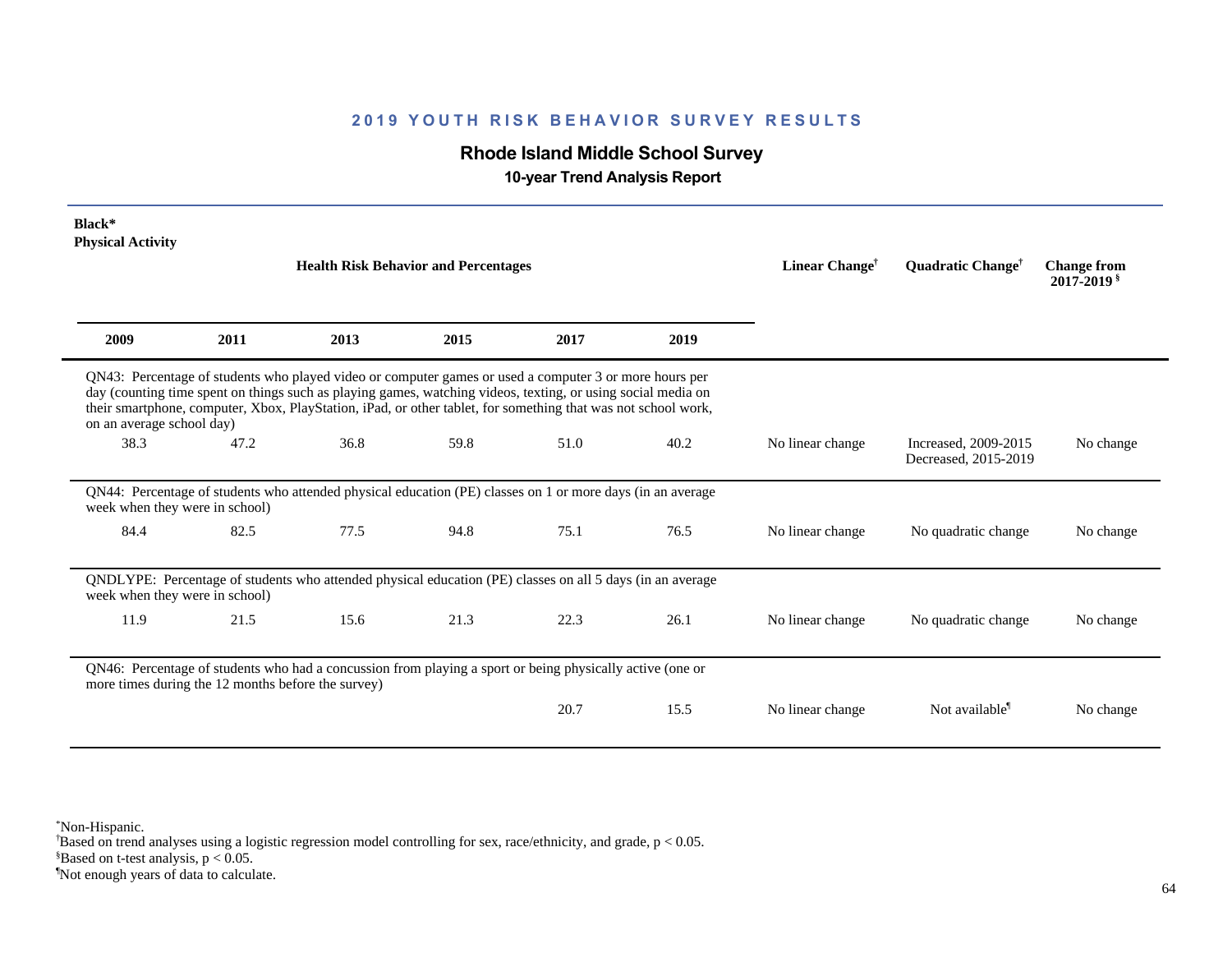## 2019 YOUTH RISK BEHAVIOR SURVEY RESULTS

### Rhode Island Middle School Survey

**10-year Trend Analysis Report**

**Black***
**Physical Activity**

| 2009 | 2011 | 2013 | 2015 | 2017 | 2019 | Linear Change† | Quadratic Change† | Change from 2017-2019 § |
|---|---|---|---|---|---|---|---|---|
| QN43: Percentage of students who played video or computer games or used a computer 3 or more hours per day (counting time spent on things such as playing games, watching videos, texting, or using social media on their smartphone, computer, Xbox, PlayStation, iPad, or other tablet, for something that was not school work, on an average school day) | | | | | | | | |
| 38.3 | 47.2 | 36.8 | 59.8 | 51.0 | 40.2 | No linear change | Increased, 2009-2015 Decreased, 2015-2019 | No change |
| QN44: Percentage of students who attended physical education (PE) classes on 1 or more days (in an average week when they were in school) | | | | | | | | |
| 84.4 | 82.5 | 77.5 | 94.8 | 75.1 | 76.5 | No linear change | No quadratic change | No change |
| QNDLYPE: Percentage of students who attended physical education (PE) classes on all 5 days (in an average week when they were in school) | | | | | | | | |
| 11.9 | 21.5 | 15.6 | 21.3 | 22.3 | 26.1 | No linear change | No quadratic change | No change |
| QN46: Percentage of students who had a concussion from playing a sport or being physically active (one or more times during the 12 months before the survey) | | | | | | | | |
| | | | | 20.7 | 15.5 | No linear change | Not available¶ | No change |

*Non-Hispanic.
†Based on trend analyses using a logistic regression model controlling for sex, race/ethnicity, and grade, $p < 0.05$.
§Based on t-test analysis, $p < 0.05$.
¶Not enough years of data to calculate.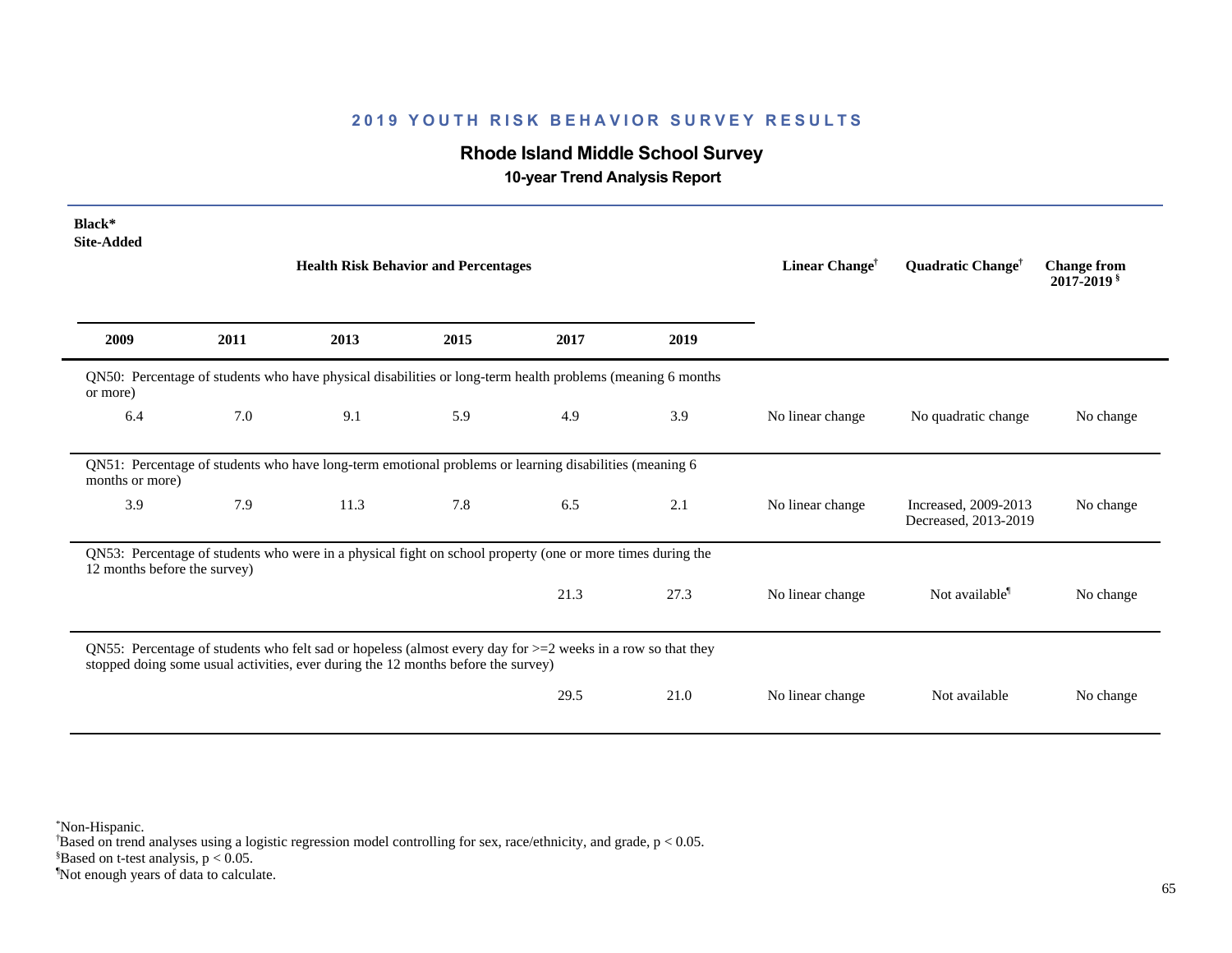**2019 YOUTH RISK BEHAVIOR SURVEY RESULTS**

## Rhode Island Middle School Survey

### 10-year Trend Analysis Report

**Black***
**Site-Added**

| 2009 | 2011 | 2013 | 2015 | 2017 | 2019 | Linear Change† | Quadratic Change† | Change from 2017-2019§ |
|---|---|---|---|---|---|---|---|---|
| **QN50: Percentage of students who have physical disabilities or long-term health problems (meaning 6 months or more)** | | | | | | | | |
| 6.4 | 7.0 | 9.1 | 5.9 | 4.9 | 3.9 | No linear change | No quadratic change | No change |
| **QN51: Percentage of students who have long-term emotional problems or learning disabilities (meaning 6 months or more)** | | | | | | | | |
| 3.9 | 7.9 | 11.3 | 7.8 | 6.5 | 2.1 | No linear change | Increased, 2009-2013 Decreased, 2013-2019 | No change |
| **QN53: Percentage of students who were in a physical fight on school property (one or more times during the 12 months before the survey)** | | | | | | | | |
| | | | | 21.3 | 27.3 | No linear change | Not available¶ | No change |
| **QN55: Percentage of students who felt sad or hopeless (almost every day for >=2 weeks in a row so that they stopped doing some usual activities, ever during the 12 months before the survey)** | | | | | | | | |
| | | | | 29.5 | 21.0 | No linear change | Not available | No change |

*Non-Hispanic.
†Based on trend analyses using a logistic regression model controlling for sex, race/ethnicity, and grade, $p < 0.05$.
§Based on t-test analysis, $p < 0.05$.
¶Not enough years of data to calculate.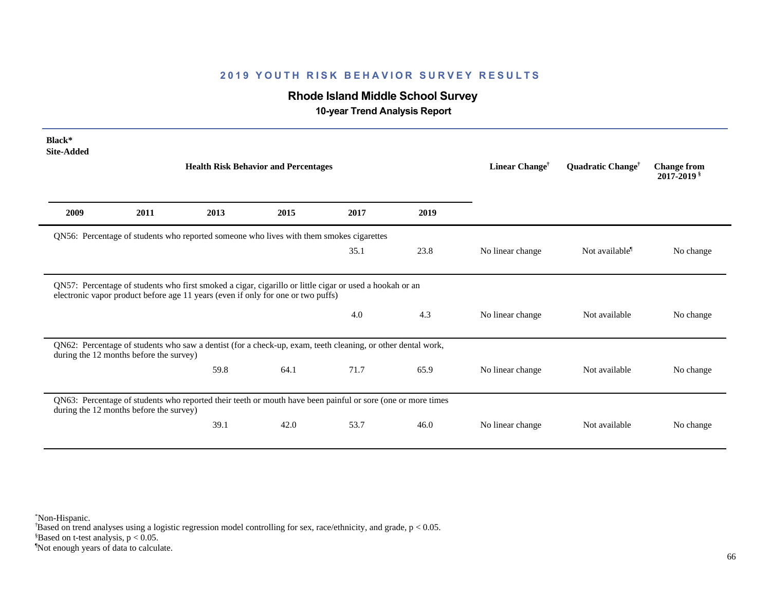## 2019 YOUTH RISK BEHAVIOR SURVEY RESULTS

### Rhode Island Middle School Survey

**10-year Trend Analysis Report**

**Black***
**Site-Added**

| 2009 | 2011 | 2013 | 2015 | 2017 | 2019 | Linear Change† | Quadratic Change† | Change from 2017-2019 § |
|---|---|---|---|---|---|---|---|---|
| **QN56: Percentage of students who reported someone who lives with them smokes cigarettes** | | | | | | | | |
| | | | | 35.1 | 23.8 | No linear change | Not available¶ | No change |
| **QN57: Percentage of students who first smoked a cigar, cigarillo or little cigar or used a hookah or an electronic vapor product before age 11 years (even if only for one or two puffs)** | | | | | | | | |
| | | | | 4.0 | 4.3 | No linear change | Not available | No change |
| **QN62: Percentage of students who saw a dentist (for a check-up, exam, teeth cleaning, or other dental work, during the 12 months before the survey)** | | | | | | | | |
| | | 59.8 | 64.1 | 71.7 | 65.9 | No linear change | Not available | No change |
| **QN63: Percentage of students who reported their teeth or mouth have been painful or sore (one or more times during the 12 months before the survey)** | | | | | | | | |
| | | 39.1 | 42.0 | 53.7 | 46.0 | No linear change | Not available | No change |

*Non-Hispanic.
†Based on trend analyses using a logistic regression model controlling for sex, race/ethnicity, and grade, $p < 0.05$.
§Based on t-test analysis, $p < 0.05$.
¶Not enough years of data to calculate.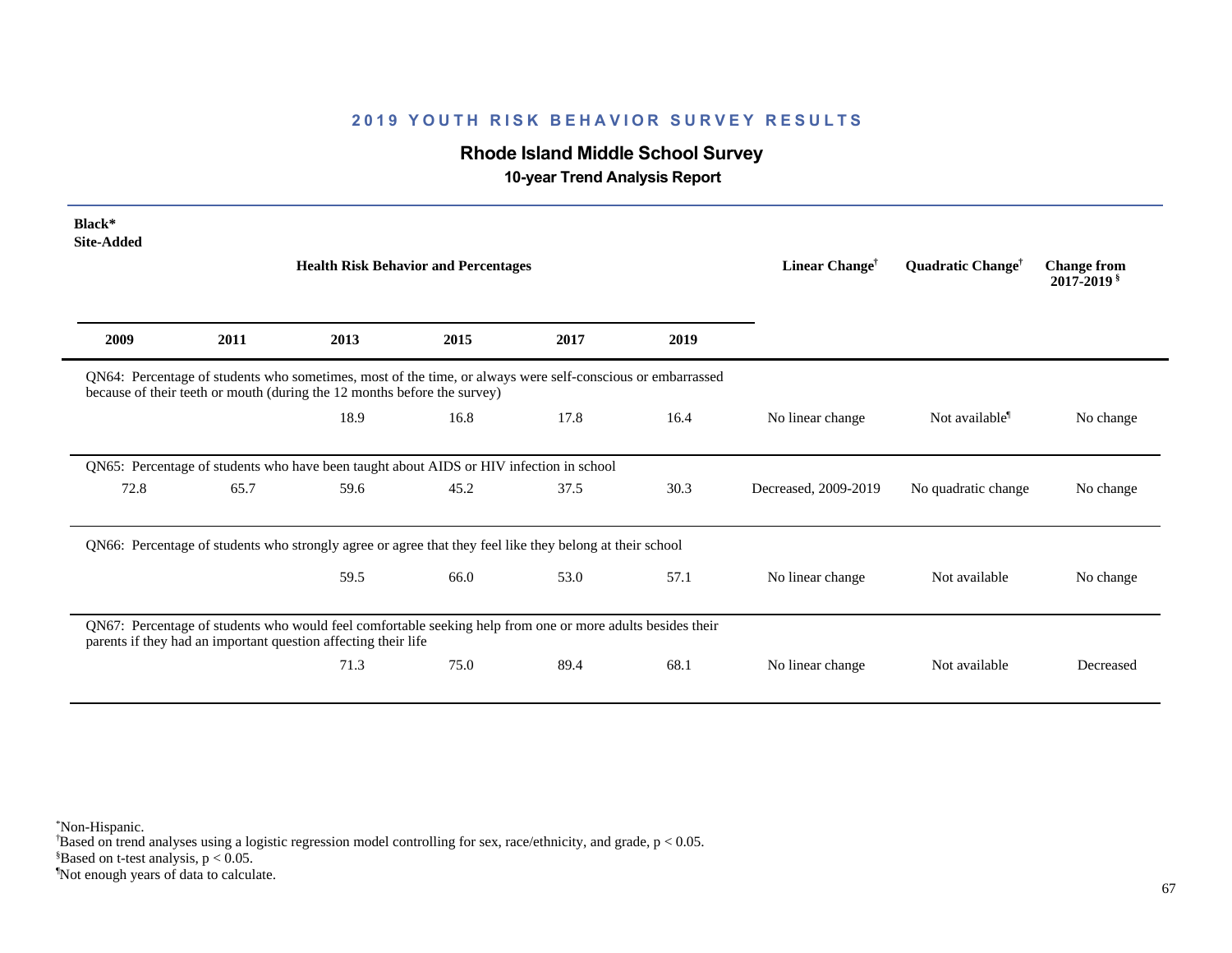## 2019 YOUTH RISK BEHAVIOR SURVEY RESULTS

### Rhode Island Middle School Survey

**10-year Trend Analysis Report**

**Black***
**Site-Added**

| 2009 | 2011 | 2013 | 2015 | 2017 | 2019 | Linear Change† | Quadratic Change† | Change from 2017-2019§ |
|---|---|---|---|---|---|---|---|---|
| QN64: Percentage of students who sometimes, most of the time, or always were self-conscious or embarrassed because of their teeth or mouth (during the 12 months before the survey) | | | | | | | | |
| | | 18.9 | 16.8 | 17.8 | 16.4 | No linear change | Not available¶ | No change |
| QN65: Percentage of students who have been taught about AIDS or HIV infection in school | | | | | | | | |
| 72.8 | 65.7 | 59.6 | 45.2 | 37.5 | 30.3 | Decreased, 2009-2019 | No quadratic change | No change |
| QN66: Percentage of students who strongly agree or agree that they feel like they belong at their school | | | | | | | | |
| | | 59.5 | 66.0 | 53.0 | 57.1 | No linear change | Not available | No change |
| QN67: Percentage of students who would feel comfortable seeking help from one or more adults besides their parents if they had an important question affecting their life | | | | | | | | |
| | | 71.3 | 75.0 | 89.4 | 68.1 | No linear change | Not available | Decreased |

*Non-Hispanic.
†Based on trend analyses using a logistic regression model controlling for sex, race/ethnicity, and grade, $p < 0.05$.
§Based on t-test analysis, $p < 0.05$.
¶Not enough years of data to calculate.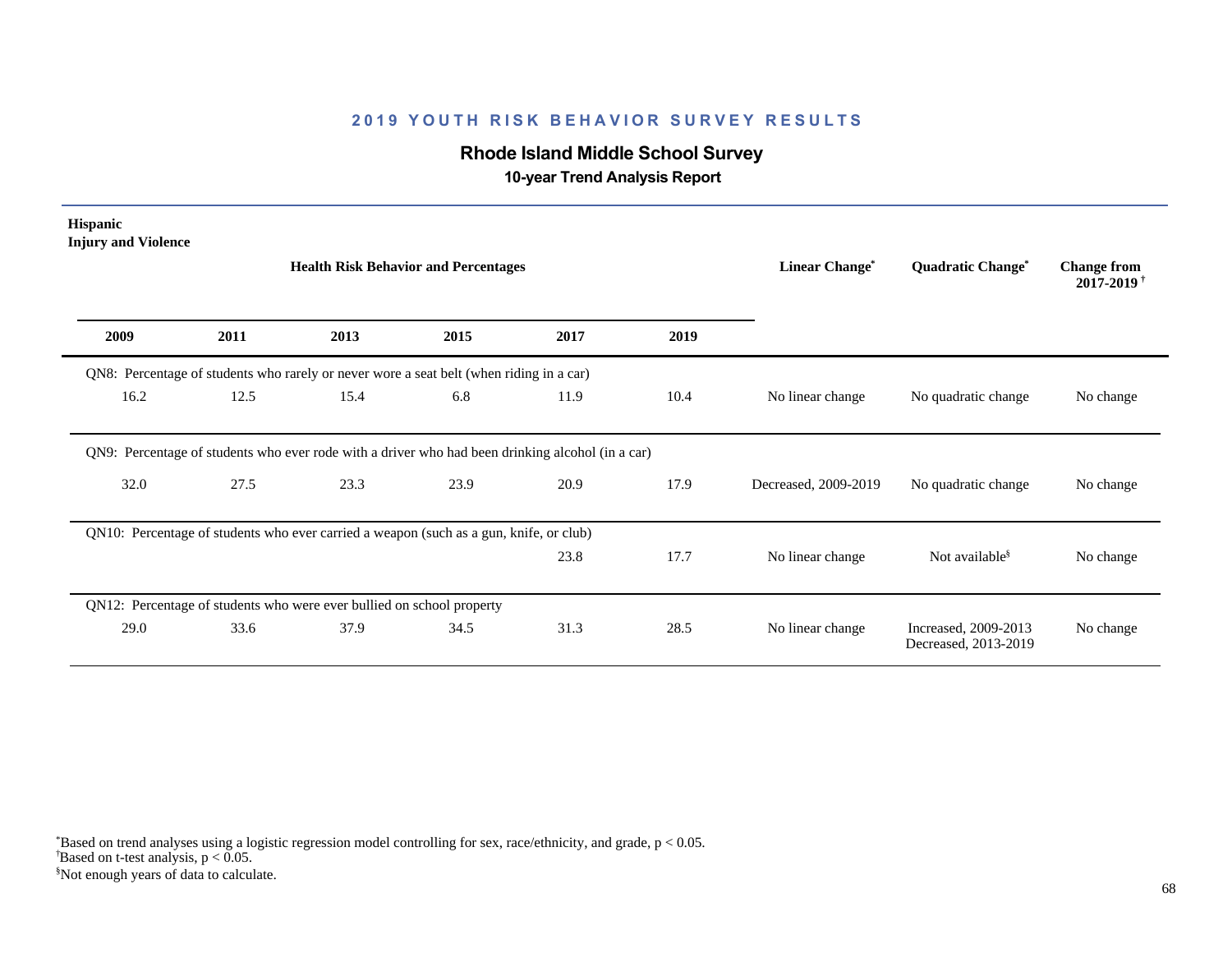# 2019 YOUTH RISK BEHAVIOR SURVEY RESULTS

## Rhode Island Middle School Survey

### 10-year Trend Analysis Report

**Hispanic**
**Injury and Violence**

| 2009 | 2011 | 2013 | 2015 | 2017 | 2019 | Linear Change* | Quadratic Change* | Change from 2017-2019 † |
|---|---|---|---|---|---|---|---|---|
| QN8: Percentage of students who rarely or never wore a seat belt (when riding in a car) | | | | | | | | |
| 16.2 | 12.5 | 15.4 | 6.8 | 11.9 | 10.4 | No linear change | No quadratic change | No change |
| QN9: Percentage of students who ever rode with a driver who had been drinking alcohol (in a car) | | | | | | | | |
| 32.0 | 27.5 | 23.3 | 23.9 | 20.9 | 17.9 | Decreased, 2009-2019 | No quadratic change | No change |
| QN10: Percentage of students who ever carried a weapon (such as a gun, knife, or club) | | | | | | | | |
| | | | | 23.8 | 17.7 | No linear change | Not available§ | No change |
| QN12: Percentage of students who were ever bullied on school property | | | | | | | | |
| 29.0 | 33.6 | 37.9 | 34.5 | 31.3 | 28.5 | No linear change | Increased, 2009-2013 Decreased, 2013-2019 | No change |

*Based on trend analyses using a logistic regression model controlling for sex, race/ethnicity, and grade, $p < 0.05$.
†Based on t-test analysis, $p < 0.05$.
§Not enough years of data to calculate.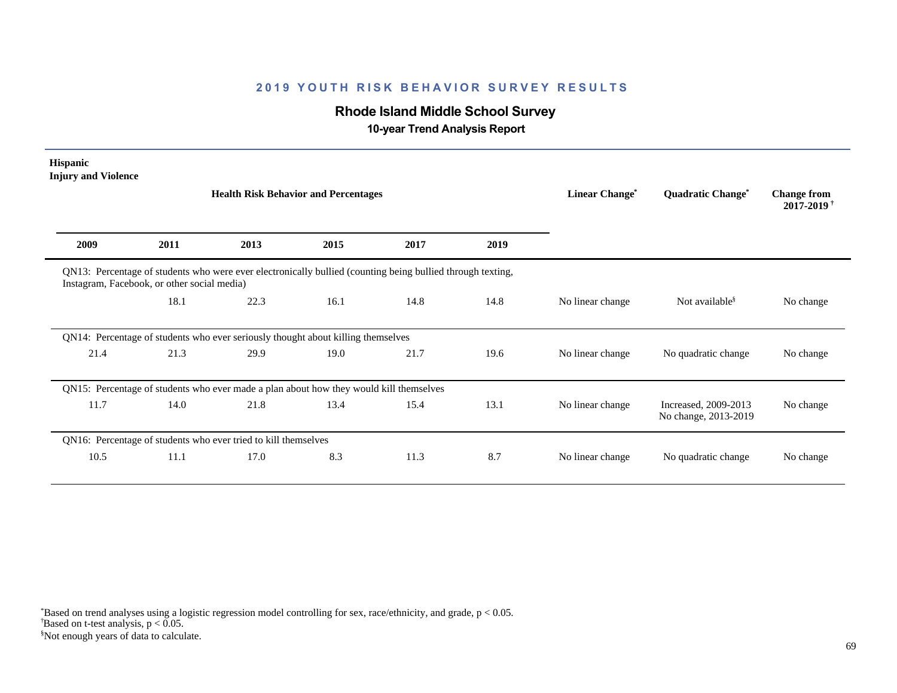## 2019 YOUTH RISK BEHAVIOR SURVEY RESULTS

### Rhode Island Middle School Survey

**10-year Trend Analysis Report**

**Hispanic**
**Injury and Violence**

| 2009 | 2011 | 2013 | 2015 | 2017 | 2019 | Linear Change* | Quadratic Change* | Change from 2017-2019† |
|---|---|---|---|---|---|---|---|---|
| QN13: Percentage of students who were ever electronically bullied (counting being bullied through texting, Instagram, Facebook, or other social media) | | | | | | | | |
| | 18.1 | 22.3 | 16.1 | 14.8 | 14.8 | No linear change | Not available§ | No change |
| QN14: Percentage of students who ever seriously thought about killing themselves | | | | | | | | |
| 21.4 | 21.3 | 29.9 | 19.0 | 21.7 | 19.6 | No linear change | No quadratic change | No change |
| QN15: Percentage of students who ever made a plan about how they would kill themselves | | | | | | | | |
| 11.7 | 14.0 | 21.8 | 13.4 | 15.4 | 13.1 | No linear change | Increased, 2009-2013 No change, 2013-2019 | No change |
| QN16: Percentage of students who ever tried to kill themselves | | | | | | | | |
| 10.5 | 11.1 | 17.0 | 8.3 | 11.3 | 8.7 | No linear change | No quadratic change | No change |

*Based on trend analyses using a logistic regression model controlling for sex, race/ethnicity, and grade, $p < 0.05$.
†Based on t-test analysis, $p < 0.05$.
§Not enough years of data to calculate.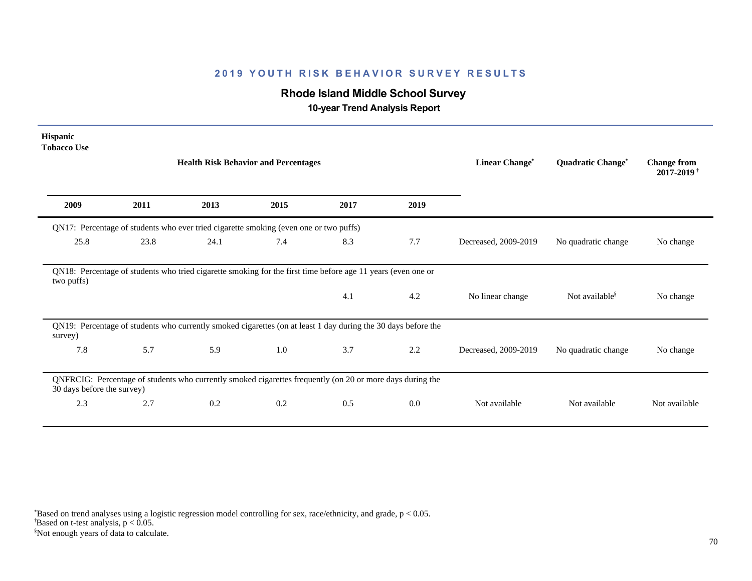## 2019 YOUTH RISK BEHAVIOR SURVEY RESULTS

### Rhode Island Middle School Survey

**10-year Trend Analysis Report**

**Hispanic**
**Tobacco Use**

| 2009 | 2011 | 2013 | 2015 | 2017 | 2019 | Linear Change* | Quadratic Change* | Change from 2017-2019† |
|---|---|---|---|---|---|---|---|---|
| QN17: Percentage of students who ever tried cigarette smoking (even one or two puffs) | | | | | | | | |
| 25.8 | 23.8 | 24.1 | 7.4 | 8.3 | 7.7 | Decreased, 2009-2019 | No quadratic change | No change |
| QN18: Percentage of students who tried cigarette smoking for the first time before age 11 years (even one or two puffs) | | | | | | | | |
| | | | | 4.1 | 4.2 | No linear change | Not available§ | No change |
| QN19: Percentage of students who currently smoked cigarettes (on at least 1 day during the 30 days before the survey) | | | | | | | | |
| 7.8 | 5.7 | 5.9 | 1.0 | 3.7 | 2.2 | Decreased, 2009-2019 | No quadratic change | No change |
| QNFRCIG: Percentage of students who currently smoked cigarettes frequently (on 20 or more days during the 30 days before the survey) | | | | | | | | |
| 2.3 | 2.7 | 0.2 | 0.2 | 0.5 | 0.0 | Not available | Not available | Not available |

*Based on trend analyses using a logistic regression model controlling for sex, race/ethnicity, and grade, $p < 0.05$.
†Based on t-test analysis, $p < 0.05$.
§Not enough years of data to calculate.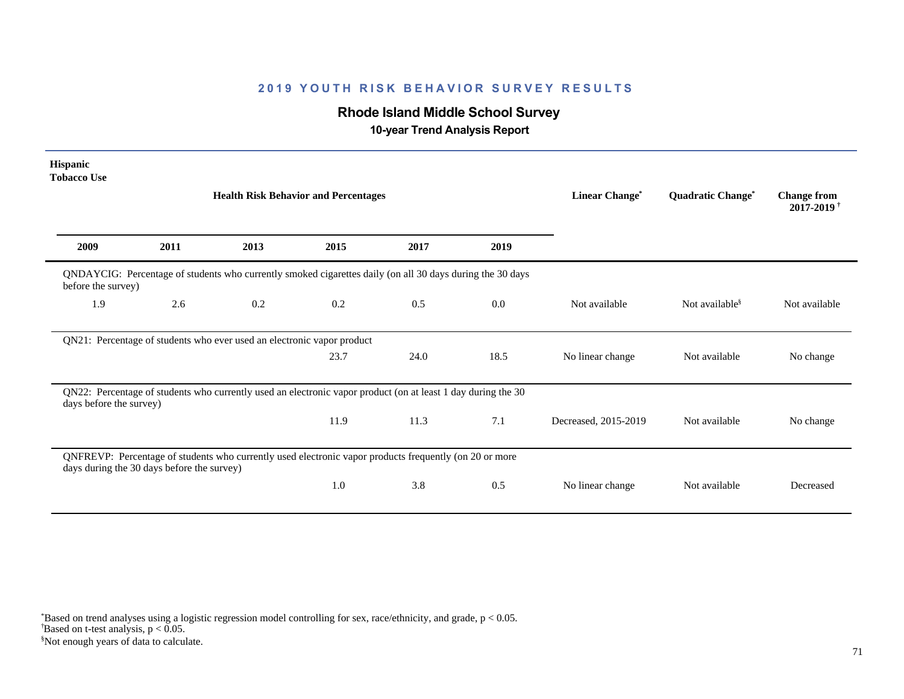## 2019 YOUTH RISK BEHAVIOR SURVEY RESULTS

### Rhode Island Middle School Survey

**10-year Trend Analysis Report**

**Hispanic**
**Tobacco Use**

| 2009 | 2011 | 2013 | 2015 | 2017 | 2019 | Linear Change* | Quadratic Change* | Change from 2017-2019† |
|---|---|---|---|---|---|---|---|---|
| QNDAYCIG: Percentage of students who currently smoked cigarettes daily (on all 30 days during the 30 days before the survey) | | | | | | | | |
| 1.9 | 2.6 | 0.2 | 0.2 | 0.5 | 0.0 | Not available | Not available§ | Not available |
| QN21: Percentage of students who ever used an electronic vapor product | | | | | | | | |
| | | | 23.7 | 24.0 | 18.5 | No linear change | Not available | No change |
| QN22: Percentage of students who currently used an electronic vapor product (on at least 1 day during the 30 days before the survey) | | | | | | | | |
| | | | 11.9 | 11.3 | 7.1 | Decreased, 2015-2019 | Not available | No change |
| QNFREVP: Percentage of students who currently used electronic vapor products frequently (on 20 or more days during the 30 days before the survey) | | | | | | | | |
| | | | 1.0 | 3.8 | 0.5 | No linear change | Not available | Decreased |

*Based on trend analyses using a logistic regression model controlling for sex, race/ethnicity, and grade, $p < 0.05$.
†Based on t-test analysis, $p < 0.05$.
§Not enough years of data to calculate.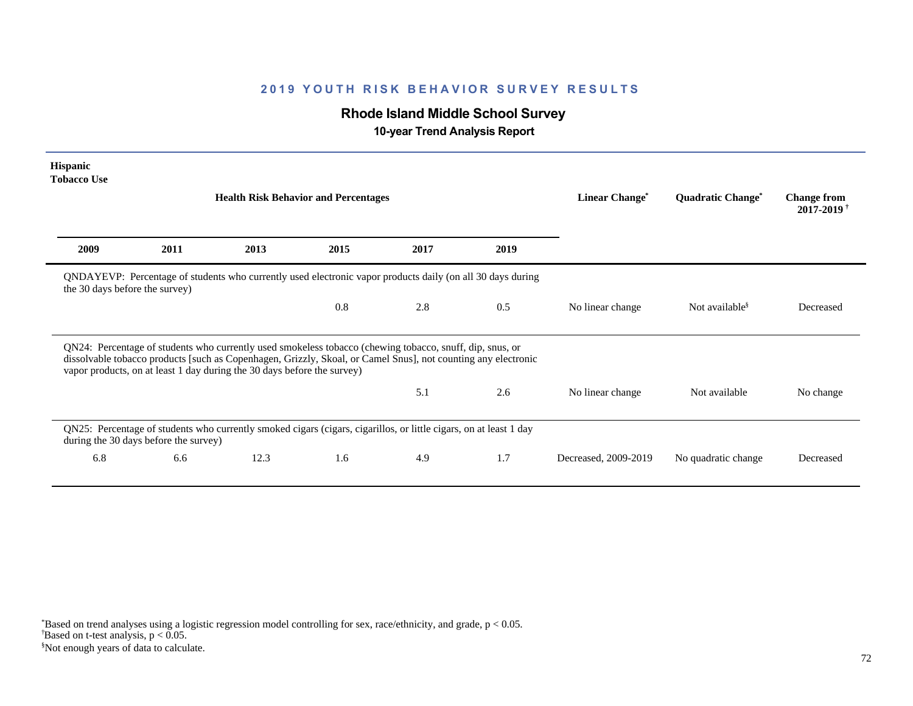# 2019 YOUTH RISK BEHAVIOR SURVEY RESULTS

## Rhode Island Middle School Survey

### 10-year Trend Analysis Report

**Hispanic**
**Tobacco Use**

| 2009 | 2011 | 2013 | 2015 | 2017 | 2019 | Linear Change* | Quadratic Change* | Change from 2017-2019† |
|---|---|---|---|---|---|---|---|---|
| **QNDAYEVP: Percentage of students who currently used electronic vapor products daily (on all 30 days during the 30 days before the survey)** | | | | | | | | |
| | | | 0.8 | 2.8 | 0.5 | No linear change | Not available§ | Decreased |
| **QN24: Percentage of students who currently used smokeless tobacco (chewing tobacco, snuff, dip, snus, or dissolvable tobacco products [such as Copenhagen, Grizzly, Skoal, or Camel Snus], not counting any electronic vapor products, on at least 1 day during the 30 days before the survey)** | | | | | | | | |
| | | | | 5.1 | 2.6 | No linear change | Not available | No change |
| **QN25: Percentage of students who currently smoked cigars (cigars, cigarillos, or little cigars, on at least 1 day during the 30 days before the survey)** | | | | | | | | |
| 6.8 | 6.6 | 12.3 | 1.6 | 4.9 | 1.7 | Decreased, 2009-2019 | No quadratic change | Decreased |

*Based on trend analyses using a logistic regression model controlling for sex, race/ethnicity, and grade, $p < 0.05$.
†Based on t-test analysis, $p < 0.05$.
§Not enough years of data to calculate.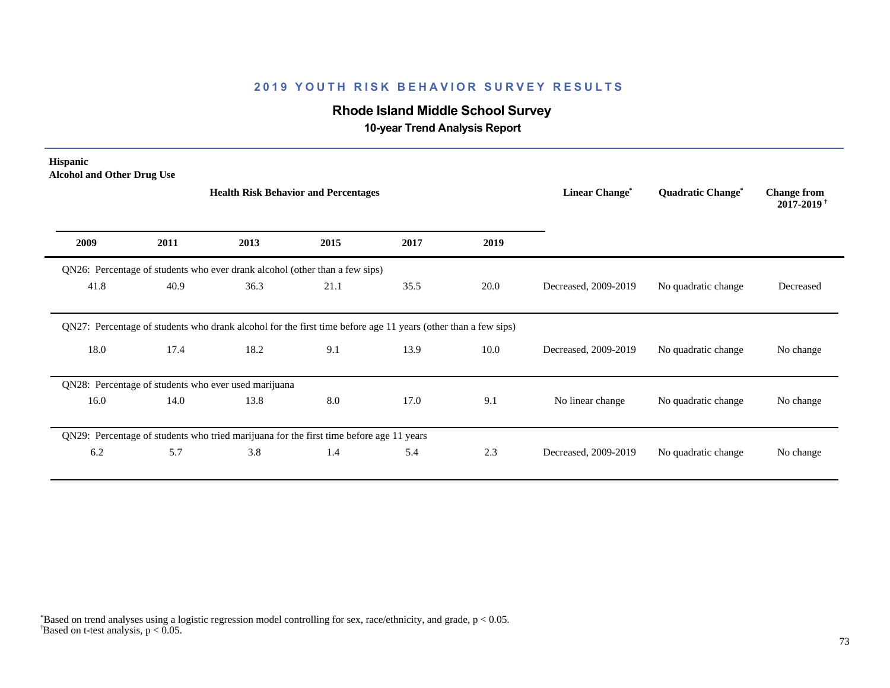## 2019 YOUTH RISK BEHAVIOR SURVEY RESULTS

### Rhode Island Middle School Survey

**10-year Trend Analysis Report**

**Hispanic**
**Alcohol and Other Drug Use**

| 2009 | 2011 | 2013 | 2015 | 2017 | 2019 | Linear Change* | Quadratic Change* | Change from 2017-2019† |
|---|---|---|---|---|---|---|---|---|
| QN26: Percentage of students who ever drank alcohol (other than a few sips) | | | | | | | | |
| 41.8 | 40.9 | 36.3 | 21.1 | 35.5 | 20.0 | Decreased, 2009-2019 | No quadratic change | Decreased |
| QN27: Percentage of students who drank alcohol for the first time before age 11 years (other than a few sips) | | | | | | | | |
| 18.0 | 17.4 | 18.2 | 9.1 | 13.9 | 10.0 | Decreased, 2009-2019 | No quadratic change | No change |
| QN28: Percentage of students who ever used marijuana | | | | | | | | |
| 16.0 | 14.0 | 13.8 | 8.0 | 17.0 | 9.1 | No linear change | No quadratic change | No change |
| QN29: Percentage of students who tried marijuana for the first time before age 11 years | | | | | | | | |
| 6.2 | 5.7 | 3.8 | 1.4 | 5.4 | 2.3 | Decreased, 2009-2019 | No quadratic change | No change |

*Based on trend analyses using a logistic regression model controlling for sex, race/ethnicity, and grade, $p < 0.05$.
†Based on t-test analysis, $p < 0.05$.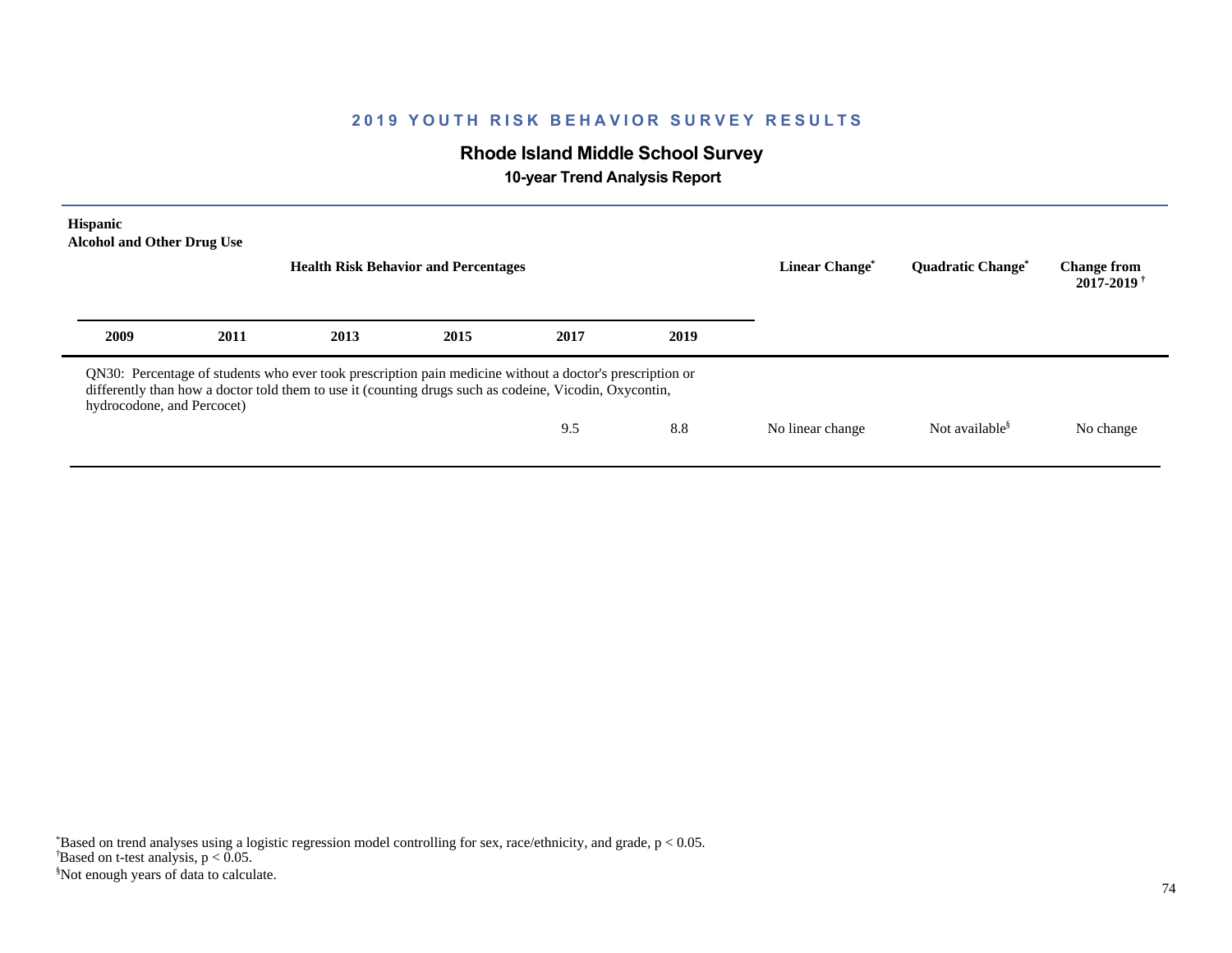## 2019 YOUTH RISK BEHAVIOR SURVEY RESULTS

### Rhode Island Middle School Survey

**10-year Trend Analysis Report**

**Hispanic**
**Alcohol and Other Drug Use**

| Health Risk Behavior and Percentages | | | | | | Linear Change* | Quadratic Change* | Change from 2017-2019† |
|---|---|---|---|---|---|---|---|---|
| **2009** | **2011** | **2013** | **2015** | **2017** | **2019** | | | |
| QN30: Percentage of students who ever took prescription pain medicine without a doctor's prescription or differently than how a doctor told them to use it (counting drugs such as codeine, Vicodin, Oxycontin, hydrocodone, and Percocet) | | | | | | | | |
| | | | | 9.5 | 8.8 | No linear change | Not available§ | No change |

*Based on trend analyses using a logistic regression model controlling for sex, race/ethnicity, and grade, $p < 0.05$.
†Based on t-test analysis, $p < 0.05$.
§Not enough years of data to calculate.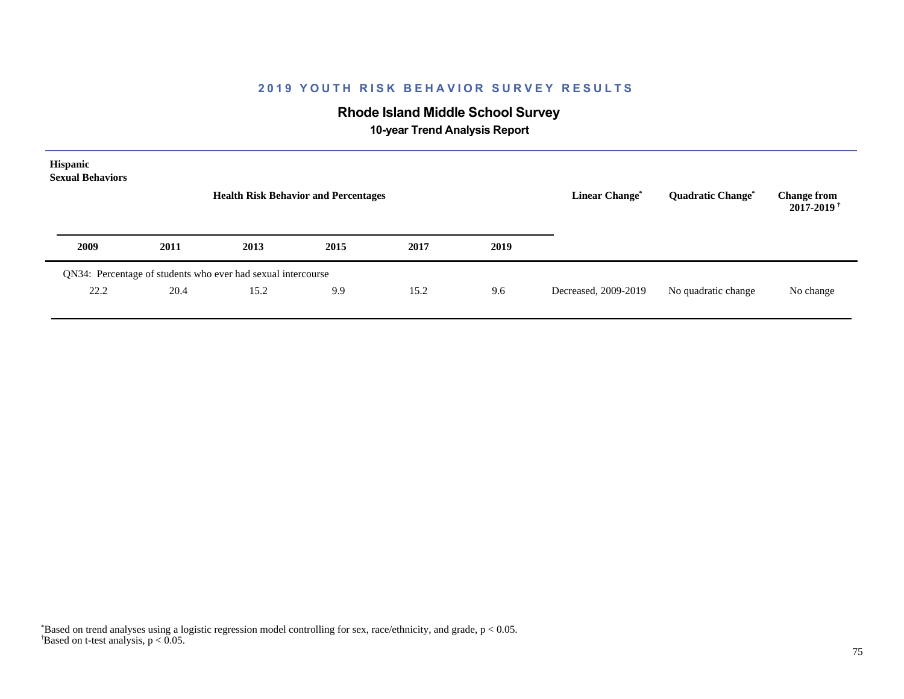## 2019 YOUTH RISK BEHAVIOR SURVEY RESULTS

### Rhode Island Middle School Survey

**10-year Trend Analysis Report**

**Hispanic**
**Sexual Behaviors**

| Health Risk Behavior and Percentages | | | | | | Linear Change* | Quadratic Change* | Change from 2017-2019† |
|---|---|---|---|---|---|---|---|---|
| **2009** | **2011** | **2013** | **2015** | **2017** | **2019** | | | |
| QN34: Percentage of students who ever had sexual intercourse | | | | | | | | |
| 22.2 | 20.4 | 15.2 | 9.9 | 15.2 | 9.6 | Decreased, 2009-2019 | No quadratic change | No change |

*Based on trend analyses using a logistic regression model controlling for sex, race/ethnicity, and grade, $p < 0.05$.
†Based on t-test analysis, $p < 0.05$.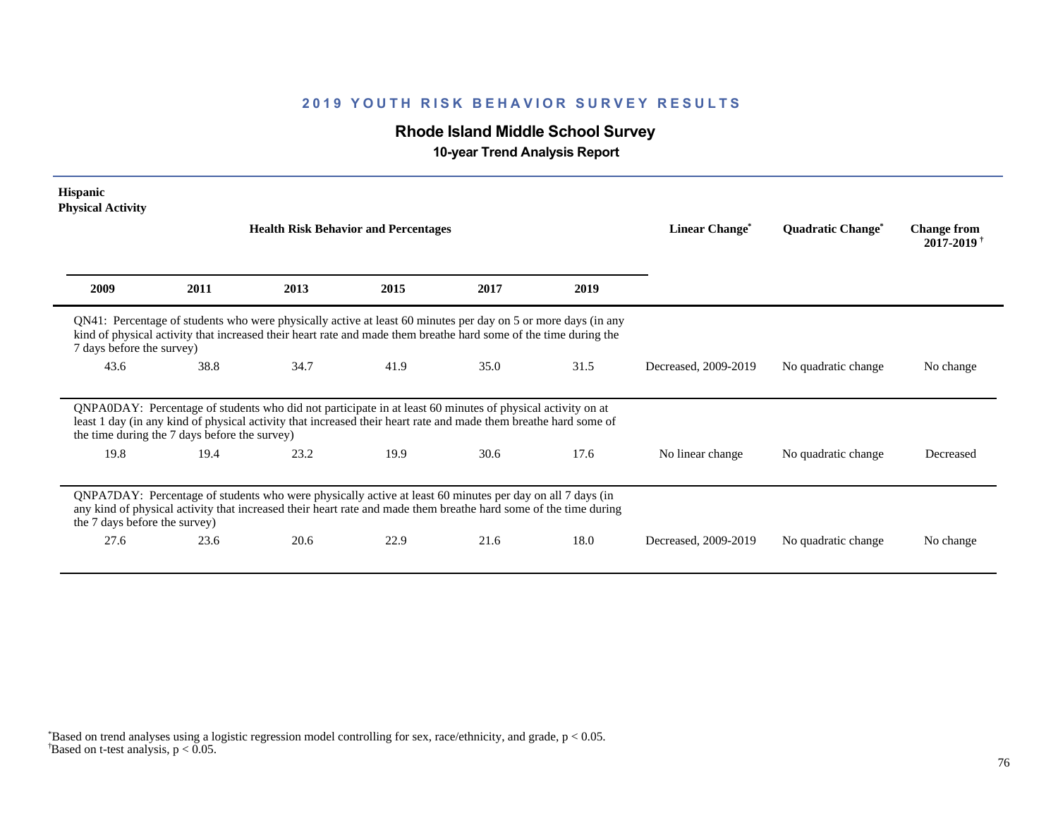## 2019 YOUTH RISK BEHAVIOR SURVEY RESULTS

### Rhode Island Middle School Survey

**10-year Trend Analysis Report**

**Hispanic**
**Physical Activity**

| 2009 | 2011 | 2013 | 2015 | 2017 | 2019 | Linear Change* | Quadratic Change* | Change from 2017-2019† |
|---|---|---|---|---|---|---|---|---|
| QN41: Percentage of students who were physically active at least 60 minutes per day on 5 or more days (in any kind of physical activity that increased their heart rate and made them breathe hard some of the time during the 7 days before the survey) | | | | | | | | |
| 43.6 | 38.8 | 34.7 | 41.9 | 35.0 | 31.5 | Decreased, 2009-2019 | No quadratic change | No change |
| QNPA0DAY: Percentage of students who did not participate in at least 60 minutes of physical activity on at least 1 day (in any kind of physical activity that increased their heart rate and made them breathe hard some of the time during the 7 days before the survey) | | | | | | | | |
| 19.8 | 19.4 | 23.2 | 19.9 | 30.6 | 17.6 | No linear change | No quadratic change | Decreased |
| QNPA7DAY: Percentage of students who were physically active at least 60 minutes per day on all 7 days (in any kind of physical activity that increased their heart rate and made them breathe hard some of the time during the 7 days before the survey) | | | | | | | | |
| 27.6 | 23.6 | 20.6 | 22.9 | 21.6 | 18.0 | Decreased, 2009-2019 | No quadratic change | No change |

*Based on trend analyses using a logistic regression model controlling for sex, race/ethnicity, and grade, $p < 0.05$.
†Based on t-test analysis, $p < 0.05$.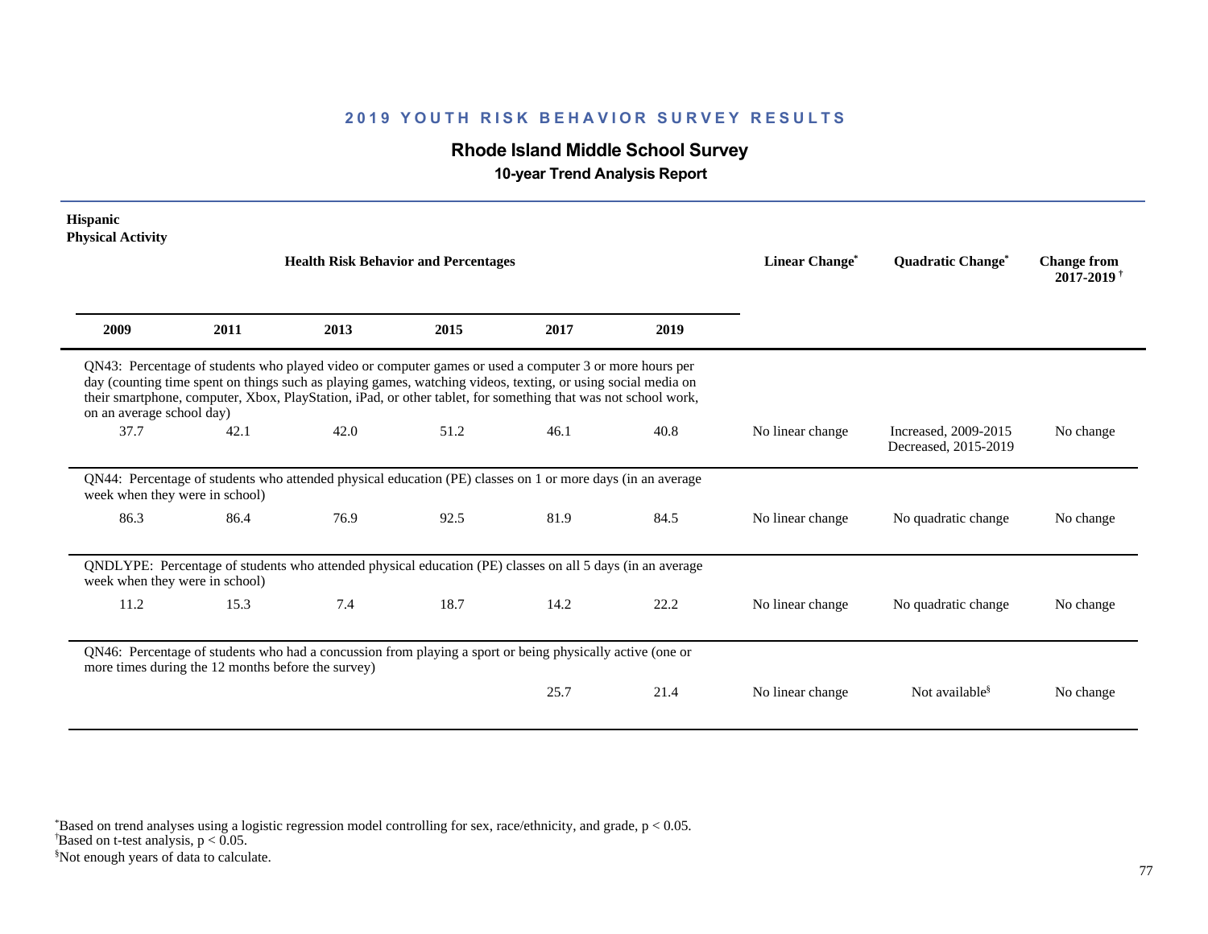## 2019 YOUTH RISK BEHAVIOR SURVEY RESULTS

### Rhode Island Middle School Survey

**10-year Trend Analysis Report**

**Hispanic**
**Physical Activity**

| 2009 | 2011 | 2013 | 2015 | 2017 | 2019 | Linear Change* | Quadratic Change* | Change from 2017-2019† |
|---|---|---|---|---|---|---|---|---|
| QN43: Percentage of students who played video or computer games or used a computer 3 or more hours per day (counting time spent on things such as playing games, watching videos, texting, or using social media on their smartphone, computer, Xbox, PlayStation, iPad, or other tablet, for something that was not school work, on an average school day) | | | | | | | | |
| 37.7 | 42.1 | 42.0 | 51.2 | 46.1 | 40.8 | No linear change | Increased, 2009-2015 Decreased, 2015-2019 | No change |
| QN44: Percentage of students who attended physical education (PE) classes on 1 or more days (in an average week when they were in school) | | | | | | | | |
| 86.3 | 86.4 | 76.9 | 92.5 | 81.9 | 84.5 | No linear change | No quadratic change | No change |
| QNDLYPE: Percentage of students who attended physical education (PE) classes on all 5 days (in an average week when they were in school) | | | | | | | | |
| 11.2 | 15.3 | 7.4 | 18.7 | 14.2 | 22.2 | No linear change | No quadratic change | No change |
| QN46: Percentage of students who had a concussion from playing a sport or being physically active (one or more times during the 12 months before the survey) | | | | | | | | |
| | | | | 25.7 | 21.4 | No linear change | Not available§ | No change |

*Based on trend analyses using a logistic regression model controlling for sex, race/ethnicity, and grade, $p < 0.05$.
†Based on t-test analysis, $p < 0.05$.
§Not enough years of data to calculate.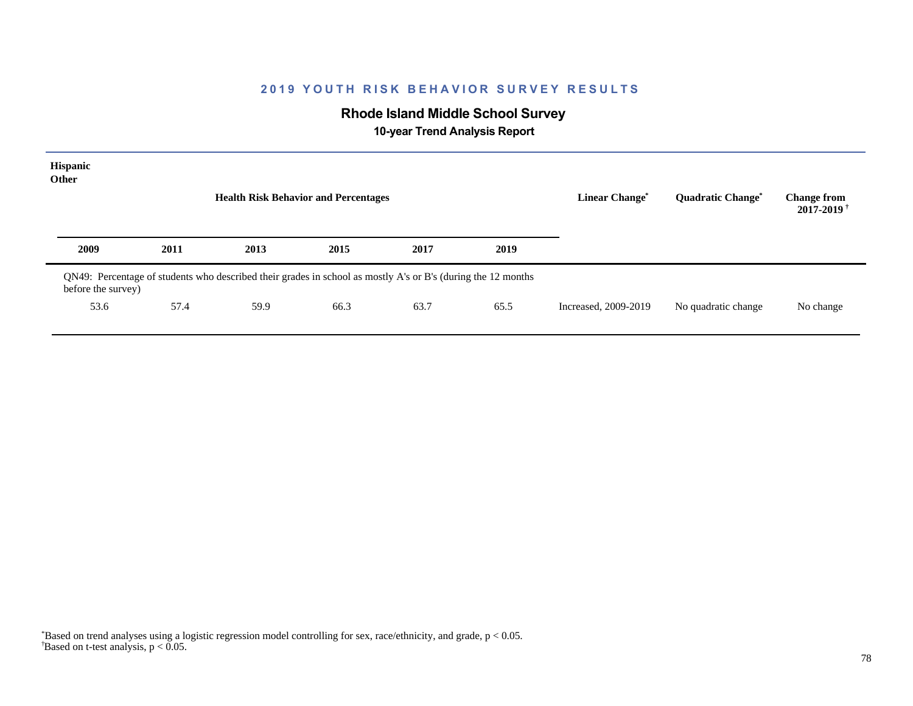## 2019 YOUTH RISK BEHAVIOR SURVEY RESULTS

### Rhode Island Middle School Survey

**10-year Trend Analysis Report**

**Hispanic**
**Other**

**Health Risk Behavior and Percentages**

| 2009 | 2011 | 2013 | 2015 | 2017 | 2019 | Linear Change* | Quadratic Change* | Change from 2017-2019† |
|---|---|---|---|---|---|---|---|---|
| QN49: Percentage of students who described their grades in school as mostly A's or B's (during the 12 months before the survey) | | | | | | | | |
| 53.6 | 57.4 | 59.9 | 66.3 | 63.7 | 65.5 | Increased, 2009-2019 | No quadratic change | No change |

*Based on trend analyses using a logistic regression model controlling for sex, race/ethnicity, and grade, $p < 0.05$.
†Based on t-test analysis, $p < 0.05$.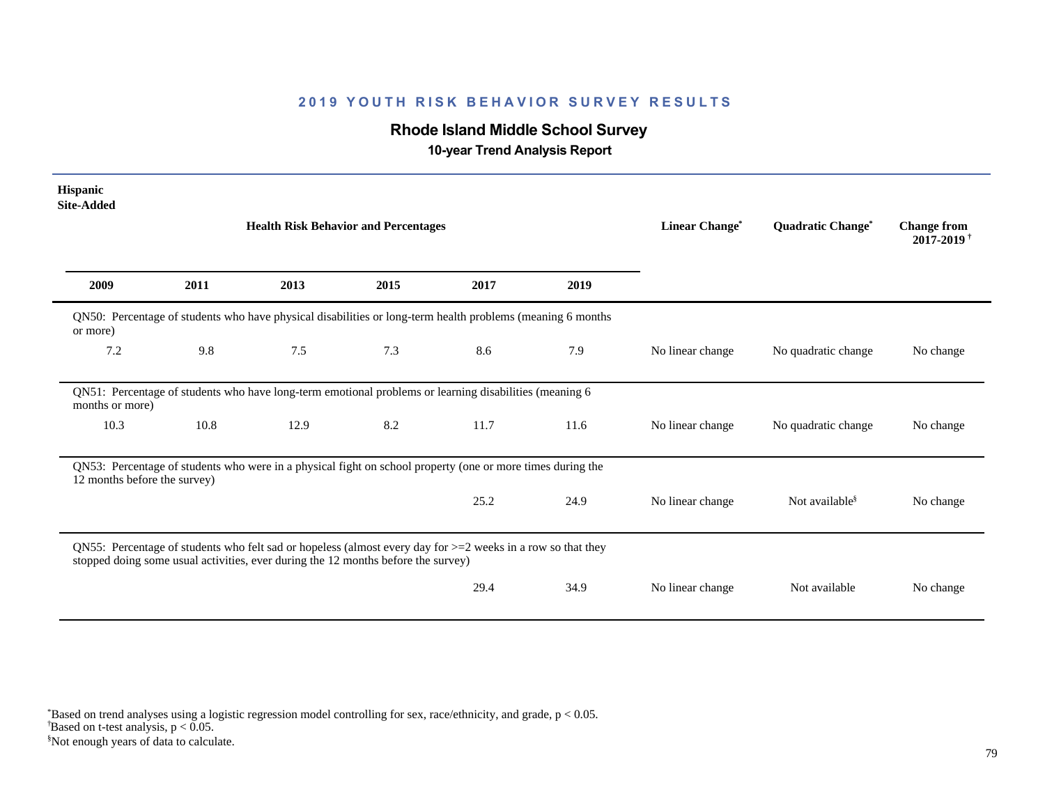# 2019 YOUTH RISK BEHAVIOR SURVEY RESULTS

## Rhode Island Middle School Survey

### 10-year Trend Analysis Report

**Hispanic**
**Site-Added**

| 2009 | 2011 | 2013 | 2015 | 2017 | 2019 | Linear Change* | Quadratic Change* | Change from 2017-2019 † |
|---|---|---|---|---|---|---|---|---|
| QN50: Percentage of students who have physical disabilities or long-term health problems (meaning 6 months or more) | | | | | | | | |
| 7.2 | 9.8 | 7.5 | 7.3 | 8.6 | 7.9 | No linear change | No quadratic change | No change |
| QN51: Percentage of students who have long-term emotional problems or learning disabilities (meaning 6 months or more) | | | | | | | | |
| 10.3 | 10.8 | 12.9 | 8.2 | 11.7 | 11.6 | No linear change | No quadratic change | No change |
| QN53: Percentage of students who were in a physical fight on school property (one or more times during the 12 months before the survey) | | | | | | | | |
| | | | | 25.2 | 24.9 | No linear change | Not available§ | No change |
| QN55: Percentage of students who felt sad or hopeless (almost every day for >=2 weeks in a row so that they stopped doing some usual activities, ever during the 12 months before the survey) | | | | | | | | |
| | | | | 29.4 | 34.9 | No linear change | Not available | No change |

*Based on trend analyses using a logistic regression model controlling for sex, race/ethnicity, and grade, $p < 0.05$.
†Based on t-test analysis, $p < 0.05$.
§Not enough years of data to calculate.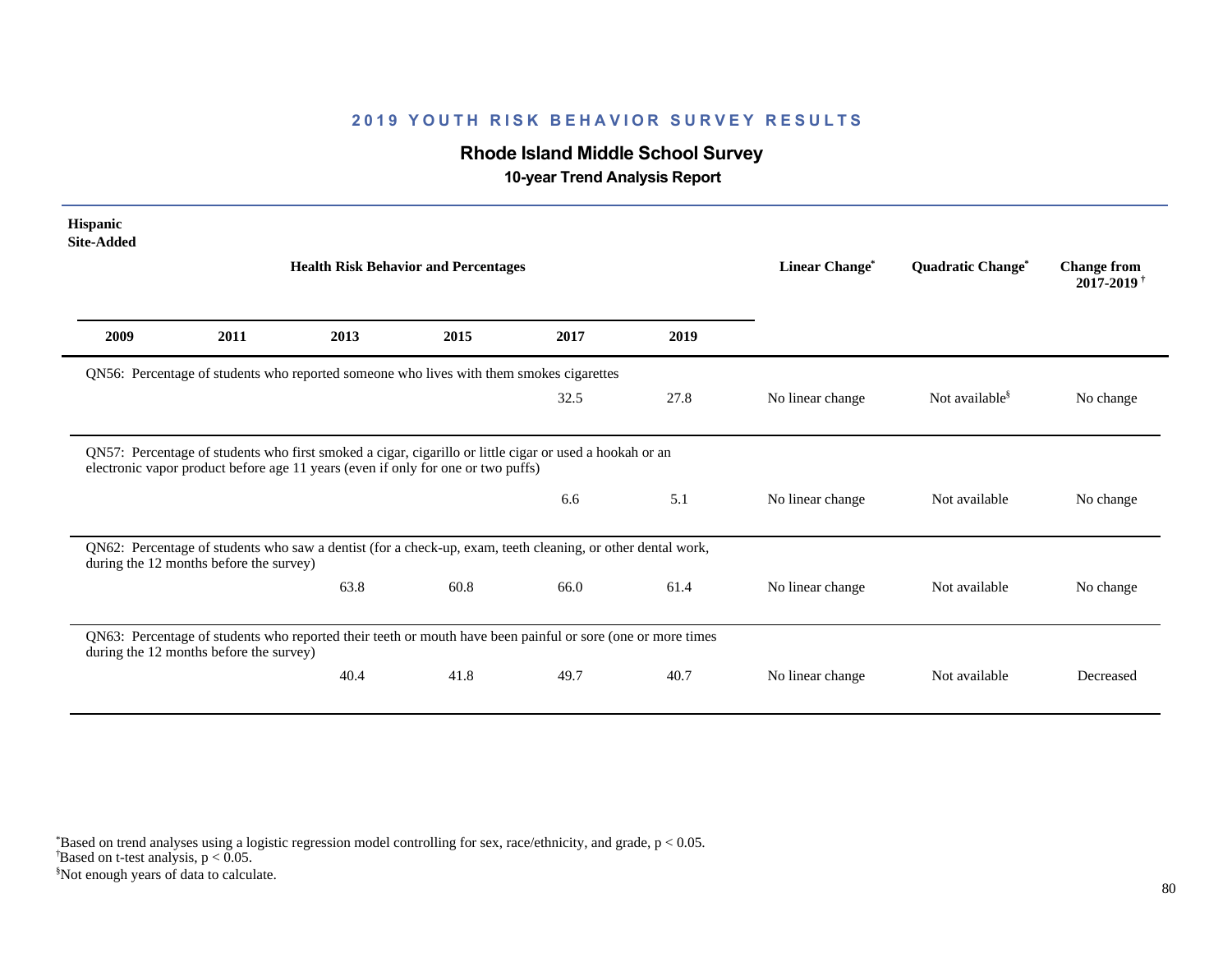## 2019 YOUTH RISK BEHAVIOR SURVEY RESULTS

### Rhode Island Middle School Survey

**10-year Trend Analysis Report**

**Hispanic**
**Site-Added**

| Health Risk Behavior and Percentages | | | | | | Linear Change* | Quadratic Change* | Change from 2017-2019† |
|---|---|---|---|---|---|---|---|---|
| 2009 | 2011 | 2013 | 2015 | 2017 | 2019 | | | |
| QN56: Percentage of students who reported someone who lives with them smokes cigarettes | | | | | | | | |
| | | | | 32.5 | 27.8 | No linear change | Not available§ | No change |
| QN57: Percentage of students who first smoked a cigar, cigarillo or little cigar or used a hookah or an electronic vapor product before age 11 years (even if only for one or two puffs) | | | | | | | | |
| | | | | 6.6 | 5.1 | No linear change | Not available | No change |
| QN62: Percentage of students who saw a dentist (for a check-up, exam, teeth cleaning, or other dental work, during the 12 months before the survey) | | | | | | | | |
| | | 63.8 | 60.8 | 66.0 | 61.4 | No linear change | Not available | No change |
| QN63: Percentage of students who reported their teeth or mouth have been painful or sore (one or more times during the 12 months before the survey) | | | | | | | | |
| | | 40.4 | 41.8 | 49.7 | 40.7 | No linear change | Not available | Decreased |

*Based on trend analyses using a logistic regression model controlling for sex, race/ethnicity, and grade, $p < 0.05$.
†Based on t-test analysis, $p < 0.05$.
§Not enough years of data to calculate.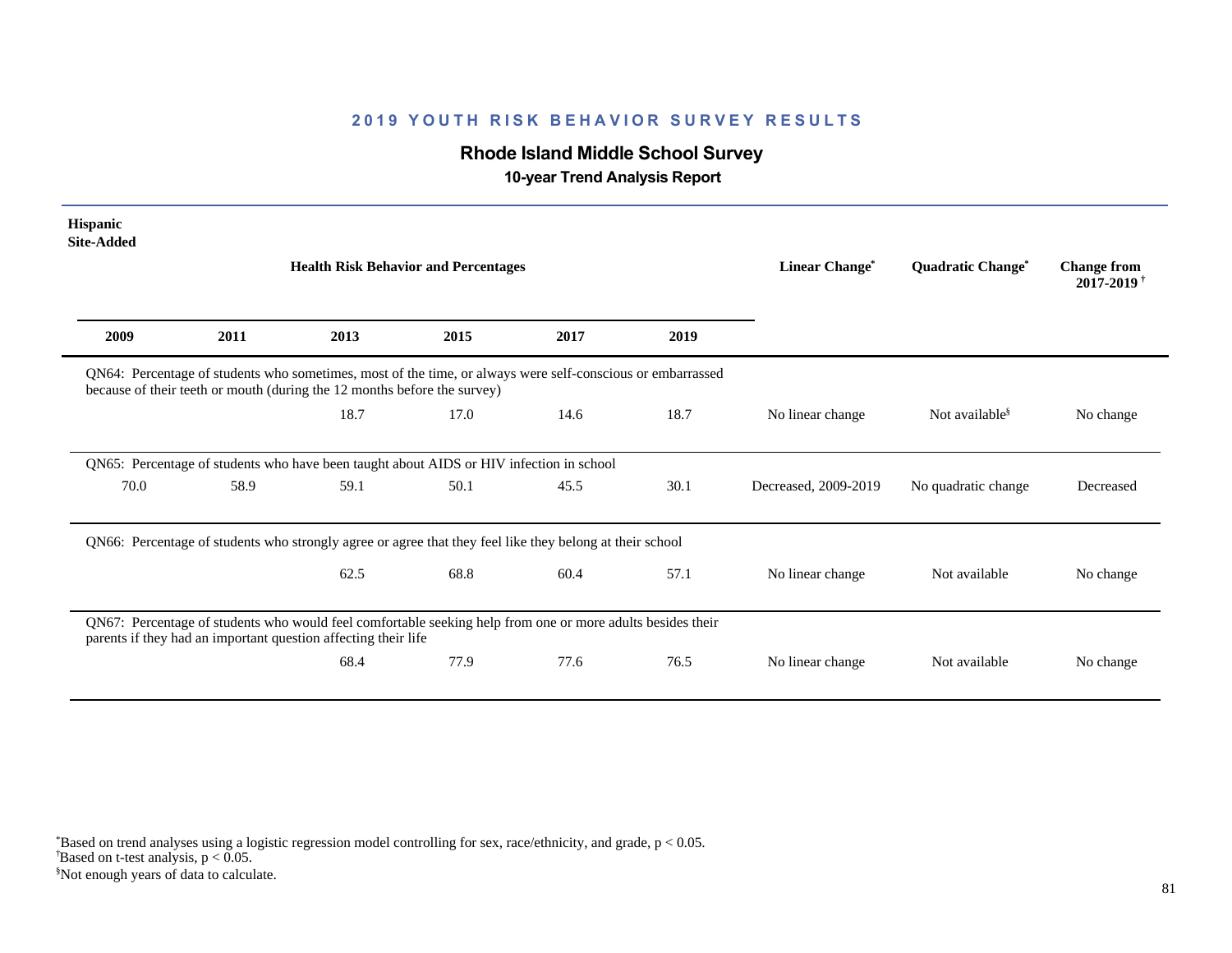# 2019 YOUTH RISK BEHAVIOR SURVEY RESULTS

## Rhode Island Middle School Survey

### 10-year Trend Analysis Report

**Hispanic**
**Site-Added**

| 2009 | 2011 | 2013 | 2015 | 2017 | 2019 | Linear Change* | Quadratic Change* | Change from 2017-2019 † |
|---|---|---|---|---|---|---|---|---|
| QN64: Percentage of students who sometimes, most of the time, or always were self-conscious or embarrassed because of their teeth or mouth (during the 12 months before the survey) | | | | | | | | |
| | | 18.7 | 17.0 | 14.6 | 18.7 | No linear change | Not available§ | No change |
| QN65: Percentage of students who have been taught about AIDS or HIV infection in school | | | | | | | | |
| 70.0 | 58.9 | 59.1 | 50.1 | 45.5 | 30.1 | Decreased, 2009-2019 | No quadratic change | Decreased |
| QN66: Percentage of students who strongly agree or agree that they feel like they belong at their school | | | | | | | | |
| | | 62.5 | 68.8 | 60.4 | 57.1 | No linear change | Not available | No change |
| QN67: Percentage of students who would feel comfortable seeking help from one or more adults besides their parents if they had an important question affecting their life | | | | | | | | |
| | | 68.4 | 77.9 | 77.6 | 76.5 | No linear change | Not available | No change |

*Based on trend analyses using a logistic regression model controlling for sex, race/ethnicity, and grade, $p < 0.05$.
†Based on t-test analysis, $p < 0.05$.
§Not enough years of data to calculate.